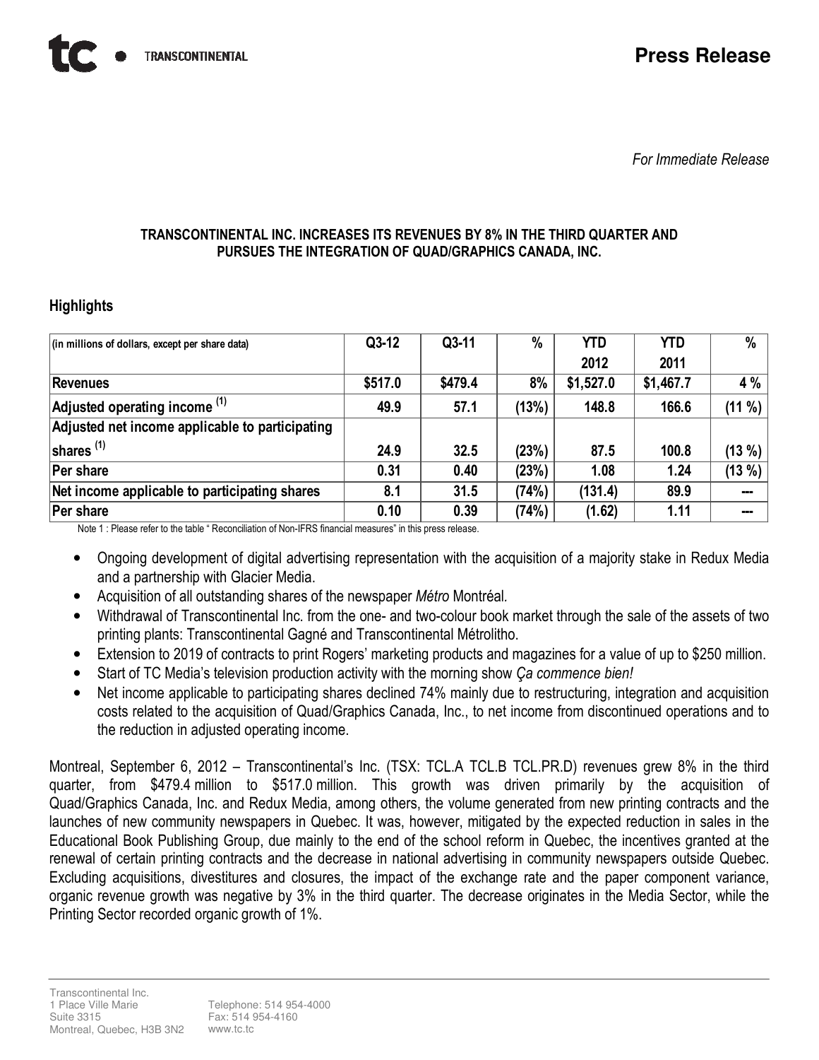**Press Release**

*For Immediate Release*

**TRANSCONTINENTAL INC. INCREASES ITS REVENUES BY 8% IN THE THIRD QUARTER AND PURSUES THE INTEGRATION OF QUAD/GRAPHICS CANADA, INC.**

## Highlights

| (in millions of dollars, except per share data) | Q3-12 | Q3-11 | % | YTD 2012 | YTD 2011 | % |
|---|---|---|---|---|---|---|
| **Revenues** | **$517.0** | **$479.4** | **8%** | **$1,527.0** | **$1,467.7** | **4 %** |
| **Adjusted operating income** [(1)] | **49.9** | **57.1** | **(13%)** | **148.8** | **166.6** | **(11 %)** |
| **Adjusted net income applicable to participating shares** [(1)] | **24.9** | **32.5** | **(23%)** | **87.5** | **100.8** | **(13 %)** |
| **Per share** | **0.31** | **0.40** | **(23%)** | **1.08** | **1.24** | **(13 %)** |
| **Net income applicable to participating shares** | **8.1** | **31.5** | **(74%)** | **(131.4)** | **89.9** | **---** |
| **Per share** | **0.10** | **0.39** | **(74%)** | **(1.62)** | **1.11** | **---** |

Note 1 : Please refer to the table " Reconciliation of Non-IFRS financial measures" in this press release.

- Ongoing development of digital advertising representation with the acquisition of a majority stake in Redux Media and a partnership with Glacier Media.
- Acquisition of all outstanding shares of the newspaper *Métro* Montréal.
- Withdrawal of Transcontinental Inc. from the one- and two-colour book market through the sale of the assets of two printing plants: Transcontinental Gagné and Transcontinental Métrolitho.
- Extension to 2019 of contracts to print Rogers' marketing products and magazines for a value of up to $250 million.
- Start of TC Media's television production activity with the morning show *Ça commence bien!*
- Net income applicable to participating shares declined 74% mainly due to restructuring, integration and acquisition costs related to the acquisition of Quad/Graphics Canada, Inc., to net income from discontinued operations and to the reduction in adjusted operating income.

Montreal, September 6, 2012 – Transcontinental's Inc. (TSX: TCL.A TCL.B TCL.PR.D) revenues grew 8% in the third quarter, from $479.4 million to $517.0 million. This growth was driven primarily by the acquisition of Quad/Graphics Canada, Inc. and Redux Media, among others, the volume generated from new printing contracts and the launches of new community newspapers in Quebec. It was, however, mitigated by the expected reduction in sales in the Educational Book Publishing Group, due mainly to the end of the school reform in Quebec, the incentives granted at the renewal of certain printing contracts and the decrease in national advertising in community newspapers outside Quebec. Excluding acquisitions, divestitures and closures, the impact of the exchange rate and the paper component variance, organic revenue growth was negative by 3% in the third quarter. The decrease originates in the Media Sector, while the Printing Sector recorded organic growth of 1%.

Transcontinental Inc.
1 Place Ville Marie
Suite 3315
Montreal, Quebec, H3B 3N2

Telephone: 514 954-4000
Fax: 514 954-4160
www.tc.tc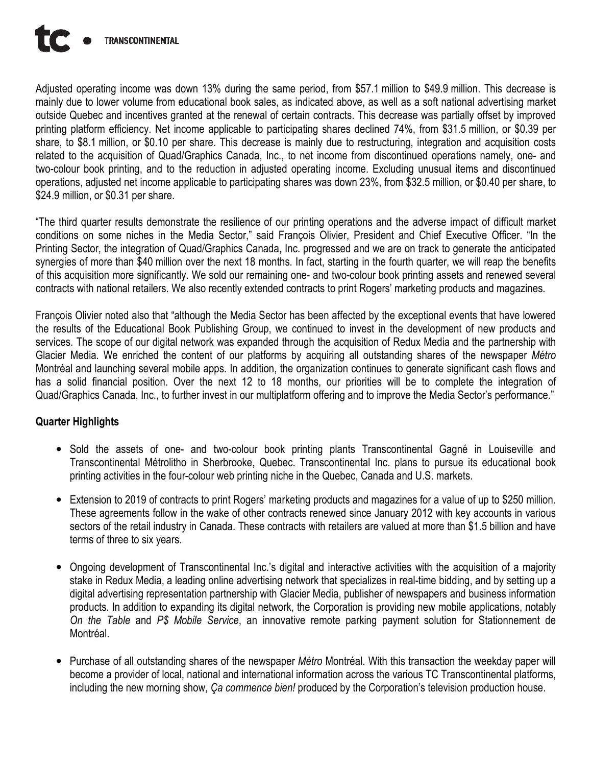Adjusted operating income was down 13% during the same period, from $57.1 million to $49.9 million. This decrease is mainly due to lower volume from educational book sales, as indicated above, as well as a soft national advertising market outside Quebec and incentives granted at the renewal of certain contracts. This decrease was partially offset by improved printing platform efficiency. Net income applicable to participating shares declined 74%, from $31.5 million, or $0.39 per share, to $8.1 million, or $0.10 per share. This decrease is mainly due to restructuring, integration and acquisition costs related to the acquisition of Quad/Graphics Canada, Inc., to net income from discontinued operations namely, one- and two-colour book printing, and to the reduction in adjusted operating income. Excluding unusual items and discontinued operations, adjusted net income applicable to participating shares was down 23%, from $32.5 million, or $0.40 per share, to $24.9 million, or $0.31 per share.

"The third quarter results demonstrate the resilience of our printing operations and the adverse impact of difficult market conditions on some niches in the Media Sector," said François Olivier, President and Chief Executive Officer. "In the Printing Sector, the integration of Quad/Graphics Canada, Inc. progressed and we are on track to generate the anticipated synergies of more than $40 million over the next 18 months. In fact, starting in the fourth quarter, we will reap the benefits of this acquisition more significantly. We sold our remaining one- and two-colour book printing assets and renewed several contracts with national retailers. We also recently extended contracts to print Rogers' marketing products and magazines.

François Olivier noted also that "although the Media Sector has been affected by the exceptional events that have lowered the results of the Educational Book Publishing Group, we continued to invest in the development of new products and services. The scope of our digital network was expanded through the acquisition of Redux Media and the partnership with Glacier Media. We enriched the content of our platforms by acquiring all outstanding shares of the newspaper *Métro* Montréal and launching several mobile apps. In addition, the organization continues to generate significant cash flows and has a solid financial position. Over the next 12 to 18 months, our priorities will be to complete the integration of Quad/Graphics Canada, Inc., to further invest in our multiplatform offering and to improve the Media Sector's performance."

**Quarter Highlights**

- Sold the assets of one- and two-colour book printing plants Transcontinental Gagné in Louiseville and Transcontinental Métrolitho in Sherbrooke, Quebec. Transcontinental Inc. plans to pursue its educational book printing activities in the four-colour web printing niche in the Quebec, Canada and U.S. markets.

- Extension to 2019 of contracts to print Rogers' marketing products and magazines for a value of up to $250 million. These agreements follow in the wake of other contracts renewed since January 2012 with key accounts in various sectors of the retail industry in Canada. These contracts with retailers are valued at more than $1.5 billion and have terms of three to six years.

- Ongoing development of Transcontinental Inc.'s digital and interactive activities with the acquisition of a majority stake in Redux Media, a leading online advertising network that specializes in real-time bidding, and by setting up a digital advertising representation partnership with Glacier Media, publisher of newspapers and business information products. In addition to expanding its digital network, the Corporation is providing new mobile applications, notably *On the Table* and *P$ Mobile Service*, an innovative remote parking payment solution for Stationnement de Montréal.

- Purchase of all outstanding shares of the newspaper *Métro* Montréal. With this transaction the weekday paper will become a provider of local, national and international information across the various TC Transcontinental platforms, including the new morning show, *Ça commence bien!* produced by the Corporation's television production house.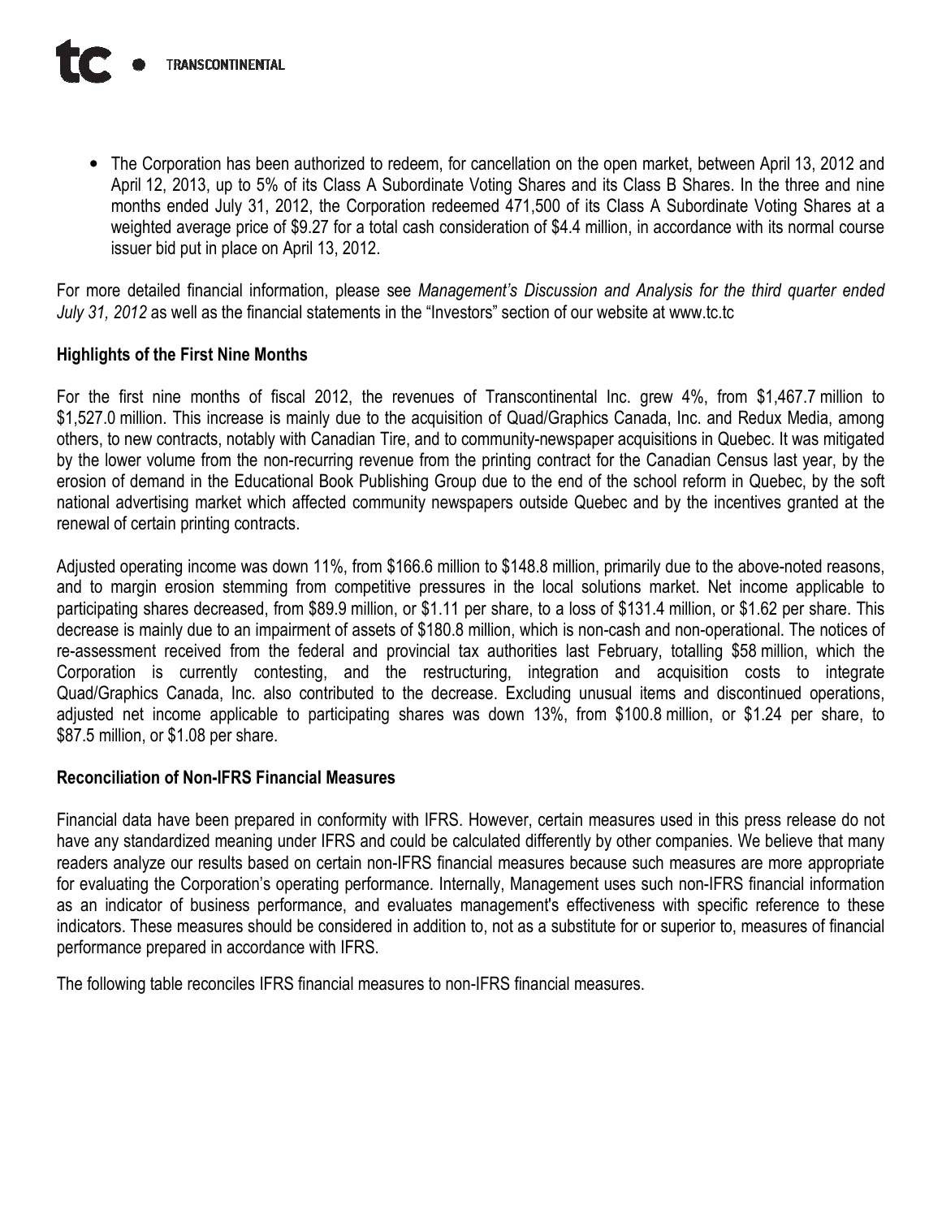- The Corporation has been authorized to redeem, for cancellation on the open market, between April 13, 2012 and April 12, 2013, up to 5% of its Class A Subordinate Voting Shares and its Class B Shares. In the three and nine months ended July 31, 2012, the Corporation redeemed 471,500 of its Class A Subordinate Voting Shares at a weighted average price of $9.27 for a total cash consideration of $4.4 million, in accordance with its normal course issuer bid put in place on April 13, 2012.

For more detailed financial information, please see *Management's Discussion and Analysis for the third quarter ended July 31, 2012* as well as the financial statements in the "Investors" section of our website at www.tc.tc

**Highlights of the First Nine Months**

For the first nine months of fiscal 2012, the revenues of Transcontinental Inc. grew 4%, from $1,467.7 million to $1,527.0 million. This increase is mainly due to the acquisition of Quad/Graphics Canada, Inc. and Redux Media, among others, to new contracts, notably with Canadian Tire, and to community-newspaper acquisitions in Quebec. It was mitigated by the lower volume from the non-recurring revenue from the printing contract for the Canadian Census last year, by the erosion of demand in the Educational Book Publishing Group due to the end of the school reform in Quebec, by the soft national advertising market which affected community newspapers outside Quebec and by the incentives granted at the renewal of certain printing contracts.

Adjusted operating income was down 11%, from $166.6 million to $148.8 million, primarily due to the above-noted reasons, and to margin erosion stemming from competitive pressures in the local solutions market. Net income applicable to participating shares decreased, from $89.9 million, or $1.11 per share, to a loss of $131.4 million, or $1.62 per share. This decrease is mainly due to an impairment of assets of $180.8 million, which is non-cash and non-operational. The notices of re-assessment received from the federal and provincial tax authorities last February, totalling $58 million, which the Corporation is currently contesting, and the restructuring, integration and acquisition costs to integrate Quad/Graphics Canada, Inc. also contributed to the decrease. Excluding unusual items and discontinued operations, adjusted net income applicable to participating shares was down 13%, from $100.8 million, or $1.24 per share, to $87.5 million, or $1.08 per share.

**Reconciliation of Non-IFRS Financial Measures**

Financial data have been prepared in conformity with IFRS. However, certain measures used in this press release do not have any standardized meaning under IFRS and could be calculated differently by other companies. We believe that many readers analyze our results based on certain non-IFRS financial measures because such measures are more appropriate for evaluating the Corporation's operating performance. Internally, Management uses such non-IFRS financial information as an indicator of business performance, and evaluates management's effectiveness with specific reference to these indicators. These measures should be considered in addition to, not as a substitute for or superior to, measures of financial performance prepared in accordance with IFRS.

The following table reconciles IFRS financial measures to non-IFRS financial measures.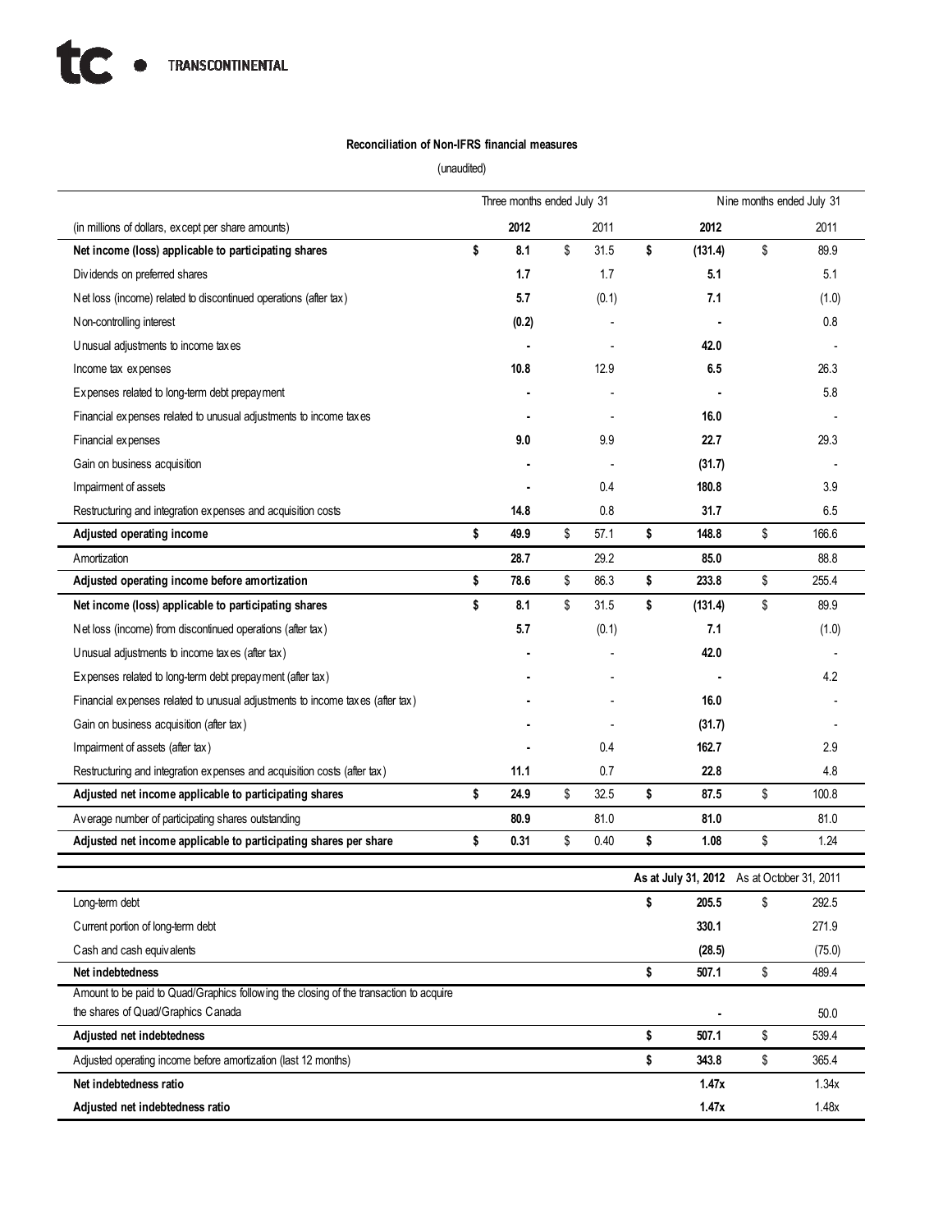**Reconciliation of Non-IFRS financial measures**

(unaudited)

| | Three months ended July 31 | | Nine months ended July 31 | |
|---|---|---|---|---|
| (in millions of dollars, except per share amounts) | **2012** | 2011 | **2012** | 2011 |
| **Net income (loss) applicable to participating shares** | **$ 8.1** | $ 31.5 | **$ (131.4)** | $ 89.9 |
| Dividends on preferred shares | **1.7** | 1.7 | **5.1** | 5.1 |
| Net loss (income) related to discontinued operations (after tax) | **5.7** | (0.1) | **7.1** | (1.0) |
| Non-controlling interest | **(0.2)** | - | **-** | 0.8 |
| Unusual adjustments to income taxes | **-** | - | **42.0** | - |
| Income tax expenses | **10.8** | 12.9 | **6.5** | 26.3 |
| Expenses related to long-term debt prepayment | **-** | - | **-** | 5.8 |
| Financial expenses related to unusual adjustments to income taxes | **-** | - | **16.0** | - |
| Financial expenses | **9.0** | 9.9 | **22.7** | 29.3 |
| Gain on business acquisition | **-** | - | **(31.7)** | - |
| Impairment of assets | **-** | 0.4 | **180.8** | 3.9 |
| Restructuring and integration expenses and acquisition costs | **14.8** | 0.8 | **31.7** | 6.5 |
| **Adjusted operating income** | **$ 49.9** | $ 57.1 | **$ 148.8** | $ 166.6 |
| Amortization | **28.7** | 29.2 | **85.0** | 88.8 |
| **Adjusted operating income before amortization** | **$ 78.6** | $ 86.3 | **$ 233.8** | $ 255.4 |
| **Net income (loss) applicable to participating shares** | **$ 8.1** | $ 31.5 | **$ (131.4)** | $ 89.9 |
| Net loss (income) from discontinued operations (after tax) | **5.7** | (0.1) | **7.1** | (1.0) |
| Unusual adjustments to income taxes (after tax) | **-** | - | **42.0** | - |
| Expenses related to long-term debt prepayment (after tax) | **-** | - | **-** | 4.2 |
| Financial expenses related to unusual adjustments to income taxes (after tax) | **-** | - | **16.0** | - |
| Gain on business acquisition (after tax) | **-** | - | **(31.7)** | - |
| Impairment of assets (after tax) | **-** | 0.4 | **162.7** | 2.9 |
| Restructuring and integration expenses and acquisition costs (after tax) | **11.1** | 0.7 | **22.8** | 4.8 |
| **Adjusted net income applicable to participating shares** | **$ 24.9** | $ 32.5 | **$ 87.5** | $ 100.8 |
| Average number of participating shares outstanding | **80.9** | 81.0 | **81.0** | 81.0 |
| **Adjusted net income applicable to participating shares per share** | **$ 0.31** | $ 0.40 | **$ 1.08** | $ 1.24 |

| | As at July 31, 2012 | As at October 31, 2011 |
|---|---|---|
| Long-term debt | **$ 205.5** | $ 292.5 |
| Current portion of long-term debt | **330.1** | 271.9 |
| Cash and cash equivalents | **(28.5)** | (75.0) |
| **Net indebtedness** | **$ 507.1** | $ 489.4 |
| Amount to be paid to Quad/Graphics following the closing of the transaction to acquire the shares of Quad/Graphics Canada | **-** | 50.0 |
| **Adjusted net indebtedness** | **$ 507.1** | $ 539.4 |
| Adjusted operating income before amortization (last 12 months) | **$ 343.8** | $ 365.4 |
| **Net indebtedness ratio** | **1.47x** | 1.34x |
| **Adjusted net indebtedness ratio** | **1.47x** | 1.48x |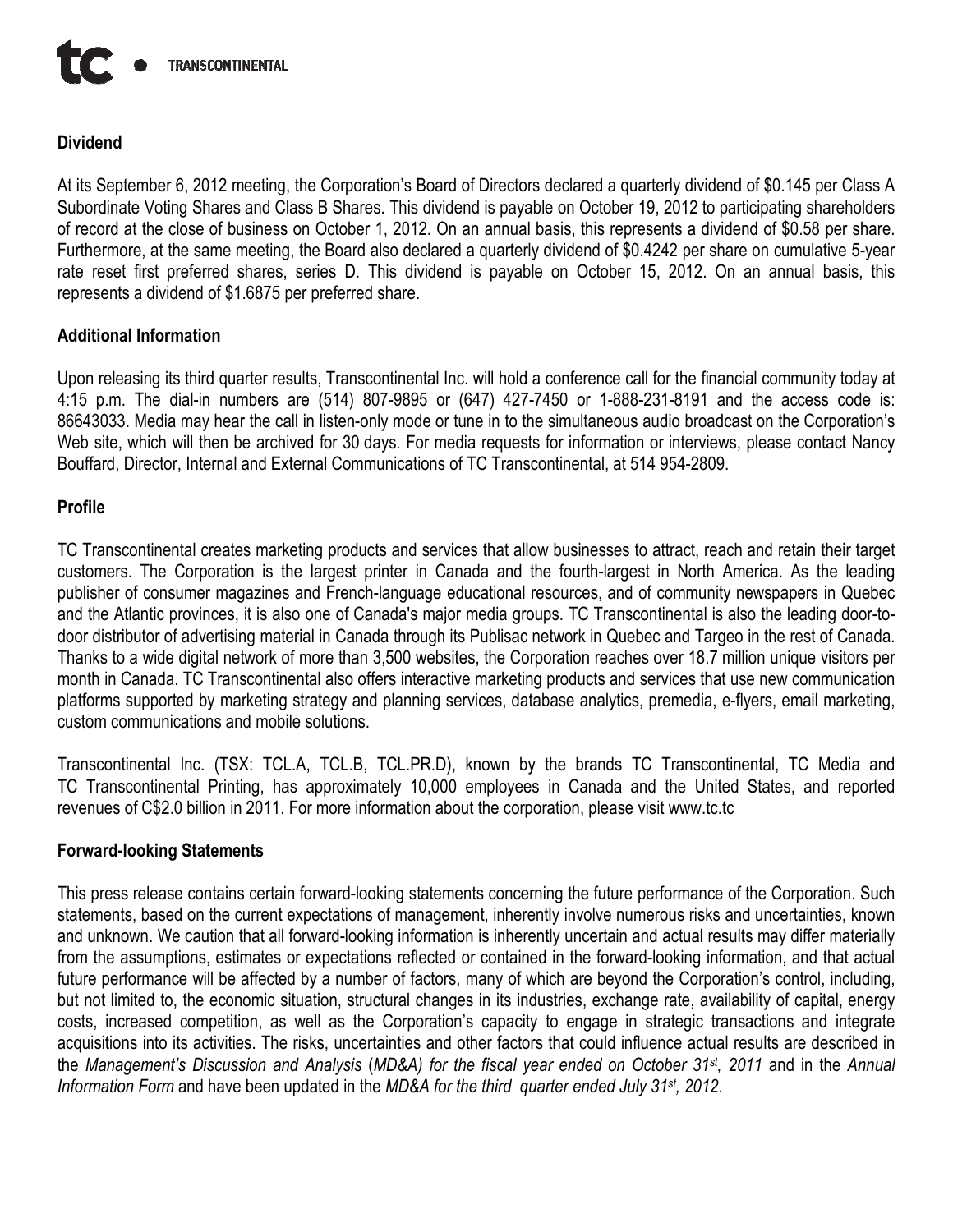## Dividend

At its September 6, 2012 meeting, the Corporation's Board of Directors declared a quarterly dividend of $0.145 per Class A Subordinate Voting Shares and Class B Shares. This dividend is payable on October 19, 2012 to participating shareholders of record at the close of business on October 1, 2012. On an annual basis, this represents a dividend of $0.58 per share. Furthermore, at the same meeting, the Board also declared a quarterly dividend of $0.4242 per share on cumulative 5-year rate reset first preferred shares, series D. This dividend is payable on October 15, 2012. On an annual basis, this represents a dividend of $1.6875 per preferred share.

## Additional Information

Upon releasing its third quarter results, Transcontinental Inc. will hold a conference call for the financial community today at 4:15 p.m. The dial-in numbers are (514) 807-9895 or (647) 427-7450 or 1-888-231-8191 and the access code is: 86643033. Media may hear the call in listen-only mode or tune in to the simultaneous audio broadcast on the Corporation's Web site, which will then be archived for 30 days. For media requests for information or interviews, please contact Nancy Bouffard, Director, Internal and External Communications of TC Transcontinental, at 514 954-2809.

## Profile

TC Transcontinental creates marketing products and services that allow businesses to attract, reach and retain their target customers. The Corporation is the largest printer in Canada and the fourth-largest in North America. As the leading publisher of consumer magazines and French-language educational resources, and of community newspapers in Quebec and the Atlantic provinces, it is also one of Canada's major media groups. TC Transcontinental is also the leading door-to-door distributor of advertising material in Canada through its Publisac network in Quebec and Targeo in the rest of Canada. Thanks to a wide digital network of more than 3,500 websites, the Corporation reaches over 18.7 million unique visitors per month in Canada. TC Transcontinental also offers interactive marketing products and services that use new communication platforms supported by marketing strategy and planning services, database analytics, premedia, e-flyers, email marketing, custom communications and mobile solutions.

Transcontinental Inc. (TSX: TCL.A, TCL.B, TCL.PR.D), known by the brands TC Transcontinental, TC Media and TC Transcontinental Printing, has approximately 10,000 employees in Canada and the United States, and reported revenues of C$2.0 billion in 2011. For more information about the corporation, please visit www.tc.tc

## Forward-looking Statements

This press release contains certain forward-looking statements concerning the future performance of the Corporation. Such statements, based on the current expectations of management, inherently involve numerous risks and uncertainties, known and unknown. We caution that all forward-looking information is inherently uncertain and actual results may differ materially from the assumptions, estimates or expectations reflected or contained in the forward-looking information, and that actual future performance will be affected by a number of factors, many of which are beyond the Corporation's control, including, but not limited to, the economic situation, structural changes in its industries, exchange rate, availability of capital, energy costs, increased competition, as well as the Corporation's capacity to engage in strategic transactions and integrate acquisitions into its activities. The risks, uncertainties and other factors that could influence actual results are described in the *Management's Discussion and Analysis* (*MD&A) for the fiscal year ended on October 31st, 2011* and in the *Annual Information Form* and have been updated in the *MD&A for the third quarter ended July 31st, 2012*.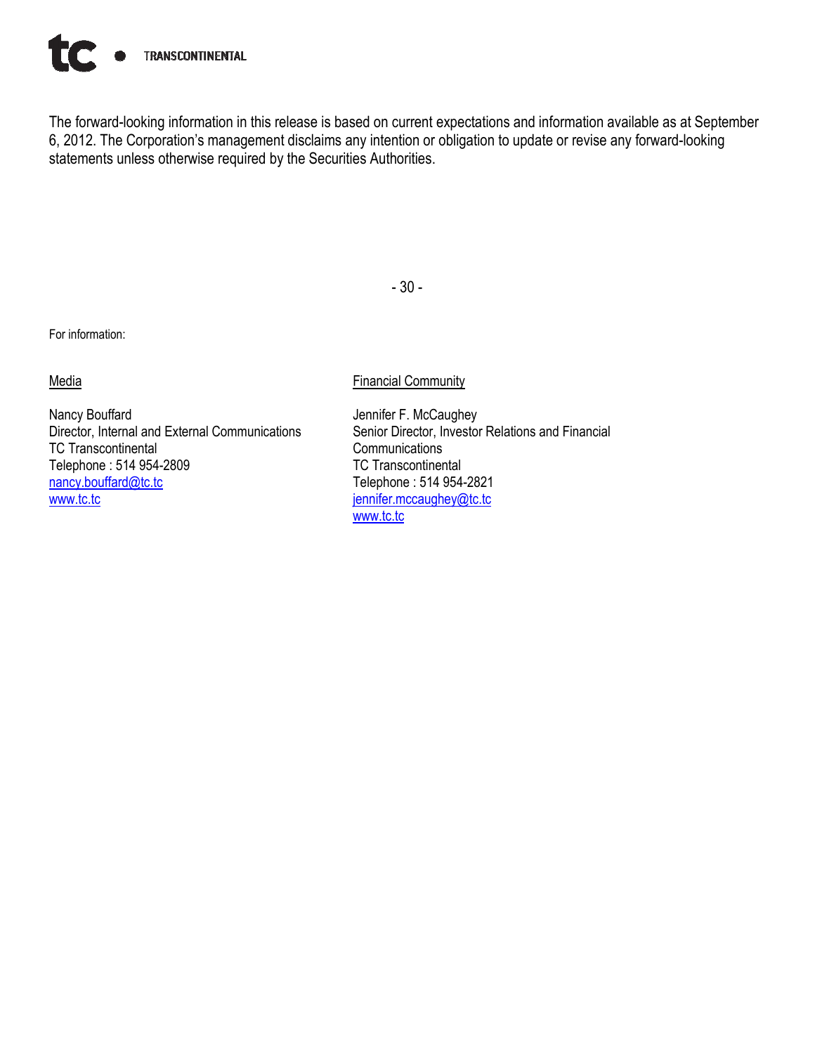The forward-looking information in this release is based on current expectations and information available as at September 6, 2012. The Corporation's management disclaims any intention or obligation to update or revise any forward-looking statements unless otherwise required by the Securities Authorities.

- 30 -

For information:

Media

Nancy Bouffard
Director, Internal and External Communications
TC Transcontinental
Telephone : 514 954-2809
nancy.bouffard@tc.tc
www.tc.tc

Financial Community

Jennifer F. McCaughey
Senior Director, Investor Relations and Financial Communications
TC Transcontinental
Telephone : 514 954-2821
jennifer.mccaughey@tc.tc
www.tc.tc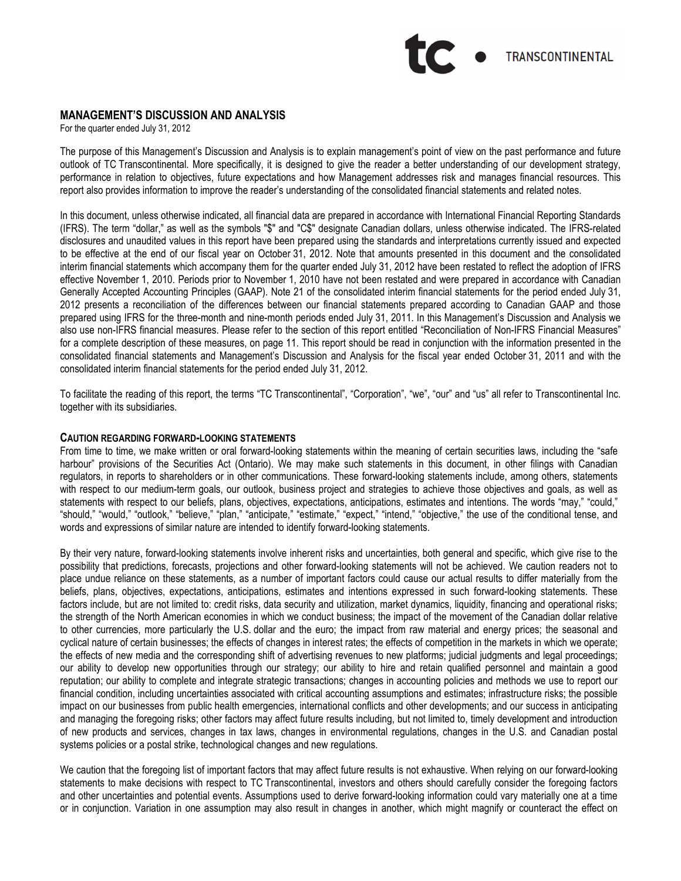## MANAGEMENT'S DISCUSSION AND ANALYSIS

For the quarter ended July 31, 2012

The purpose of this Management's Discussion and Analysis is to explain management's point of view on the past performance and future outlook of TC Transcontinental. More specifically, it is designed to give the reader a better understanding of our development strategy, performance in relation to objectives, future expectations and how Management addresses risk and manages financial resources. This report also provides information to improve the reader's understanding of the consolidated financial statements and related notes.

In this document, unless otherwise indicated, all financial data are prepared in accordance with International Financial Reporting Standards (IFRS). The term "dollar," as well as the symbols "$" and "C$" designate Canadian dollars, unless otherwise indicated. The IFRS-related disclosures and unaudited values in this report have been prepared using the standards and interpretations currently issued and expected to be effective at the end of our fiscal year on October 31, 2012. Note that amounts presented in this document and the consolidated interim financial statements which accompany them for the quarter ended July 31, 2012 have been restated to reflect the adoption of IFRS effective November 1, 2010. Periods prior to November 1, 2010 have not been restated and were prepared in accordance with Canadian Generally Accepted Accounting Principles (GAAP). Note 21 of the consolidated interim financial statements for the period ended July 31, 2012 presents a reconciliation of the differences between our financial statements prepared according to Canadian GAAP and those prepared using IFRS for the three-month and nine-month periods ended July 31, 2011. In this Management's Discussion and Analysis we also use non-IFRS financial measures. Please refer to the section of this report entitled "Reconciliation of Non-IFRS Financial Measures" for a complete description of these measures, on page 11. This report should be read in conjunction with the information presented in the consolidated financial statements and Management's Discussion and Analysis for the fiscal year ended October 31, 2011 and with the consolidated interim financial statements for the period ended July 31, 2012.

To facilitate the reading of this report, the terms "TC Transcontinental", "Corporation", "we", "our" and "us" all refer to Transcontinental Inc. together with its subsidiaries.

### CAUTION REGARDING FORWARD-LOOKING STATEMENTS

From time to time, we make written or oral forward-looking statements within the meaning of certain securities laws, including the "safe harbour" provisions of the Securities Act (Ontario). We may make such statements in this document, in other filings with Canadian regulators, in reports to shareholders or in other communications. These forward-looking statements include, among others, statements with respect to our medium-term goals, our outlook, business project and strategies to achieve those objectives and goals, as well as statements with respect to our beliefs, plans, objectives, expectations, anticipations, estimates and intentions. The words "may," "could," "should," "would," "outlook," "believe," "plan," "anticipate," "estimate," "expect," "intend," "objective," the use of the conditional tense, and words and expressions of similar nature are intended to identify forward-looking statements.

By their very nature, forward-looking statements involve inherent risks and uncertainties, both general and specific, which give rise to the possibility that predictions, forecasts, projections and other forward-looking statements will not be achieved. We caution readers not to place undue reliance on these statements, as a number of important factors could cause our actual results to differ materially from the beliefs, plans, objectives, expectations, anticipations, estimates and intentions expressed in such forward-looking statements. These factors include, but are not limited to: credit risks, data security and utilization, market dynamics, liquidity, financing and operational risks; the strength of the North American economies in which we conduct business; the impact of the movement of the Canadian dollar relative to other currencies, more particularly the U.S. dollar and the euro; the impact from raw material and energy prices; the seasonal and cyclical nature of certain businesses; the effects of changes in interest rates; the effects of competition in the markets in which we operate; the effects of new media and the corresponding shift of advertising revenues to new platforms; judicial judgments and legal proceedings; our ability to develop new opportunities through our strategy; our ability to hire and retain qualified personnel and maintain a good reputation; our ability to complete and integrate strategic transactions; changes in accounting policies and methods we use to report our financial condition, including uncertainties associated with critical accounting assumptions and estimates; infrastructure risks; the possible impact on our businesses from public health emergencies, international conflicts and other developments; and our success in anticipating and managing the foregoing risks; other factors may affect future results including, but not limited to, timely development and introduction of new products and services, changes in tax laws, changes in environmental regulations, changes in the U.S. and Canadian postal systems policies or a postal strike, technological changes and new regulations.

We caution that the foregoing list of important factors that may affect future results is not exhaustive. When relying on our forward-looking statements to make decisions with respect to TC Transcontinental, investors and others should carefully consider the foregoing factors and other uncertainties and potential events. Assumptions used to derive forward-looking information could vary materially one at a time or in conjunction. Variation in one assumption may also result in changes in another, which might magnify or counteract the effect on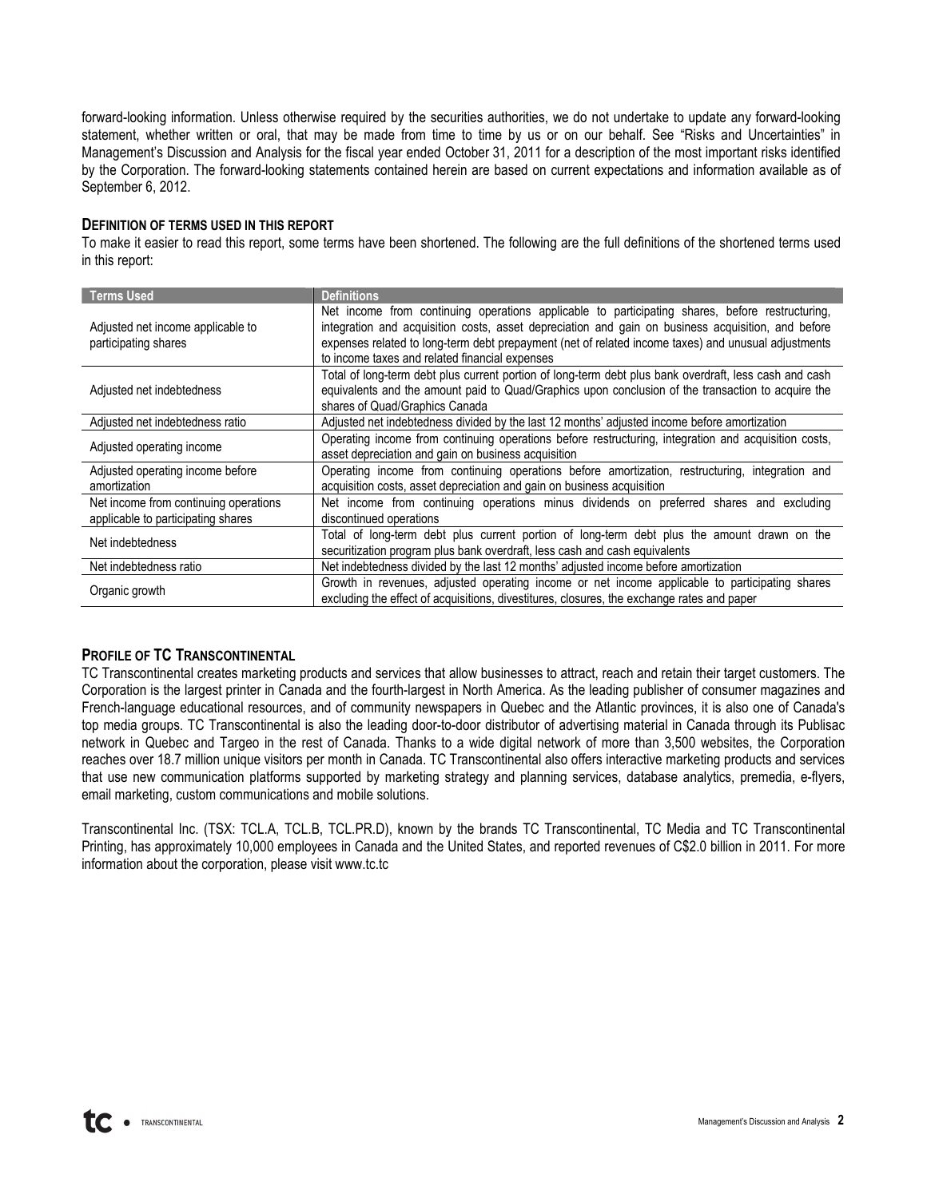forward-looking information. Unless otherwise required by the securities authorities, we do not undertake to update any forward-looking statement, whether written or oral, that may be made from time to time by us or on our behalf. See "Risks and Uncertainties" in Management's Discussion and Analysis for the fiscal year ended October 31, 2011 for a description of the most important risks identified by the Corporation. The forward-looking statements contained herein are based on current expectations and information available as of September 6, 2012.

## DEFINITION OF TERMS USED IN THIS REPORT

To make it easier to read this report, some terms have been shortened. The following are the full definitions of the shortened terms used in this report:

| Terms Used | Definitions |
|---|---|
| Adjusted net income applicable to participating shares | Net income from continuing operations applicable to participating shares, before restructuring, integration and acquisition costs, asset depreciation and gain on business acquisition, and before expenses related to long-term debt prepayment (net of related income taxes) and unusual adjustments to income taxes and related financial expenses |
| Adjusted net indebtedness | Total of long-term debt plus current portion of long-term debt plus bank overdraft, less cash and cash equivalents and the amount paid to Quad/Graphics upon conclusion of the transaction to acquire the shares of Quad/Graphics Canada |
| Adjusted net indebtedness ratio | Adjusted net indebtedness divided by the last 12 months' adjusted income before amortization |
| Adjusted operating income | Operating income from continuing operations before restructuring, integration and acquisition costs, asset depreciation and gain on business acquisition |
| Adjusted operating income before amortization | Operating income from continuing operations before amortization, restructuring, integration and acquisition costs, asset depreciation and gain on business acquisition |
| Net income from continuing operations applicable to participating shares | Net income from continuing operations minus dividends on preferred shares and excluding discontinued operations |
| Net indebtedness | Total of long-term debt plus current portion of long-term debt plus the amount drawn on the securitization program plus bank overdraft, less cash and cash equivalents |
| Net indebtedness ratio | Net indebtedness divided by the last 12 months' adjusted income before amortization |
| Organic growth | Growth in revenues, adjusted operating income or net income applicable to participating shares excluding the effect of acquisitions, divestitures, closures, the exchange rates and paper |

## PROFILE OF TC TRANSCONTINENTAL

TC Transcontinental creates marketing products and services that allow businesses to attract, reach and retain their target customers. The Corporation is the largest printer in Canada and the fourth-largest in North America. As the leading publisher of consumer magazines and French-language educational resources, and of community newspapers in Quebec and the Atlantic provinces, it is also one of Canada's top media groups. TC Transcontinental is also the leading door-to-door distributor of advertising material in Canada through its Publisac network in Quebec and Targeo in the rest of Canada. Thanks to a wide digital network of more than 3,500 websites, the Corporation reaches over 18.7 million unique visitors per month in Canada. TC Transcontinental also offers interactive marketing products and services that use new communication platforms supported by marketing strategy and planning services, database analytics, premedia, e-flyers, email marketing, custom communications and mobile solutions.

Transcontinental Inc. (TSX: TCL.A, TCL.B, TCL.PR.D), known by the brands TC Transcontinental, TC Media and TC Transcontinental Printing, has approximately 10,000 employees in Canada and the United States, and reported revenues of C$2.0 billion in 2011. For more information about the corporation, please visit www.tc.tc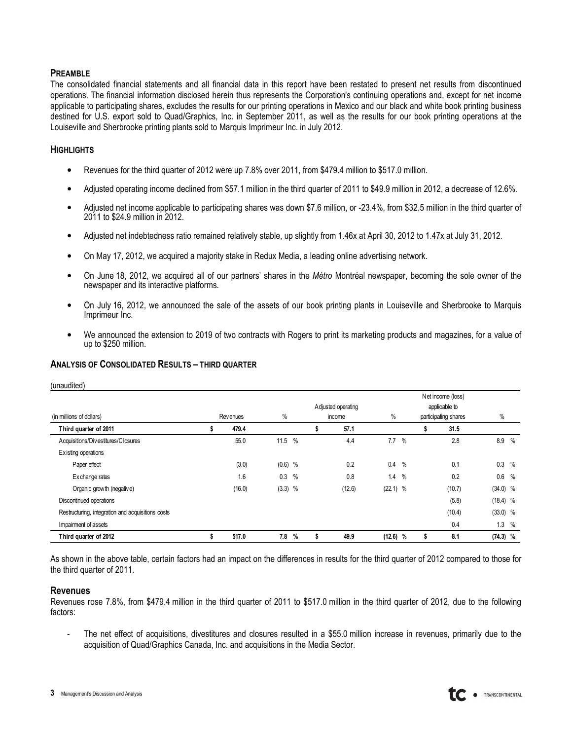## PREAMBLE

The consolidated financial statements and all financial data in this report have been restated to present net results from discontinued operations. The financial information disclosed herein thus represents the Corporation's continuing operations and, except for net income applicable to participating shares, excludes the results for our printing operations in Mexico and our black and white book printing business destined for U.S. export sold to Quad/Graphics, Inc. in September 2011, as well as the results for our book printing operations at the Louiseville and Sherbrooke printing plants sold to Marquis Imprimeur Inc. in July 2012.

## HIGHLIGHTS

- Revenues for the third quarter of 2012 were up 7.8% over 2011, from $479.4 million to $517.0 million.
- Adjusted operating income declined from $57.1 million in the third quarter of 2011 to $49.9 million in 2012, a decrease of 12.6%.
- Adjusted net income applicable to participating shares was down $7.6 million, or -23.4%, from $32.5 million in the third quarter of 2011 to $24.9 million in 2012.
- Adjusted net indebtedness ratio remained relatively stable, up slightly from 1.46x at April 30, 2012 to 1.47x at July 31, 2012.
- On May 17, 2012, we acquired a majority stake in Redux Media, a leading online advertising network.
- On June 18, 2012, we acquired all of our partners' shares in the *Métro* Montréal newspaper, becoming the sole owner of the newspaper and its interactive platforms.
- On July 16, 2012, we announced the sale of the assets of our book printing plants in Louiseville and Sherbrooke to Marquis Imprimeur Inc.
- We announced the extension to 2019 of two contracts with Rogers to print its marketing products and magazines, for a value of up to $250 million.

## ANALYSIS OF CONSOLIDATED RESULTS – THIRD QUARTER

(unaudited)

| (in millions of dollars) | Revenues | % | Adjusted operating income | % | Net income (loss) applicable to participating shares | % |
|---|---|---|---|---|---|---|
| **Third quarter of 2011** | **$ 479.4** | | **$ 57.1** | | **$ 31.5** | |
| Acquisitions/Divestitures/Closures | 55.0 | 11.5 % | 4.4 | 7.7 % | 2.8 | 8.9 % |
| Existing operations | | | | | | |
| Paper effect | (3.0) | (0.6) % | 0.2 | 0.4 % | 0.1 | 0.3 % |
| Exchange rates | 1.6 | 0.3 % | 0.8 | 1.4 % | 0.2 | 0.6 % |
| Organic growth (negative) | (16.0) | (3.3) % | (12.6) | (22.1) % | (10.7) | (34.0) % |
| Discontinued operations | | | | | (5.8) | (18.4) % |
| Restructuring, integration and acquisitions costs | | | | | (10.4) | (33.0) % |
| Impairment of assets | | | | | 0.4 | 1.3 % |
| **Third quarter of 2012** | **$ 517.0** | **7.8 %** | **$ 49.9** | **(12.6) %** | **$ 8.1** | **(74.3) %** |

As shown in the above table, certain factors had an impact on the differences in results for the third quarter of 2012 compared to those for the third quarter of 2011.

### Revenues

Revenues rose 7.8%, from $479.4 million in the third quarter of 2011 to $517.0 million in the third quarter of 2012, due to the following factors:

- The net effect of acquisitions, divestitures and closures resulted in a $55.0 million increase in revenues, primarily due to the acquisition of Quad/Graphics Canada, Inc. and acquisitions in the Media Sector.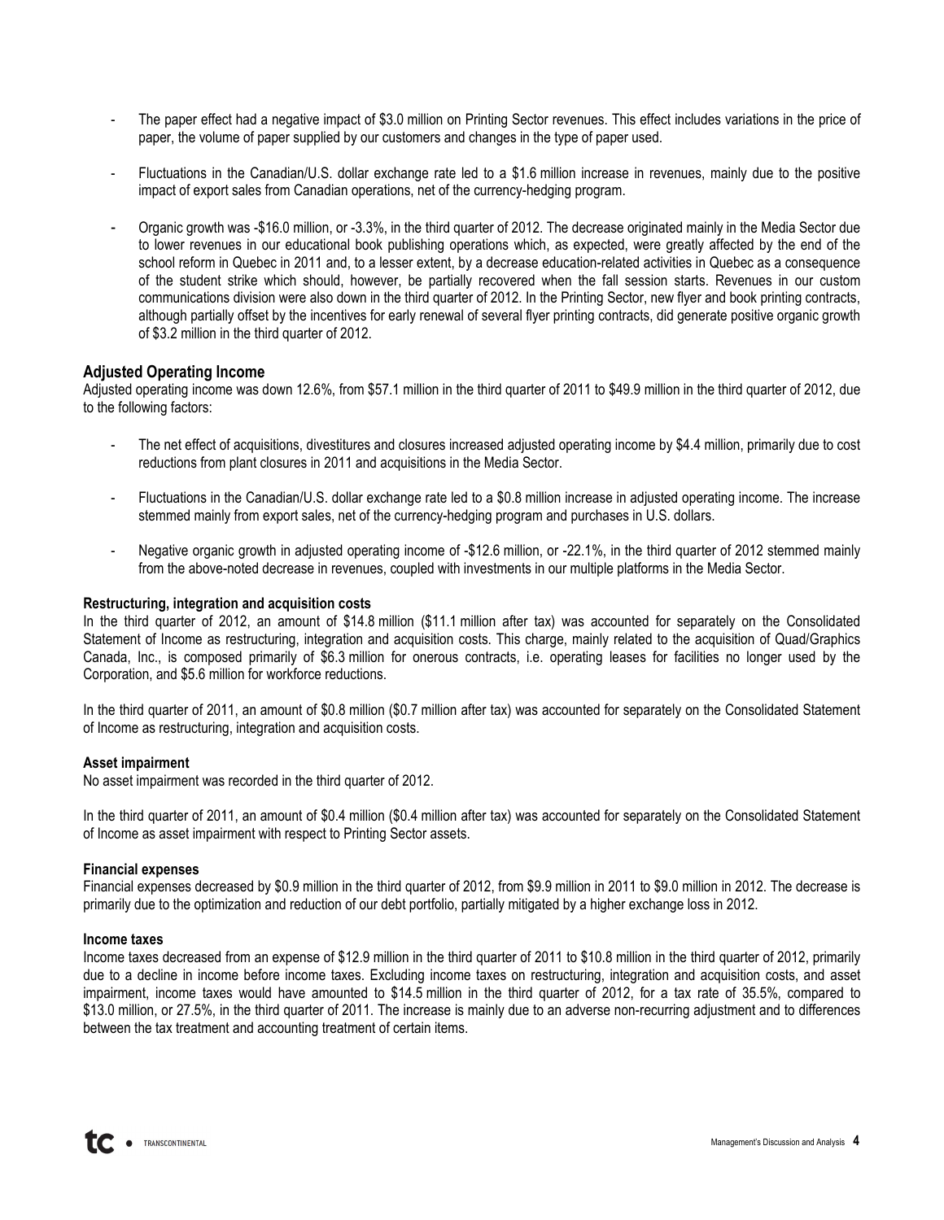- The paper effect had a negative impact of $3.0 million on Printing Sector revenues. This effect includes variations in the price of paper, the volume of paper supplied by our customers and changes in the type of paper used.
- Fluctuations in the Canadian/U.S. dollar exchange rate led to a $1.6 million increase in revenues, mainly due to the positive impact of export sales from Canadian operations, net of the currency-hedging program.
- Organic growth was -$16.0 million, or -3.3%, in the third quarter of 2012. The decrease originated mainly in the Media Sector due to lower revenues in our educational book publishing operations which, as expected, were greatly affected by the end of the school reform in Quebec in 2011 and, to a lesser extent, by a decrease education-related activities in Quebec as a consequence of the student strike which should, however, be partially recovered when the fall session starts. Revenues in our custom communications division were also down in the third quarter of 2012. In the Printing Sector, new flyer and book printing contracts, although partially offset by the incentives for early renewal of several flyer printing contracts, did generate positive organic growth of $3.2 million in the third quarter of 2012.

## Adjusted Operating Income

Adjusted operating income was down 12.6%, from $57.1 million in the third quarter of 2011 to $49.9 million in the third quarter of 2012, due to the following factors:

- The net effect of acquisitions, divestitures and closures increased adjusted operating income by $4.4 million, primarily due to cost reductions from plant closures in 2011 and acquisitions in the Media Sector.
- Fluctuations in the Canadian/U.S. dollar exchange rate led to a $0.8 million increase in adjusted operating income. The increase stemmed mainly from export sales, net of the currency-hedging program and purchases in U.S. dollars.
- Negative organic growth in adjusted operating income of -$12.6 million, or -22.1%, in the third quarter of 2012 stemmed mainly from the above-noted decrease in revenues, coupled with investments in our multiple platforms in the Media Sector.

### Restructuring, integration and acquisition costs

In the third quarter of 2012, an amount of $14.8 million ($11.1 million after tax) was accounted for separately on the Consolidated Statement of Income as restructuring, integration and acquisition costs. This charge, mainly related to the acquisition of Quad/Graphics Canada, Inc., is composed primarily of $6.3 million for onerous contracts, i.e. operating leases for facilities no longer used by the Corporation, and $5.6 million for workforce reductions.

In the third quarter of 2011, an amount of $0.8 million ($0.7 million after tax) was accounted for separately on the Consolidated Statement of Income as restructuring, integration and acquisition costs.

### Asset impairment

No asset impairment was recorded in the third quarter of 2012.

In the third quarter of 2011, an amount of $0.4 million ($0.4 million after tax) was accounted for separately on the Consolidated Statement of Income as asset impairment with respect to Printing Sector assets.

### Financial expenses

Financial expenses decreased by $0.9 million in the third quarter of 2012, from $9.9 million in 2011 to $9.0 million in 2012. The decrease is primarily due to the optimization and reduction of our debt portfolio, partially mitigated by a higher exchange loss in 2012.

### Income taxes

Income taxes decreased from an expense of $12.9 million in the third quarter of 2011 to $10.8 million in the third quarter of 2012, primarily due to a decline in income before income taxes. Excluding income taxes on restructuring, integration and acquisition costs, and asset impairment, income taxes would have amounted to $14.5 million in the third quarter of 2012, for a tax rate of 35.5%, compared to $13.0 million, or 27.5%, in the third quarter of 2011. The increase is mainly due to an adverse non-recurring adjustment and to differences between the tax treatment and accounting treatment of certain items.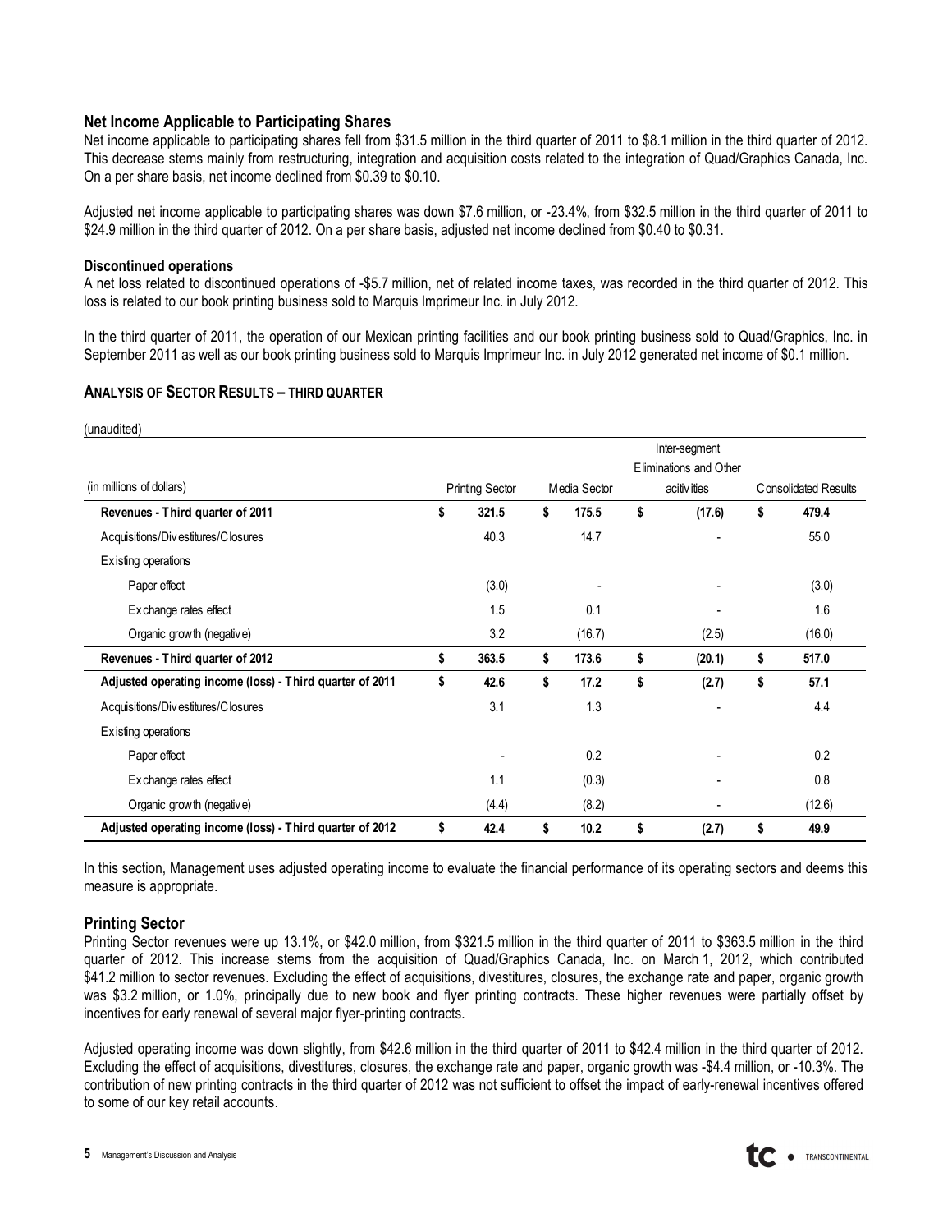## Net Income Applicable to Participating Shares

Net income applicable to participating shares fell from $31.5 million in the third quarter of 2011 to $8.1 million in the third quarter of 2012. This decrease stems mainly from restructuring, integration and acquisition costs related to the integration of Quad/Graphics Canada, Inc. On a per share basis, net income declined from $0.39 to $0.10.

Adjusted net income applicable to participating shares was down $7.6 million, or -23.4%, from $32.5 million in the third quarter of 2011 to $24.9 million in the third quarter of 2012. On a per share basis, adjusted net income declined from $0.40 to $0.31.

**Discontinued operations**

A net loss related to discontinued operations of -$5.7 million, net of related income taxes, was recorded in the third quarter of 2012. This loss is related to our book printing business sold to Marquis Imprimeur Inc. in July 2012.

In the third quarter of 2011, the operation of our Mexican printing facilities and our book printing business sold to Quad/Graphics, Inc. in September 2011 as well as our book printing business sold to Marquis Imprimeur Inc. in July 2012 generated net income of $0.1 million.

### ANALYSIS OF SECTOR RESULTS – THIRD QUARTER

(unaudited)

| (in millions of dollars) | Printing Sector | Media Sector | Inter-segment Eliminations and Other acitivities | Consolidated Results |
|---|---|---|---|---|
| **Revenues - Third quarter of 2011** | **$ 321.5** | **$ 175.5** | **$ (17.6)** | **$ 479.4** |
| Acquisitions/Divestitures/Closures | 40.3 | 14.7 | - | 55.0 |
| Existing operations | | | | |
| Paper effect | (3.0) | - | - | (3.0) |
| Exchange rates effect | 1.5 | 0.1 | - | 1.6 |
| Organic growth (negative) | 3.2 | (16.7) | (2.5) | (16.0) |
| **Revenues - Third quarter of 2012** | **$ 363.5** | **$ 173.6** | **$ (20.1)** | **$ 517.0** |
| **Adjusted operating income (loss) - Third quarter of 2011** | **$ 42.6** | **$ 17.2** | **$ (2.7)** | **$ 57.1** |
| Acquisitions/Divestitures/Closures | 3.1 | 1.3 | - | 4.4 |
| Existing operations | | | | |
| Paper effect | - | 0.2 | - | 0.2 |
| Exchange rates effect | 1.1 | (0.3) | - | 0.8 |
| Organic growth (negative) | (4.4) | (8.2) | - | (12.6) |
| **Adjusted operating income (loss) - Third quarter of 2012** | **$ 42.4** | **$ 10.2** | **$ (2.7)** | **$ 49.9** |

In this section, Management uses adjusted operating income to evaluate the financial performance of its operating sectors and deems this measure is appropriate.

## Printing Sector

Printing Sector revenues were up 13.1%, or $42.0 million, from $321.5 million in the third quarter of 2011 to $363.5 million in the third quarter of 2012. This increase stems from the acquisition of Quad/Graphics Canada, Inc. on March 1, 2012, which contributed $41.2 million to sector revenues. Excluding the effect of acquisitions, divestitures, closures, the exchange rate and paper, organic growth was $3.2 million, or 1.0%, principally due to new book and flyer printing contracts. These higher revenues were partially offset by incentives for early renewal of several major flyer-printing contracts.

Adjusted operating income was down slightly, from $42.6 million in the third quarter of 2011 to $42.4 million in the third quarter of 2012. Excluding the effect of acquisitions, divestitures, closures, the exchange rate and paper, organic growth was -$4.4 million, or -10.3%. The contribution of new printing contracts in the third quarter of 2012 was not sufficient to offset the impact of early-renewal incentives offered to some of our key retail accounts.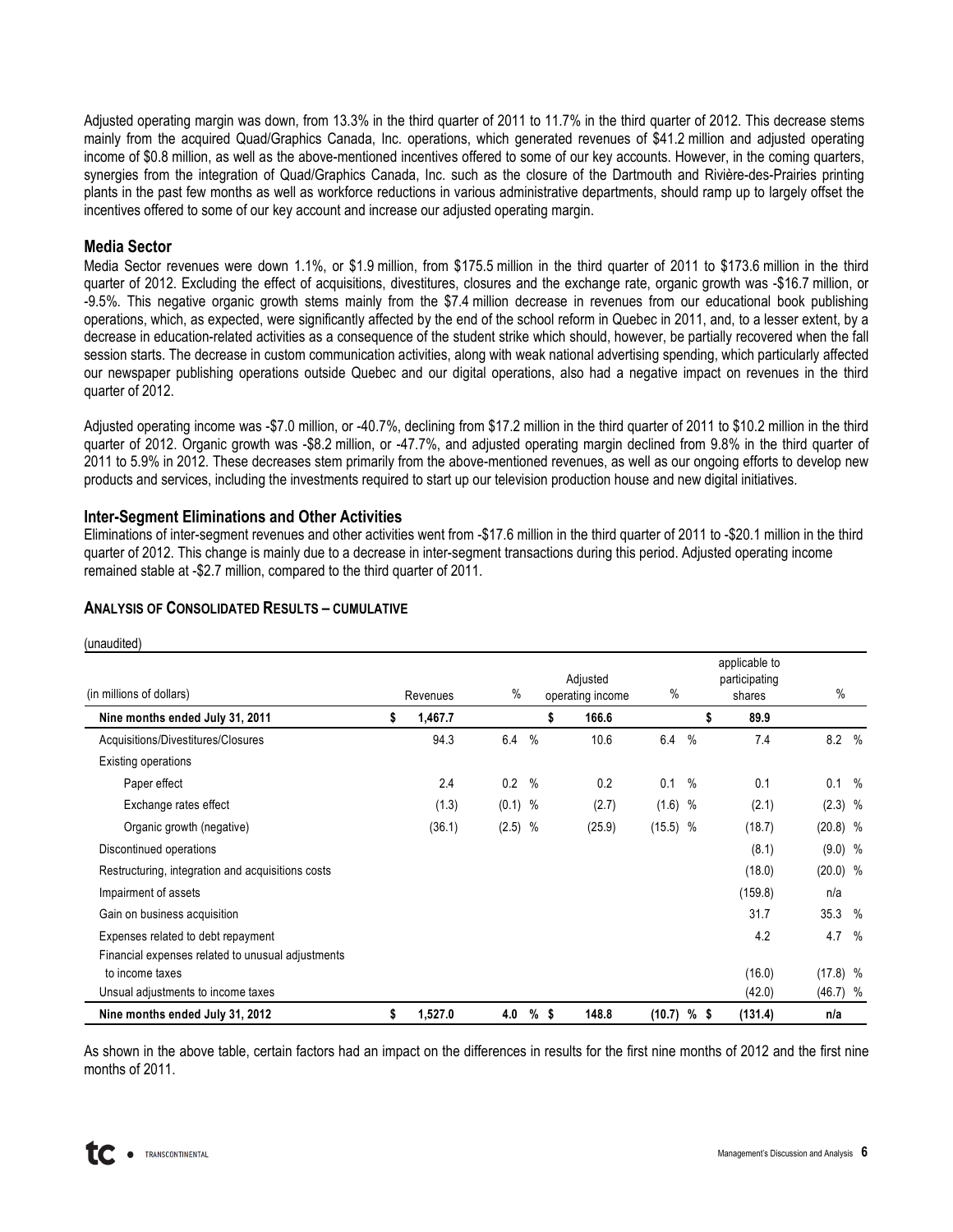Adjusted operating margin was down, from 13.3% in the third quarter of 2011 to 11.7% in the third quarter of 2012. This decrease stems mainly from the acquired Quad/Graphics Canada, Inc. operations, which generated revenues of $41.2 million and adjusted operating income of $0.8 million, as well as the above-mentioned incentives offered to some of our key accounts. However, in the coming quarters, synergies from the integration of Quad/Graphics Canada, Inc. such as the closure of the Dartmouth and Rivière-des-Prairies printing plants in the past few months as well as workforce reductions in various administrative departments, should ramp up to largely offset the incentives offered to some of our key account and increase our adjusted operating margin.

### Media Sector

Media Sector revenues were down 1.1%, or $1.9 million, from $175.5 million in the third quarter of 2011 to $173.6 million in the third quarter of 2012. Excluding the effect of acquisitions, divestitures, closures and the exchange rate, organic growth was -$16.7 million, or -9.5%. This negative organic growth stems mainly from the $7.4 million decrease in revenues from our educational book publishing operations, which, as expected, were significantly affected by the end of the school reform in Quebec in 2011, and, to a lesser extent, by a decrease in education-related activities as a consequence of the student strike which should, however, be partially recovered when the fall session starts. The decrease in custom communication activities, along with weak national advertising spending, which particularly affected our newspaper publishing operations outside Quebec and our digital operations, also had a negative impact on revenues in the third quarter of 2012.

Adjusted operating income was -$7.0 million, or -40.7%, declining from $17.2 million in the third quarter of 2011 to $10.2 million in the third quarter of 2012. Organic growth was -$8.2 million, or -47.7%, and adjusted operating margin declined from 9.8% in the third quarter of 2011 to 5.9% in 2012. These decreases stem primarily from the above-mentioned revenues, as well as our ongoing efforts to develop new products and services, including the investments required to start up our television production house and new digital initiatives.

### Inter-Segment Eliminations and Other Activities

Eliminations of inter-segment revenues and other activities went from -$17.6 million in the third quarter of 2011 to -$20.1 million in the third quarter of 2012. This change is mainly due to a decrease in inter-segment transactions during this period. Adjusted operating income remained stable at -$2.7 million, compared to the third quarter of 2011.

### ANALYSIS OF CONSOLIDATED RESULTS – CUMULATIVE

(unaudited)

| (in millions of dollars) | Revenues | % | Adjusted operating income | % | applicable to participating shares | % |
|---|---|---|---|---|---|---|
| **Nine months ended July 31, 2011** | **$ 1,467.7** | | **$ 166.6** | | **$ 89.9** | |
| Acquisitions/Divestitures/Closures | 94.3 | 6.4 % | 10.6 | 6.4 % | 7.4 | 8.2 % |
| Existing operations | | | | | | |
| Paper effect | 2.4 | 0.2 % | 0.2 | 0.1 % | 0.1 | 0.1 % |
| Exchange rates effect | (1.3) | (0.1) % | (2.7) | (1.6) % | (2.1) | (2.3) % |
| Organic growth (negative) | (36.1) | (2.5) % | (25.9) | (15.5) % | (18.7) | (20.8) % |
| Discontinued operations | | | | | (8.1) | (9.0) % |
| Restructuring, integration and acquisitions costs | | | | | (18.0) | (20.0) % |
| Impairment of assets | | | | | (159.8) | n/a |
| Gain on business acquisition | | | | | 31.7 | 35.3 % |
| Expenses related to debt repayment | | | | | 4.2 | 4.7 % |
| Financial expenses related to unusual adjustments to income taxes | | | | | (16.0) | (17.8) % |
| Unsual adjustments to income taxes | | | | | (42.0) | (46.7) % |
| **Nine months ended July 31, 2012** | **$ 1,527.0** | **4.0 %** | **$ 148.8** | **(10.7) %** | **$ (131.4)** | **n/a** |

As shown in the above table, certain factors had an impact on the differences in results for the first nine months of 2012 and the first nine months of 2011.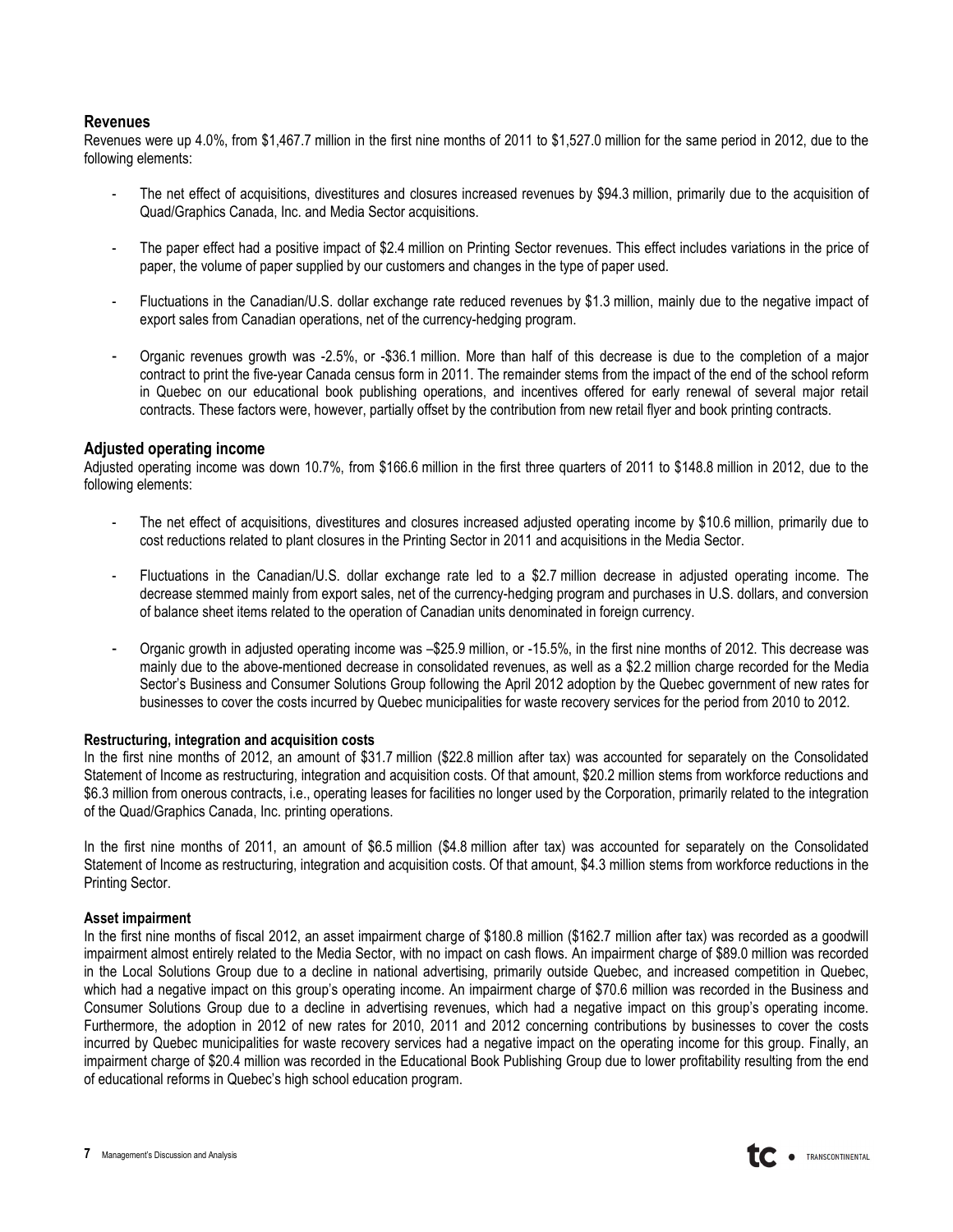## Revenues

Revenues were up 4.0%, from $1,467.7 million in the first nine months of 2011 to $1,527.0 million for the same period in 2012, due to the following elements:

- The net effect of acquisitions, divestitures and closures increased revenues by $94.3 million, primarily due to the acquisition of Quad/Graphics Canada, Inc. and Media Sector acquisitions.
- The paper effect had a positive impact of $2.4 million on Printing Sector revenues. This effect includes variations in the price of paper, the volume of paper supplied by our customers and changes in the type of paper used.
- Fluctuations in the Canadian/U.S. dollar exchange rate reduced revenues by $1.3 million, mainly due to the negative impact of export sales from Canadian operations, net of the currency-hedging program.
- Organic revenues growth was -2.5%, or -$36.1 million. More than half of this decrease is due to the completion of a major contract to print the five-year Canada census form in 2011. The remainder stems from the impact of the end of the school reform in Quebec on our educational book publishing operations, and incentives offered for early renewal of several major retail contracts. These factors were, however, partially offset by the contribution from new retail flyer and book printing contracts.

## Adjusted operating income

Adjusted operating income was down 10.7%, from $166.6 million in the first three quarters of 2011 to $148.8 million in 2012, due to the following elements:

- The net effect of acquisitions, divestitures and closures increased adjusted operating income by $10.6 million, primarily due to cost reductions related to plant closures in the Printing Sector in 2011 and acquisitions in the Media Sector.
- Fluctuations in the Canadian/U.S. dollar exchange rate led to a $2.7 million decrease in adjusted operating income. The decrease stemmed mainly from export sales, net of the currency-hedging program and purchases in U.S. dollars, and conversion of balance sheet items related to the operation of Canadian units denominated in foreign currency.
- Organic growth in adjusted operating income was –$25.9 million, or -15.5%, in the first nine months of 2012. This decrease was mainly due to the above-mentioned decrease in consolidated revenues, as well as a $2.2 million charge recorded for the Media Sector's Business and Consumer Solutions Group following the April 2012 adoption by the Quebec government of new rates for businesses to cover the costs incurred by Quebec municipalities for waste recovery services for the period from 2010 to 2012.

**Restructuring, integration and acquisition costs**

In the first nine months of 2012, an amount of $31.7 million ($22.8 million after tax) was accounted for separately on the Consolidated Statement of Income as restructuring, integration and acquisition costs. Of that amount, $20.2 million stems from workforce reductions and $6.3 million from onerous contracts, i.e., operating leases for facilities no longer used by the Corporation, primarily related to the integration of the Quad/Graphics Canada, Inc. printing operations.

In the first nine months of 2011, an amount of $6.5 million ($4.8 million after tax) was accounted for separately on the Consolidated Statement of Income as restructuring, integration and acquisition costs. Of that amount, $4.3 million stems from workforce reductions in the Printing Sector.

**Asset impairment**

In the first nine months of fiscal 2012, an asset impairment charge of $180.8 million ($162.7 million after tax) was recorded as a goodwill impairment almost entirely related to the Media Sector, with no impact on cash flows. An impairment charge of $89.0 million was recorded in the Local Solutions Group due to a decline in national advertising, primarily outside Quebec, and increased competition in Quebec, which had a negative impact on this group's operating income. An impairment charge of $70.6 million was recorded in the Business and Consumer Solutions Group due to a decline in advertising revenues, which had a negative impact on this group's operating income. Furthermore, the adoption in 2012 of new rates for 2010, 2011 and 2012 concerning contributions by businesses to cover the costs incurred by Quebec municipalities for waste recovery services had a negative impact on the operating income for this group. Finally, an impairment charge of $20.4 million was recorded in the Educational Book Publishing Group due to lower profitability resulting from the end of educational reforms in Quebec's high school education program.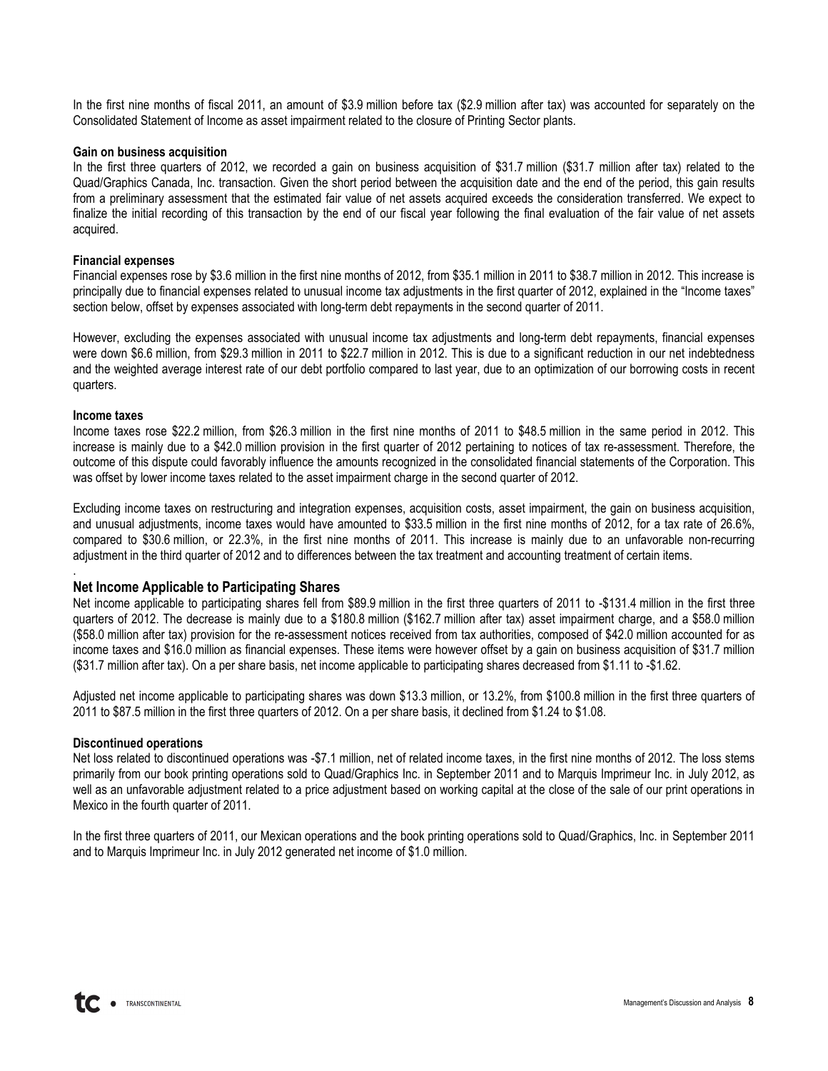In the first nine months of fiscal 2011, an amount of $3.9 million before tax ($2.9 million after tax) was accounted for separately on the Consolidated Statement of Income as asset impairment related to the closure of Printing Sector plants.

**Gain on business acquisition**

In the first three quarters of 2012, we recorded a gain on business acquisition of $31.7 million ($31.7 million after tax) related to the Quad/Graphics Canada, Inc. transaction. Given the short period between the acquisition date and the end of the period, this gain results from a preliminary assessment that the estimated fair value of net assets acquired exceeds the consideration transferred. We expect to finalize the initial recording of this transaction by the end of our fiscal year following the final evaluation of the fair value of net assets acquired.

**Financial expenses**

Financial expenses rose by $3.6 million in the first nine months of 2012, from $35.1 million in 2011 to $38.7 million in 2012. This increase is principally due to financial expenses related to unusual income tax adjustments in the first quarter of 2012, explained in the "Income taxes" section below, offset by expenses associated with long-term debt repayments in the second quarter of 2011.

However, excluding the expenses associated with unusual income tax adjustments and long-term debt repayments, financial expenses were down $6.6 million, from $29.3 million in 2011 to $22.7 million in 2012. This is due to a significant reduction in our net indebtedness and the weighted average interest rate of our debt portfolio compared to last year, due to an optimization of our borrowing costs in recent quarters.

**Income taxes**

Income taxes rose $22.2 million, from $26.3 million in the first nine months of 2011 to $48.5 million in the same period in 2012. This increase is mainly due to a $42.0 million provision in the first quarter of 2012 pertaining to notices of tax re-assessment. Therefore, the outcome of this dispute could favorably influence the amounts recognized in the consolidated financial statements of the Corporation. This was offset by lower income taxes related to the asset impairment charge in the second quarter of 2012.

Excluding income taxes on restructuring and integration expenses, acquisition costs, asset impairment, the gain on business acquisition, and unusual adjustments, income taxes would have amounted to $33.5 million in the first nine months of 2012, for a tax rate of 26.6%, compared to $30.6 million, or 22.3%, in the first nine months of 2011. This increase is mainly due to an unfavorable non-recurring adjustment in the third quarter of 2012 and to differences between the tax treatment and accounting treatment of certain items.

## Net Income Applicable to Participating Shares

Net income applicable to participating shares fell from $89.9 million in the first three quarters of 2011 to -$131.4 million in the first three quarters of 2012. The decrease is mainly due to a $180.8 million ($162.7 million after tax) asset impairment charge, and a $58.0 million ($58.0 million after tax) provision for the re-assessment notices received from tax authorities, composed of $42.0 million accounted for as income taxes and $16.0 million as financial expenses. These items were however offset by a gain on business acquisition of $31.7 million ($31.7 million after tax). On a per share basis, net income applicable to participating shares decreased from $1.11 to -$1.62.

Adjusted net income applicable to participating shares was down $13.3 million, or 13.2%, from $100.8 million in the first three quarters of 2011 to $87.5 million in the first three quarters of 2012. On a per share basis, it declined from $1.24 to $1.08.

**Discontinued operations**

Net loss related to discontinued operations was -$7.1 million, net of related income taxes, in the first nine months of 2012. The loss stems primarily from our book printing operations sold to Quad/Graphics Inc. in September 2011 and to Marquis Imprimeur Inc. in July 2012, as well as an unfavorable adjustment related to a price adjustment based on working capital at the close of the sale of our print operations in Mexico in the fourth quarter of 2011.

In the first three quarters of 2011, our Mexican operations and the book printing operations sold to Quad/Graphics, Inc. in September 2011 and to Marquis Imprimeur Inc. in July 2012 generated net income of $1.0 million.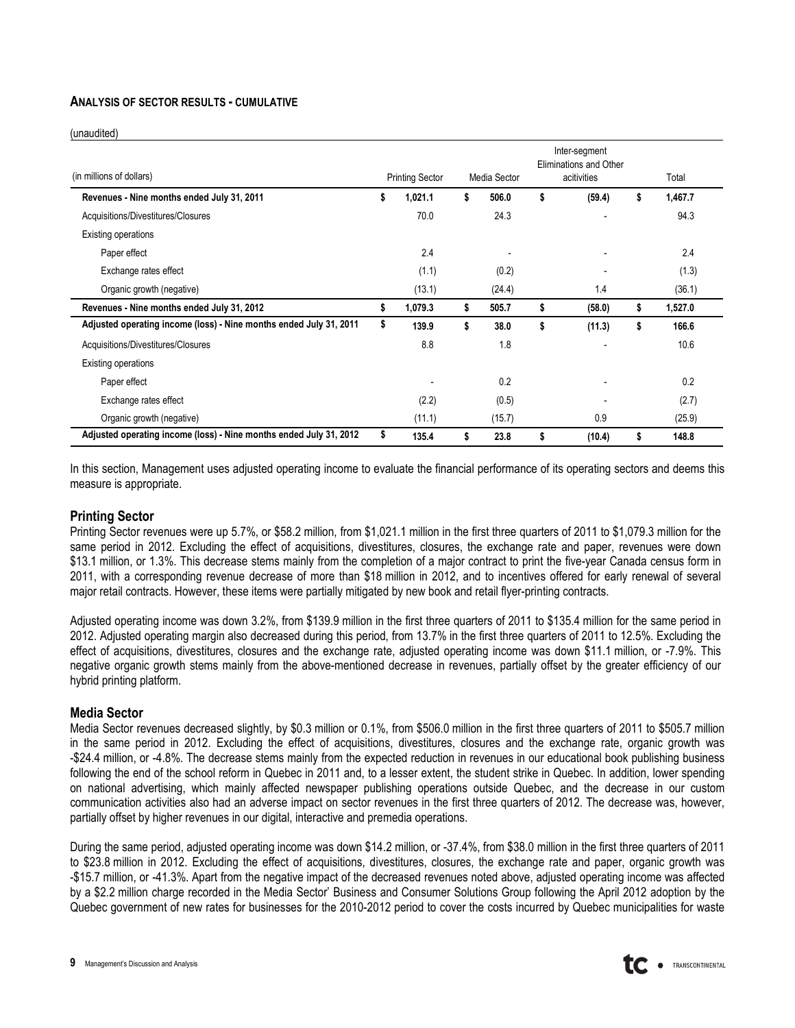## ANALYSIS OF SECTOR RESULTS - CUMULATIVE

(unaudited)

| (in millions of dollars) | Printing Sector | Media Sector | Inter-segment Eliminations and Other acitivities | Total |
|---|---|---|---|---|
| **Revenues - Nine months ended July 31, 2011** | **$ 1,021.1** | **$ 506.0** | **$ (59.4)** | **$ 1,467.7** |
| Acquisitions/Divestitures/Closures | 70.0 | 24.3 | - | 94.3 |
| Existing operations | | | | |
| Paper effect | 2.4 | - | - | 2.4 |
| Exchange rates effect | (1.1) | (0.2) | - | (1.3) |
| Organic growth (negative) | (13.1) | (24.4) | 1.4 | (36.1) |
| **Revenues - Nine months ended July 31, 2012** | **$ 1,079.3** | **$ 505.7** | **$ (58.0)** | **$ 1,527.0** |
| **Adjusted operating income (loss) - Nine months ended July 31, 2011** | **$ 139.9** | **$ 38.0** | **$ (11.3)** | **$ 166.6** |
| Acquisitions/Divestitures/Closures | 8.8 | 1.8 | - | 10.6 |
| Existing operations | | | | |
| Paper effect | - | 0.2 | - | 0.2 |
| Exchange rates effect | (2.2) | (0.5) | - | (2.7) |
| Organic growth (negative) | (11.1) | (15.7) | 0.9 | (25.9) |
| **Adjusted operating income (loss) - Nine months ended July 31, 2012** | **$ 135.4** | **$ 23.8** | **$ (10.4)** | **$ 148.8** |

In this section, Management uses adjusted operating income to evaluate the financial performance of its operating sectors and deems this measure is appropriate.

### Printing Sector

Printing Sector revenues were up 5.7%, or $58.2 million, from $1,021.1 million in the first three quarters of 2011 to $1,079.3 million for the same period in 2012. Excluding the effect of acquisitions, divestitures, closures, the exchange rate and paper, revenues were down $13.1 million, or 1.3%. This decrease stems mainly from the completion of a major contract to print the five-year Canada census form in 2011, with a corresponding revenue decrease of more than $18 million in 2012, and to incentives offered for early renewal of several major retail contracts. However, these items were partially mitigated by new book and retail flyer-printing contracts.

Adjusted operating income was down 3.2%, from $139.9 million in the first three quarters of 2011 to $135.4 million for the same period in 2012. Adjusted operating margin also decreased during this period, from 13.7% in the first three quarters of 2011 to 12.5%. Excluding the effect of acquisitions, divestitures, closures and the exchange rate, adjusted operating income was down $11.1 million, or -7.9%. This negative organic growth stems mainly from the above-mentioned decrease in revenues, partially offset by the greater efficiency of our hybrid printing platform.

### Media Sector

Media Sector revenues decreased slightly, by $0.3 million or 0.1%, from $506.0 million in the first three quarters of 2011 to $505.7 million in the same period in 2012. Excluding the effect of acquisitions, divestitures, closures and the exchange rate, organic growth was -$24.4 million, or -4.8%. The decrease stems mainly from the expected reduction in revenues in our educational book publishing business following the end of the school reform in Quebec in 2011 and, to a lesser extent, the student strike in Quebec. In addition, lower spending on national advertising, which mainly affected newspaper publishing operations outside Quebec, and the decrease in our custom communication activities also had an adverse impact on sector revenues in the first three quarters of 2012. The decrease was, however, partially offset by higher revenues in our digital, interactive and premedia operations.

During the same period, adjusted operating income was down $14.2 million, or -37.4%, from $38.0 million in the first three quarters of 2011 to $23.8 million in 2012. Excluding the effect of acquisitions, divestitures, closures, the exchange rate and paper, organic growth was -$15.7 million, or -41.3%. Apart from the negative impact of the decreased revenues noted above, adjusted operating income was affected by a $2.2 million charge recorded in the Media Sector' Business and Consumer Solutions Group following the April 2012 adoption by the Quebec government of new rates for businesses for the 2010-2012 period to cover the costs incurred by Quebec municipalities for waste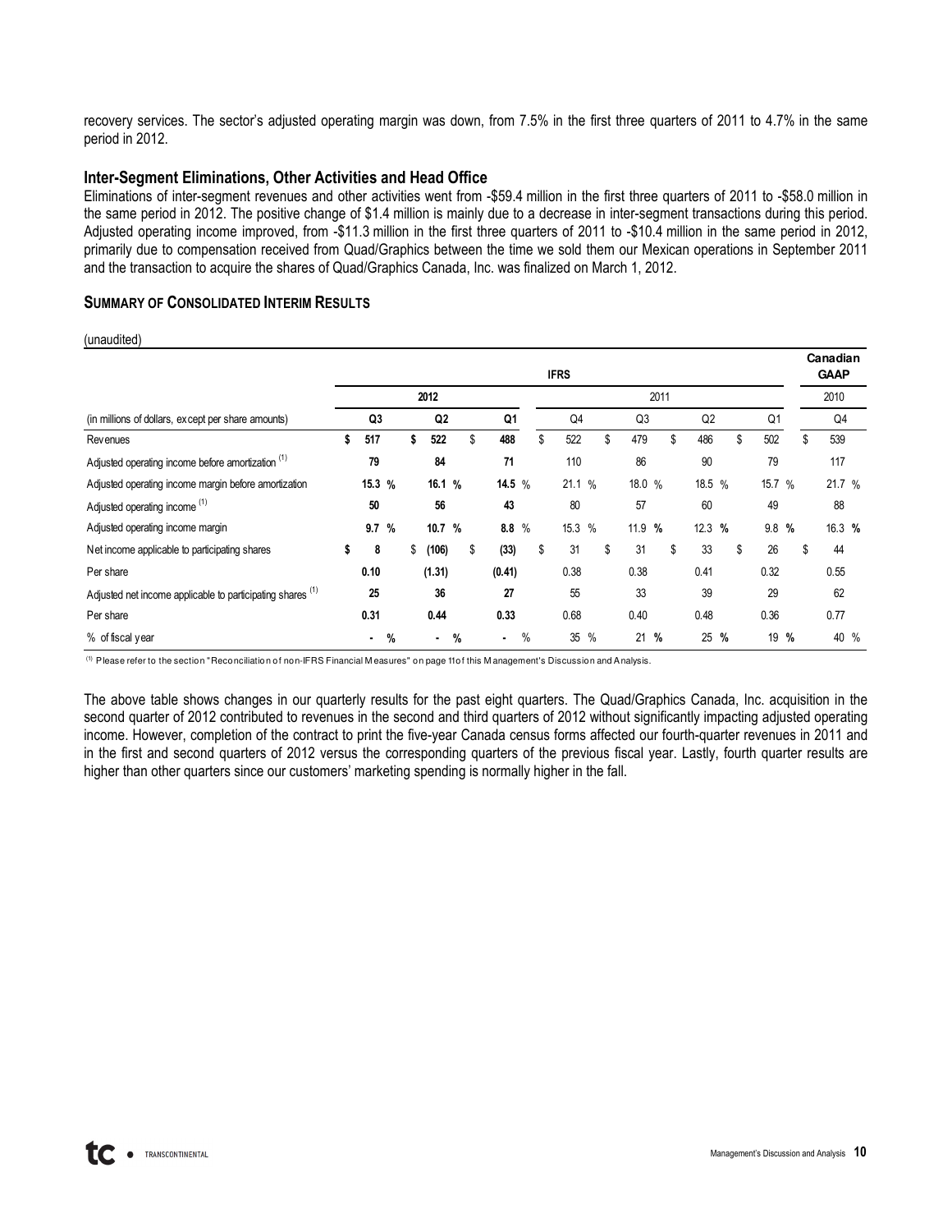recovery services. The sector's adjusted operating margin was down, from 7.5% in the first three quarters of 2011 to 4.7% in the same period in 2012.

### Inter-Segment Eliminations, Other Activities and Head Office

Eliminations of inter-segment revenues and other activities went from -\$59.4 million in the first three quarters of 2011 to -\$58.0 million in the same period in 2012. The positive change of \$1.4 million is mainly due to a decrease in inter-segment transactions during this period. Adjusted operating income improved, from -\$11.3 million in the first three quarters of 2011 to -\$10.4 million in the same period in 2012, primarily due to compensation received from Quad/Graphics between the time we sold them our Mexican operations in September 2011 and the transaction to acquire the shares of Quad/Graphics Canada, Inc. was finalized on March 1, 2012.

### SUMMARY OF CONSOLIDATED INTERIM RESULTS

(unaudited)

| | IFRS | | | | | | | Canadian GAAP |
|---|---|---|---|---|---|---|---|---|
| | 2012 | | | 2011 | | | | 2010 |
| (in millions of dollars, except per share amounts) | Q3 | Q2 | Q1 | Q4 | Q3 | Q2 | Q1 | Q4 |
| Revenues | $ 517 | $ 522 | $ 488 | $ 522 | $ 479 | $ 486 | $ 502 | $ 539 |
| Adjusted operating income before amortization [(1)] | 79 | 84 | 71 | 110 | 86 | 90 | 79 | 117 |
| Adjusted operating income margin before amortization | 15.3 % | 16.1 % | 14.5 % | 21.1 % | 18.0 % | 18.5 % | 15.7 % | 21.7 % |
| Adjusted operating income [(1)] | 50 | 56 | 43 | 80 | 57 | 60 | 49 | 88 |
| Adjusted operating income margin | 9.7 % | 10.7 % | 8.8 % | 15.3 % | 11.9 % | 12.3 % | 9.8 % | 16.3 % |
| Net income applicable to participating shares | $ 8 | $ (106) | $ (33) | $ 31 | $ 31 | $ 33 | $ 26 | $ 44 |
| Per share | 0.10 | (1.31) | (0.41) | 0.38 | 0.38 | 0.41 | 0.32 | 0.55 |
| Adjusted net income applicable to participating shares [(1)] | 25 | 36 | 27 | 55 | 33 | 39 | 29 | 62 |
| Per share | 0.31 | 0.44 | 0.33 | 0.68 | 0.40 | 0.48 | 0.36 | 0.77 |
| % of fiscal year | - % | - % | - % | 35 % | 21 % | 25 % | 19 % | 40 % |

[(1)] Please refer to the section "Reconciliation of non-IFRS Financial Measures" on page 11 of this Management's Discussion and Analysis.

The above table shows changes in our quarterly results for the past eight quarters. The Quad/Graphics Canada, Inc. acquisition in the second quarter of 2012 contributed to revenues in the second and third quarters of 2012 without significantly impacting adjusted operating income. However, completion of the contract to print the five-year Canada census forms affected our fourth-quarter revenues in 2011 and in the first and second quarters of 2012 versus the corresponding quarters of the previous fiscal year. Lastly, fourth quarter results are higher than other quarters since our customers' marketing spending is normally higher in the fall.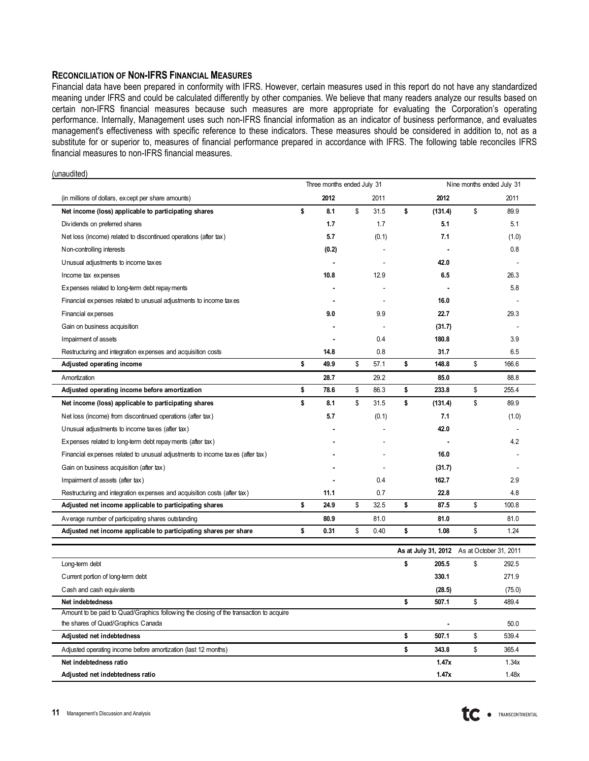## Reconciliation of Non-IFRS Financial Measures

Financial data have been prepared in conformity with IFRS. However, certain measures used in this report do not have any standardized meaning under IFRS and could be calculated differently by other companies. We believe that many readers analyze our results based on certain non-IFRS financial measures because such measures are more appropriate for evaluating the Corporation's operating performance. Internally, Management uses such non-IFRS financial information as an indicator of business performance, and evaluates management's effectiveness with specific reference to these indicators. These measures should be considered in addition to, not as a substitute for or superior to, measures of financial performance prepared in accordance with IFRS. The following table reconciles IFRS financial measures to non-IFRS financial measures.

(unaudited)

| | Three months ended July 31 | | Nine months ended July 31 | |
|---|---|---|---|---|
| (in millions of dollars, except per share amounts) | **2012** | 2011 | **2012** | 2011 |
| **Net income (loss) applicable to participating shares** | **$ 8.1** | $ 31.5 | **$ (131.4)** | $ 89.9 |
| Dividends on preferred shares | **1.7** | 1.7 | **5.1** | 5.1 |
| Net loss (income) related to discontinued operations (after tax) | **5.7** | (0.1) | **7.1** | (1.0) |
| Non-controlling interests | **(0.2)** | - | **-** | 0.8 |
| Unusual adjustments to income taxes | **-** | - | **42.0** | - |
| Income tax expenses | **10.8** | 12.9 | **6.5** | 26.3 |
| Expenses related to long-term debt repayments | **-** | - | **-** | 5.8 |
| Financial expenses related to unusual adjustments to income taxes | **-** | - | **16.0** | - |
| Financial expenses | **9.0** | 9.9 | **22.7** | 29.3 |
| Gain on business acquisition | **-** | - | **(31.7)** | - |
| Impairment of assets | **-** | 0.4 | **180.8** | 3.9 |
| Restructuring and integration expenses and acquisition costs | **14.8** | 0.8 | **31.7** | 6.5 |
| **Adjusted operating income** | **$ 49.9** | $ 57.1 | **$ 148.8** | $ 166.6 |
| Amortization | **28.7** | 29.2 | **85.0** | 88.8 |
| **Adjusted operating income before amortization** | **$ 78.6** | $ 86.3 | **$ 233.8** | $ 255.4 |
| **Net income (loss) applicable to participating shares** | **$ 8.1** | $ 31.5 | **$ (131.4)** | $ 89.9 |
| Net loss (income) from discontinued operations (after tax) | **5.7** | (0.1) | **7.1** | (1.0) |
| Unusual adjustments to income taxes (after tax) | **-** | - | **42.0** | - |
| Expenses related to long-term debt repayments (after tax) | **-** | - | **-** | 4.2 |
| Financial expenses related to unusual adjustments to income taxes (after tax) | **-** | - | **16.0** | - |
| Gain on business acquisition (after tax) | **-** | - | **(31.7)** | - |
| Impairment of assets (after tax) | **-** | 0.4 | **162.7** | 2.9 |
| Restructuring and integration expenses and acquisition costs (after tax) | **11.1** | 0.7 | **22.8** | 4.8 |
| **Adjusted net income applicable to participating shares** | **$ 24.9** | $ 32.5 | **$ 87.5** | $ 100.8 |
| Average number of participating shares outstanding | **80.9** | 81.0 | **81.0** | 81.0 |
| **Adjusted net income applicable to participating shares per share** | **$ 0.31** | $ 0.40 | **$ 1.08** | $ 1.24 |

| | **As at July 31, 2012** | As at October 31, 2011 |
|---|---|---|
| Long-term debt | **$ 205.5** | $ 292.5 |
| Current portion of long-term debt | **330.1** | 271.9 |
| Cash and cash equivalents | **(28.5)** | (75.0) |
| **Net indebtedness** | **$ 507.1** | $ 489.4 |
| Amount to be paid to Quad/Graphics following the closing of the transaction to acquire the shares of Quad/Graphics Canada | **-** | 50.0 |
| **Adjusted net indebtedness** | **$ 507.1** | $ 539.4 |
| Adjusted operating income before amortization (last 12 months) | **$ 343.8** | $ 365.4 |
| **Net indebtedness ratio** | **1.47x** | 1.34x |
| **Adjusted net indebtedness ratio** | **1.47x** | 1.48x |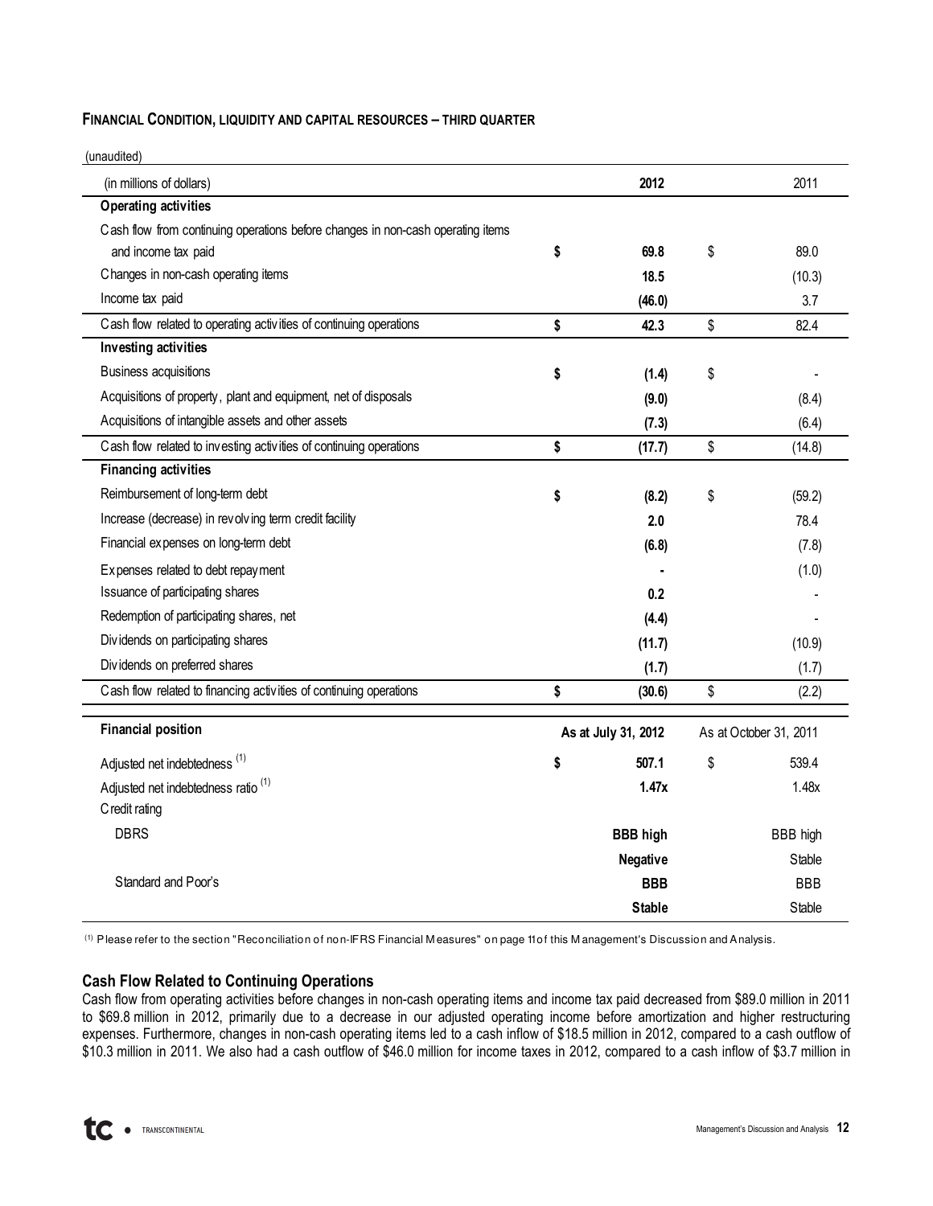## Financial Condition, liquidity and capital resources – third quarter

(unaudited)

| (in millions of dollars) | | 2012 | | 2011 |
|---|---|---|---|---|
| **Operating activities** | | | | |
| Cash flow from continuing operations before changes in non-cash operating items and income tax paid | **$** | **69.8** | $ | 89.0 |
| Changes in non-cash operating items | | **18.5** | | (10.3) |
| Income tax paid | | **(46.0)** | | 3.7 |
| Cash flow related to operating activities of continuing operations | **$** | **42.3** | $ | 82.4 |
| **Investing activities** | | | | |
| Business acquisitions | **$** | **(1.4)** | $ | - |
| Acquisitions of property, plant and equipment, net of disposals | | **(9.0)** | | (8.4) |
| Acquisitions of intangible assets and other assets | | **(7.3)** | | (6.4) |
| Cash flow related to investing activities of continuing operations | **$** | **(17.7)** | $ | (14.8) |
| **Financing activities** | | | | |
| Reimbursement of long-term debt | **$** | **(8.2)** | $ | (59.2) |
| Increase (decrease) in revolving term credit facility | | **2.0** | | 78.4 |
| Financial expenses on long-term debt | | **(6.8)** | | (7.8) |
| Expenses related to debt repayment | | **-** | | (1.0) |
| Issuance of participating shares | | **0.2** | | - |
| Redemption of participating shares, net | | **(4.4)** | | - |
| Dividends on participating shares | | **(11.7)** | | (10.9) |
| Dividends on preferred shares | | **(1.7)** | | (1.7) |
| Cash flow related to financing activities of continuing operations | **$** | **(30.6)** | $ | (2.2) |

| **Financial position** | | **As at July 31, 2012** | | As at October 31, 2011 |
|---|---|---|---|---|
| Adjusted net indebtedness [(1)] | **$** | **507.1** | $ | 539.4 |
| Adjusted net indebtedness ratio [(1)] | | **1.47x** | | 1.48x |
| Credit rating | | | | |
| DBRS | | **BBB high** | | BBB high |
| | | **Negative** | | Stable |
| Standard and Poor's | | **BBB** | | BBB |
| | | **Stable** | | Stable |

(1) Please refer to the section "Reconciliation of non-IFRS Financial Measures" on page 11 of this Management's Discussion and Analysis.

### Cash Flow Related to Continuing Operations

Cash flow from operating activities before changes in non-cash operating items and income tax paid decreased from $89.0 million in 2011 to $69.8 million in 2012, primarily due to a decrease in our adjusted operating income before amortization and higher restructuring expenses. Furthermore, changes in non-cash operating items led to a cash inflow of $18.5 million in 2012, compared to a cash outflow of $10.3 million in 2011. We also had a cash outflow of $46.0 million for income taxes in 2012, compared to a cash inflow of $3.7 million in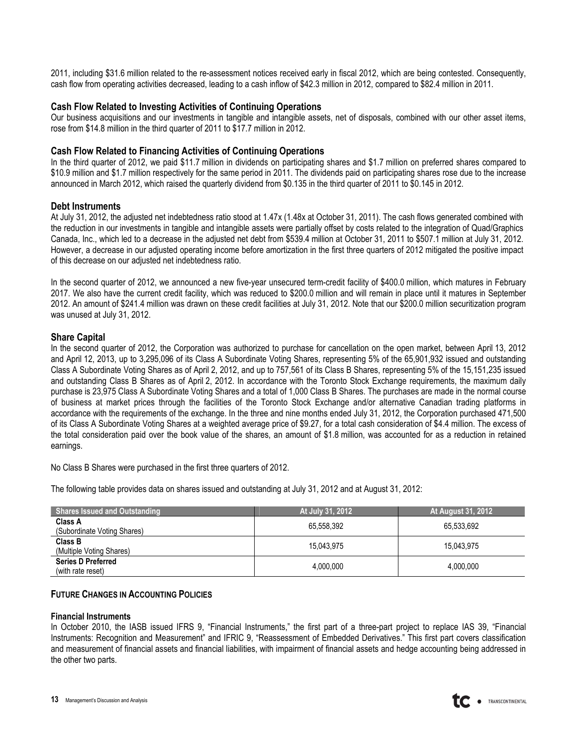2011, including $31.6 million related to the re-assessment notices received early in fiscal 2012, which are being contested. Consequently, cash flow from operating activities decreased, leading to a cash inflow of $42.3 million in 2012, compared to $82.4 million in 2011.

### Cash Flow Related to Investing Activities of Continuing Operations

Our business acquisitions and our investments in tangible and intangible assets, net of disposals, combined with our other asset items, rose from $14.8 million in the third quarter of 2011 to $17.7 million in 2012.

### Cash Flow Related to Financing Activities of Continuing Operations

In the third quarter of 2012, we paid $11.7 million in dividends on participating shares and $1.7 million on preferred shares compared to $10.9 million and $1.7 million respectively for the same period in 2011. The dividends paid on participating shares rose due to the increase announced in March 2012, which raised the quarterly dividend from $0.135 in the third quarter of 2011 to $0.145 in 2012.

### Debt Instruments

At July 31, 2012, the adjusted net indebtedness ratio stood at 1.47x (1.48x at October 31, 2011). The cash flows generated combined with the reduction in our investments in tangible and intangible assets were partially offset by costs related to the integration of Quad/Graphics Canada, Inc., which led to a decrease in the adjusted net debt from $539.4 million at October 31, 2011 to $507.1 million at July 31, 2012. However, a decrease in our adjusted operating income before amortization in the first three quarters of 2012 mitigated the positive impact of this decrease on our adjusted net indebtedness ratio.

In the second quarter of 2012, we announced a new five-year unsecured term-credit facility of $400.0 million, which matures in February 2017. We also have the current credit facility, which was reduced to $200.0 million and will remain in place until it matures in September 2012. An amount of $241.4 million was drawn on these credit facilities at July 31, 2012. Note that our $200.0 million securitization program was unused at July 31, 2012.

### Share Capital

In the second quarter of 2012, the Corporation was authorized to purchase for cancellation on the open market, between April 13, 2012 and April 12, 2013, up to 3,295,096 of its Class A Subordinate Voting Shares, representing 5% of the 65,901,932 issued and outstanding Class A Subordinate Voting Shares as of April 2, 2012, and up to 757,561 of its Class B Shares, representing 5% of the 15,151,235 issued and outstanding Class B Shares as of April 2, 2012. In accordance with the Toronto Stock Exchange requirements, the maximum daily purchase is 23,975 Class A Subordinate Voting Shares and a total of 1,000 Class B Shares. The purchases are made in the normal course of business at market prices through the facilities of the Toronto Stock Exchange and/or alternative Canadian trading platforms in accordance with the requirements of the exchange. In the three and nine months ended July 31, 2012, the Corporation purchased 471,500 of its Class A Subordinate Voting Shares at a weighted average price of $9.27, for a total cash consideration of $4.4 million. The excess of the total consideration paid over the book value of the shares, an amount of $1.8 million, was accounted for as a reduction in retained earnings.

No Class B Shares were purchased in the first three quarters of 2012.

The following table provides data on shares issued and outstanding at July 31, 2012 and at August 31, 2012:

| Shares Issued and Outstanding | At July 31, 2012 | At August 31, 2012 |
|---|---|---|
| **Class A** (Subordinate Voting Shares) | 65,558,392 | 65,533,692 |
| **Class B** (Multiple Voting Shares) | 15,043,975 | 15,043,975 |
| **Series D Preferred** (with rate reset) | 4,000,000 | 4,000,000 |

## FUTURE CHANGES IN ACCOUNTING POLICIES

#### Financial Instruments

In October 2010, the IASB issued IFRS 9, "Financial Instruments," the first part of a three-part project to replace IAS 39, "Financial Instruments: Recognition and Measurement" and IFRIC 9, "Reassessment of Embedded Derivatives." This first part covers classification and measurement of financial assets and financial liabilities, with impairment of financial assets and hedge accounting being addressed in the other two parts.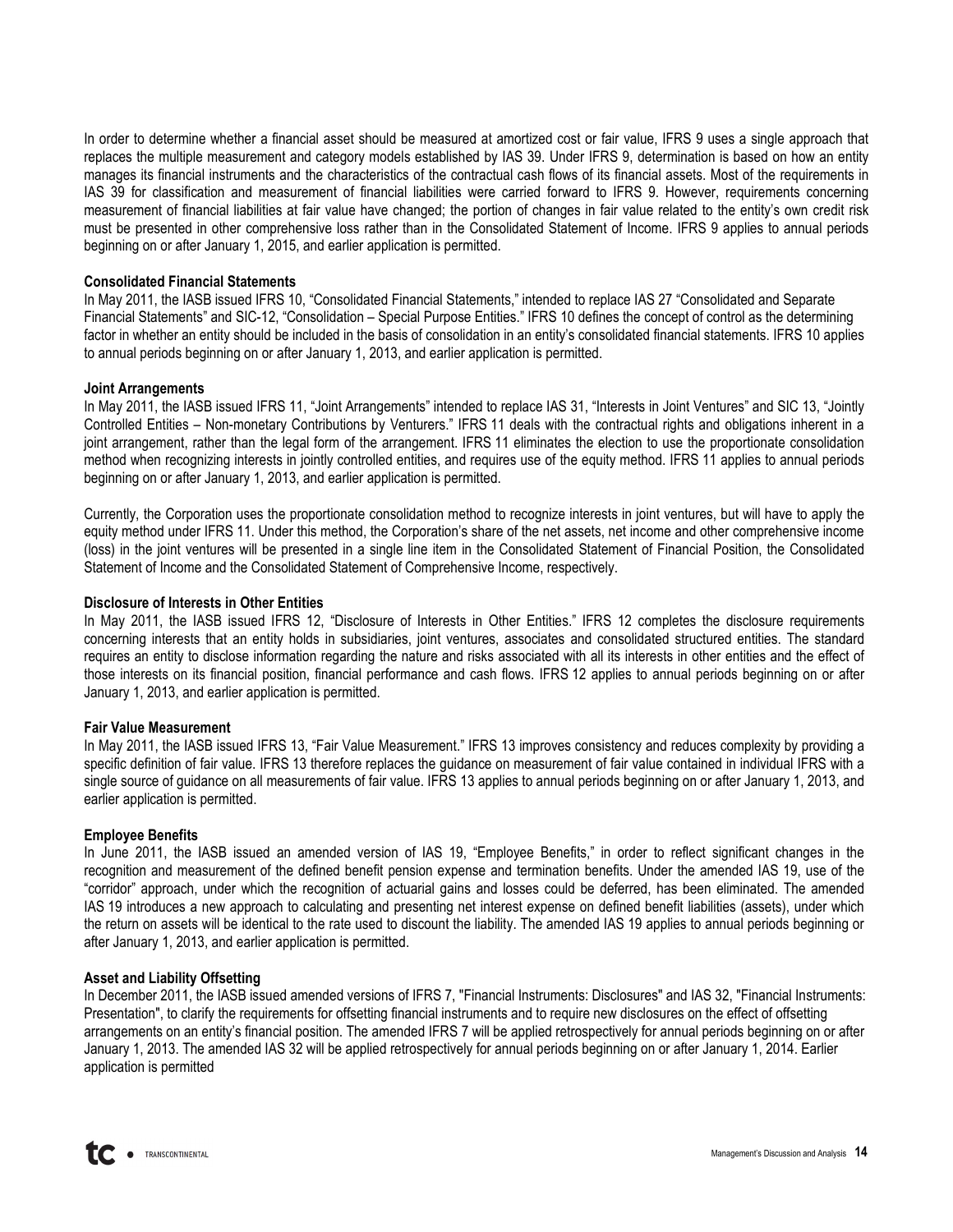In order to determine whether a financial asset should be measured at amortized cost or fair value, IFRS 9 uses a single approach that replaces the multiple measurement and category models established by IAS 39. Under IFRS 9, determination is based on how an entity manages its financial instruments and the characteristics of the contractual cash flows of its financial assets. Most of the requirements in IAS 39 for classification and measurement of financial liabilities were carried forward to IFRS 9. However, requirements concerning measurement of financial liabilities at fair value have changed; the portion of changes in fair value related to the entity's own credit risk must be presented in other comprehensive loss rather than in the Consolidated Statement of Income. IFRS 9 applies to annual periods beginning on or after January 1, 2015, and earlier application is permitted.

**Consolidated Financial Statements**

In May 2011, the IASB issued IFRS 10, "Consolidated Financial Statements," intended to replace IAS 27 "Consolidated and Separate Financial Statements" and SIC-12, "Consolidation – Special Purpose Entities." IFRS 10 defines the concept of control as the determining factor in whether an entity should be included in the basis of consolidation in an entity's consolidated financial statements. IFRS 10 applies to annual periods beginning on or after January 1, 2013, and earlier application is permitted.

**Joint Arrangements**

In May 2011, the IASB issued IFRS 11, "Joint Arrangements" intended to replace IAS 31, "Interests in Joint Ventures" and SIC 13, "Jointly Controlled Entities – Non-monetary Contributions by Venturers." IFRS 11 deals with the contractual rights and obligations inherent in a joint arrangement, rather than the legal form of the arrangement. IFRS 11 eliminates the election to use the proportionate consolidation method when recognizing interests in jointly controlled entities, and requires use of the equity method. IFRS 11 applies to annual periods beginning on or after January 1, 2013, and earlier application is permitted.

Currently, the Corporation uses the proportionate consolidation method to recognize interests in joint ventures, but will have to apply the equity method under IFRS 11. Under this method, the Corporation's share of the net assets, net income and other comprehensive income (loss) in the joint ventures will be presented in a single line item in the Consolidated Statement of Financial Position, the Consolidated Statement of Income and the Consolidated Statement of Comprehensive Income, respectively.

**Disclosure of Interests in Other Entities**

In May 2011, the IASB issued IFRS 12, "Disclosure of Interests in Other Entities." IFRS 12 completes the disclosure requirements concerning interests that an entity holds in subsidiaries, joint ventures, associates and consolidated structured entities. The standard requires an entity to disclose information regarding the nature and risks associated with all its interests in other entities and the effect of those interests on its financial position, financial performance and cash flows. IFRS 12 applies to annual periods beginning on or after January 1, 2013, and earlier application is permitted.

**Fair Value Measurement**

In May 2011, the IASB issued IFRS 13, "Fair Value Measurement." IFRS 13 improves consistency and reduces complexity by providing a specific definition of fair value. IFRS 13 therefore replaces the guidance on measurement of fair value contained in individual IFRS with a single source of guidance on all measurements of fair value. IFRS 13 applies to annual periods beginning on or after January 1, 2013, and earlier application is permitted.

**Employee Benefits**

In June 2011, the IASB issued an amended version of IAS 19, "Employee Benefits," in order to reflect significant changes in the recognition and measurement of the defined benefit pension expense and termination benefits. Under the amended IAS 19, use of the "corridor" approach, under which the recognition of actuarial gains and losses could be deferred, has been eliminated. The amended IAS 19 introduces a new approach to calculating and presenting net interest expense on defined benefit liabilities (assets), under which the return on assets will be identical to the rate used to discount the liability. The amended IAS 19 applies to annual periods beginning or after January 1, 2013, and earlier application is permitted.

**Asset and Liability Offsetting**

In December 2011, the IASB issued amended versions of IFRS 7, "Financial Instruments: Disclosures" and IAS 32, "Financial Instruments: Presentation", to clarify the requirements for offsetting financial instruments and to require new disclosures on the effect of offsetting arrangements on an entity's financial position. The amended IFRS 7 will be applied retrospectively for annual periods beginning on or after January 1, 2013. The amended IAS 32 will be applied retrospectively for annual periods beginning on or after January 1, 2014. Earlier application is permitted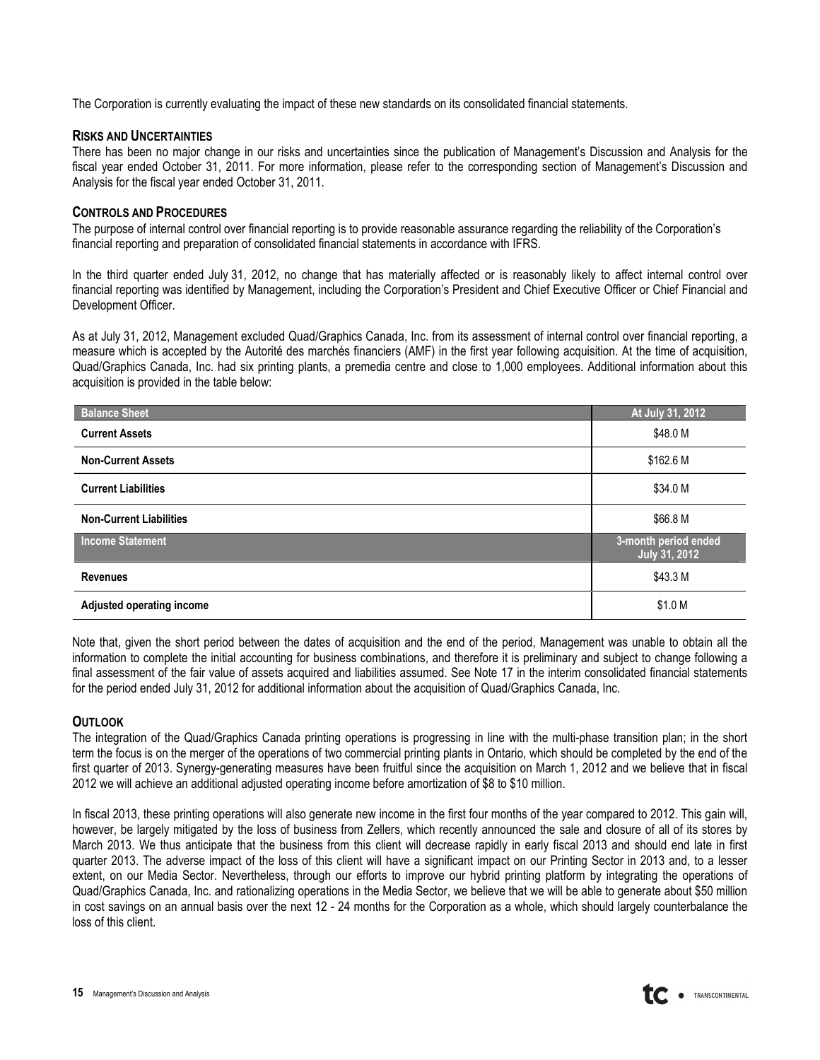The Corporation is currently evaluating the impact of these new standards on its consolidated financial statements.

## RISKS AND UNCERTAINTIES

There has been no major change in our risks and uncertainties since the publication of Management's Discussion and Analysis for the fiscal year ended October 31, 2011. For more information, please refer to the corresponding section of Management's Discussion and Analysis for the fiscal year ended October 31, 2011.

## CONTROLS AND PROCEDURES

The purpose of internal control over financial reporting is to provide reasonable assurance regarding the reliability of the Corporation's financial reporting and preparation of consolidated financial statements in accordance with IFRS.

In the third quarter ended July 31, 2012, no change that has materially affected or is reasonably likely to affect internal control over financial reporting was identified by Management, including the Corporation's President and Chief Executive Officer or Chief Financial and Development Officer.

As at July 31, 2012, Management excluded Quad/Graphics Canada, Inc. from its assessment of internal control over financial reporting, a measure which is accepted by the Autorité des marchés financiers (AMF) in the first year following acquisition. At the time of acquisition, Quad/Graphics Canada, Inc. had six printing plants, a premedia centre and close to 1,000 employees. Additional information about this acquisition is provided in the table below:

| Balance Sheet | At July 31, 2012 |
|---|---|
| **Current Assets** | $48.0 M |
| **Non-Current Assets** | $162.6 M |
| **Current Liabilities** | $34.0 M |
| **Non-Current Liabilities** | $66.8 M |
| **Income Statement** | **3-month period ended July 31, 2012** |
| **Revenues** | $43.3 M |
| **Adjusted operating income** | $1.0 M |

Note that, given the short period between the dates of acquisition and the end of the period, Management was unable to obtain all the information to complete the initial accounting for business combinations, and therefore it is preliminary and subject to change following a final assessment of the fair value of assets acquired and liabilities assumed. See Note 17 in the interim consolidated financial statements for the period ended July 31, 2012 for additional information about the acquisition of Quad/Graphics Canada, Inc.

## OUTLOOK

The integration of the Quad/Graphics Canada printing operations is progressing in line with the multi-phase transition plan; in the short term the focus is on the merger of the operations of two commercial printing plants in Ontario, which should be completed by the end of the first quarter of 2013. Synergy-generating measures have been fruitful since the acquisition on March 1, 2012 and we believe that in fiscal 2012 we will achieve an additional adjusted operating income before amortization of $8 to $10 million.

In fiscal 2013, these printing operations will also generate new income in the first four months of the year compared to 2012. This gain will, however, be largely mitigated by the loss of business from Zellers, which recently announced the sale and closure of all of its stores by March 2013. We thus anticipate that the business from this client will decrease rapidly in early fiscal 2013 and should end late in first quarter 2013. The adverse impact of the loss of this client will have a significant impact on our Printing Sector in 2013 and, to a lesser extent, on our Media Sector. Nevertheless, through our efforts to improve our hybrid printing platform by integrating the operations of Quad/Graphics Canada, Inc. and rationalizing operations in the Media Sector, we believe that we will be able to generate about $50 million in cost savings on an annual basis over the next 12 - 24 months for the Corporation as a whole, which should largely counterbalance the loss of this client.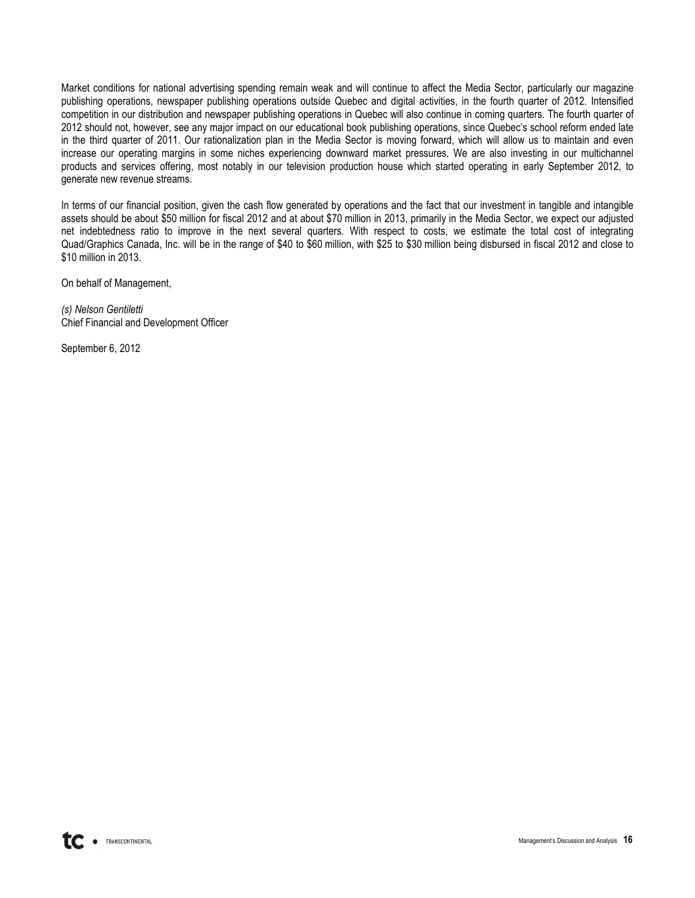Market conditions for national advertising spending remain weak and will continue to affect the Media Sector, particularly our magazine publishing operations, newspaper publishing operations outside Quebec and digital activities, in the fourth quarter of 2012. Intensified competition in our distribution and newspaper publishing operations in Quebec will also continue in coming quarters. The fourth quarter of 2012 should not, however, see any major impact on our educational book publishing operations, since Quebec's school reform ended late in the third quarter of 2011. Our rationalization plan in the Media Sector is moving forward, which will allow us to maintain and even increase our operating margins in some niches experiencing downward market pressures. We are also investing in our multichannel products and services offering, most notably in our television production house which started operating in early September 2012, to generate new revenue streams.

In terms of our financial position, given the cash flow generated by operations and the fact that our investment in tangible and intangible assets should be about $50 million for fiscal 2012 and at about $70 million in 2013, primarily in the Media Sector, we expect our adjusted net indebtedness ratio to improve in the next several quarters. With respect to costs, we estimate the total cost of integrating Quad/Graphics Canada, Inc. will be in the range of $40 to $60 million, with $25 to $30 million being disbursed in fiscal 2012 and close to $10 million in 2013.

On behalf of Management,

*(s) Nelson Gentiletti*
Chief Financial and Development Officer

September 6, 2012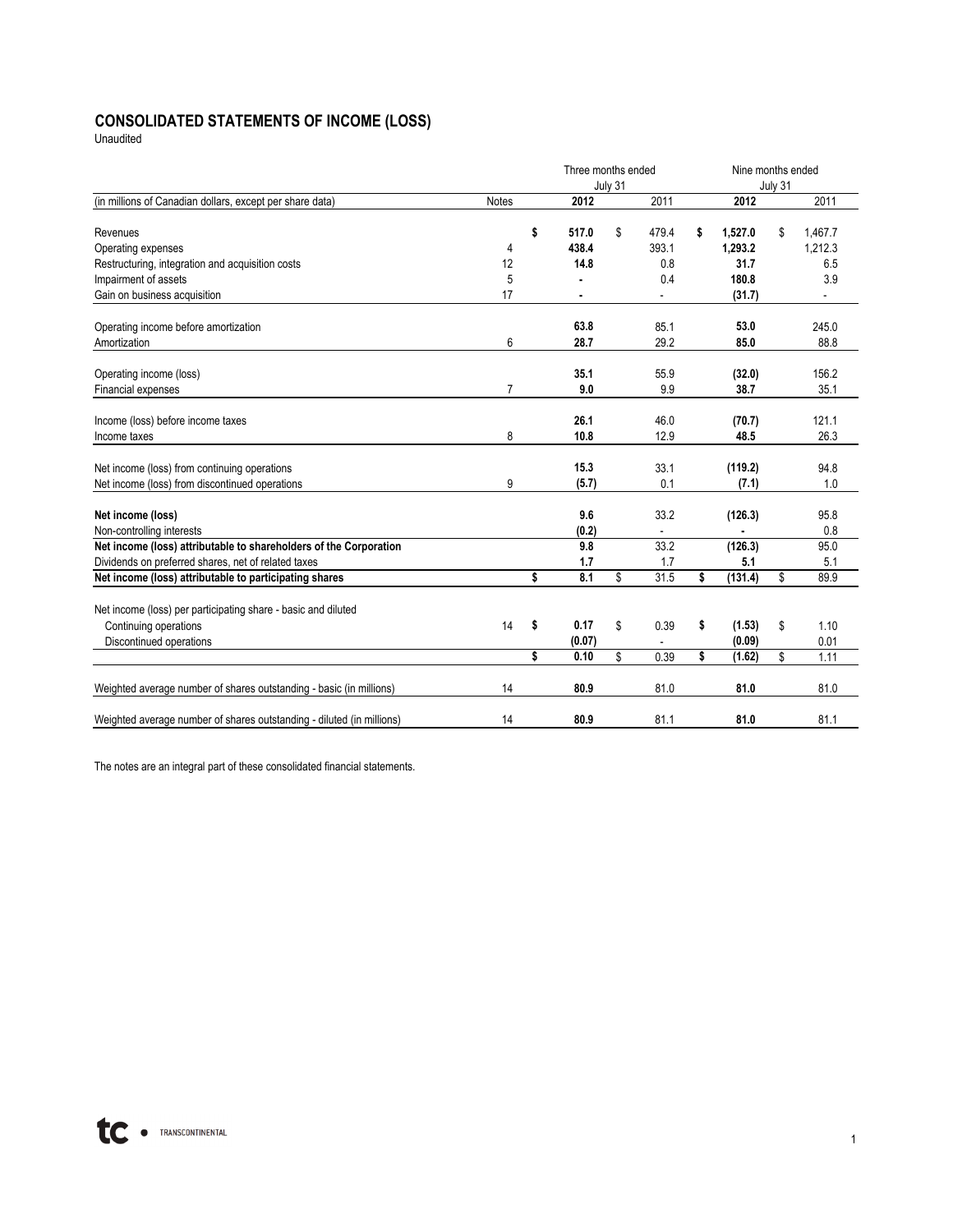# CONSOLIDATED STATEMENTS OF INCOME (LOSS)

Unaudited

| (in millions of Canadian dollars, except per share data) | Notes | Three months ended July 31 2012 | 2011 | Nine months ended July 31 2012 | 2011 |
|---|---|---|---|---|---|
| Revenues | | **$ 517.0** | $ 479.4 | **$ 1,527.0** | $ 1,467.7 |
| Operating expenses | 4 | **438.4** | 393.1 | **1,293.2** | 1,212.3 |
| Restructuring, integration and acquisition costs | 12 | **14.8** | 0.8 | **31.7** | 6.5 |
| Impairment of assets | 5 | **-** | 0.4 | **180.8** | 3.9 |
| Gain on business acquisition | 17 | **-** | - | **(31.7)** | - |
| Operating income before amortization | | **63.8** | 85.1 | **53.0** | 245.0 |
| Amortization | 6 | **28.7** | 29.2 | **85.0** | 88.8 |
| Operating income (loss) | | **35.1** | 55.9 | **(32.0)** | 156.2 |
| Financial expenses | 7 | **9.0** | 9.9 | **38.7** | 35.1 |
| Income (loss) before income taxes | | **26.1** | 46.0 | **(70.7)** | 121.1 |
| Income taxes | 8 | **10.8** | 12.9 | **48.5** | 26.3 |
| Net income (loss) from continuing operations | | **15.3** | 33.1 | **(119.2)** | 94.8 |
| Net income (loss) from discontinued operations | 9 | **(5.7)** | 0.1 | **(7.1)** | 1.0 |
| **Net income (loss)** | | **9.6** | 33.2 | **(126.3)** | 95.8 |
| Non-controlling interests | | **(0.2)** | - | **-** | 0.8 |
| **Net income (loss) attributable to shareholders of the Corporation** | | **9.8** | 33.2 | **(126.3)** | 95.0 |
| Dividends on preferred shares, net of related taxes | | **1.7** | 1.7 | **5.1** | 5.1 |
| **Net income (loss) attributable to participating shares** | | **$ 8.1** | $ 31.5 | **$ (131.4)** | $ 89.9 |
| Net income (loss) per participating share - basic and diluted | | | | | |
| Continuing operations | 14 | **$ 0.17** | $ 0.39 | **$ (1.53)** | $ 1.10 |
| Discontinued operations | | **(0.07)** | - | **(0.09)** | 0.01 |
| | | **$ 0.10** | $ 0.39 | **$ (1.62)** | $ 1.11 |
| Weighted average number of shares outstanding - basic (in millions) | 14 | **80.9** | 81.0 | **81.0** | 81.0 |
| Weighted average number of shares outstanding - diluted (in millions) | 14 | **80.9** | 81.1 | **81.0** | 81.1 |

The notes are an integral part of these consolidated financial statements.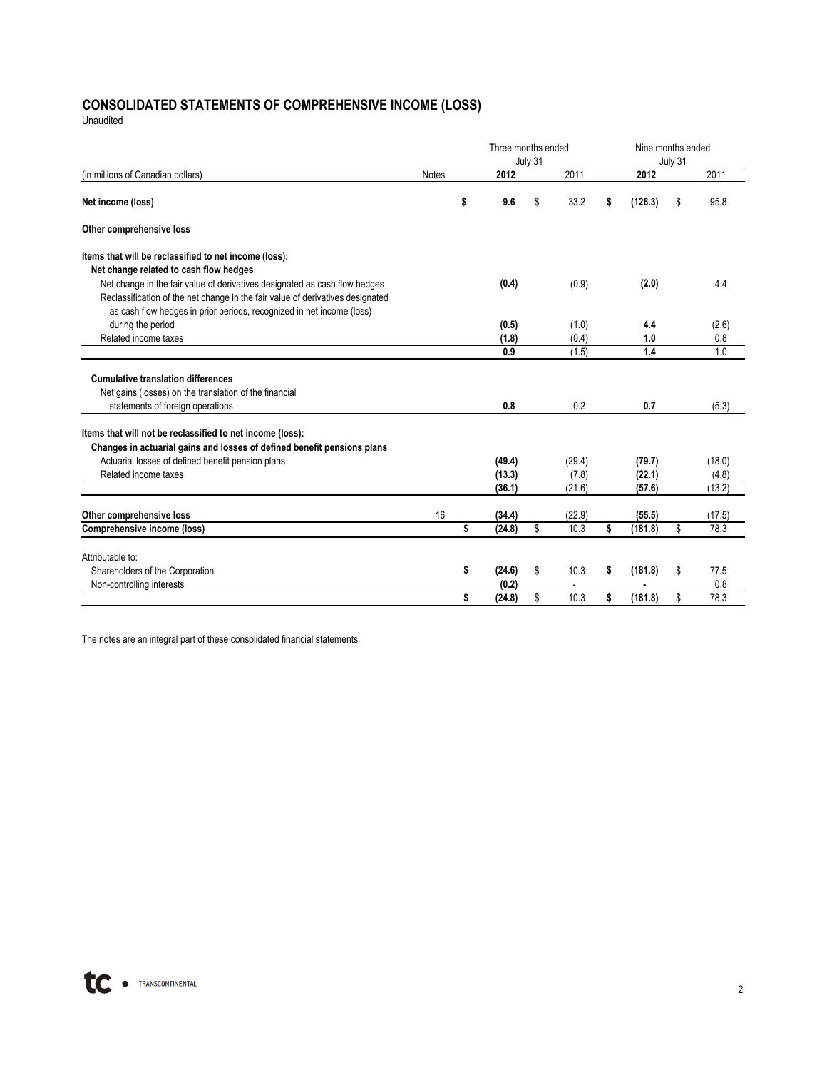## CONSOLIDATED STATEMENTS OF COMPREHENSIVE INCOME (LOSS)

Unaudited

| (in millions of Canadian dollars) | Notes | Three months ended July 31 2012 | Three months ended July 31 2011 | Nine months ended July 31 2012 | Nine months ended July 31 2011 |
|---|---|---|---|---|---|
| **Net income (loss)** | | **$ 9.6** | $ 33.2 | **$ (126.3)** | $ 95.8 |
| **Other comprehensive loss** | | | | | |
| **Items that will be reclassified to net income (loss):** | | | | | |
| **Net change related to cash flow hedges** | | | | | |
| Net change in the fair value of derivatives designated as cash flow hedges | | **(0.4)** | (0.9) | **(2.0)** | 4.4 |
| Reclassification of the net change in the fair value of derivatives designated as cash flow hedges in prior periods, recognized in net income (loss) during the period | | **(0.5)** | (1.0) | **4.4** | (2.6) |
| Related income taxes | | **(1.8)** | (0.4) | **1.0** | 0.8 |
| | | **0.9** | (1.5) | **1.4** | 1.0 |
| **Cumulative translation differences** | | | | | |
| Net gains (losses) on the translation of the financial statements of foreign operations | | **0.8** | 0.2 | **0.7** | (5.3) |
| **Items that will not be reclassified to net income (loss):** | | | | | |
| **Changes in actuarial gains and losses of defined benefit pensions plans** | | | | | |
| Actuarial losses of defined benefit pension plans | | **(49.4)** | (29.4) | **(79.7)** | (18.0) |
| Related income taxes | | **(13.3)** | (7.8) | **(22.1)** | (4.8) |
| | | **(36.1)** | (21.6) | **(57.6)** | (13.2) |
| **Other comprehensive loss** | 16 | **(34.4)** | (22.9) | **(55.5)** | (17.5) |
| **Comprehensive income (loss)** | | **$ (24.8)** | $ 10.3 | **$ (181.8)** | $ 78.3 |
| Attributable to: | | | | | |
| Shareholders of the Corporation | | **$ (24.6)** | $ 10.3 | **$ (181.8)** | $ 77.5 |
| Non-controlling interests | | **(0.2)** | - | **-** | 0.8 |
| | | **$ (24.8)** | $ 10.3 | **$ (181.8)** | $ 78.3 |

The notes are an integral part of these consolidated financial statements.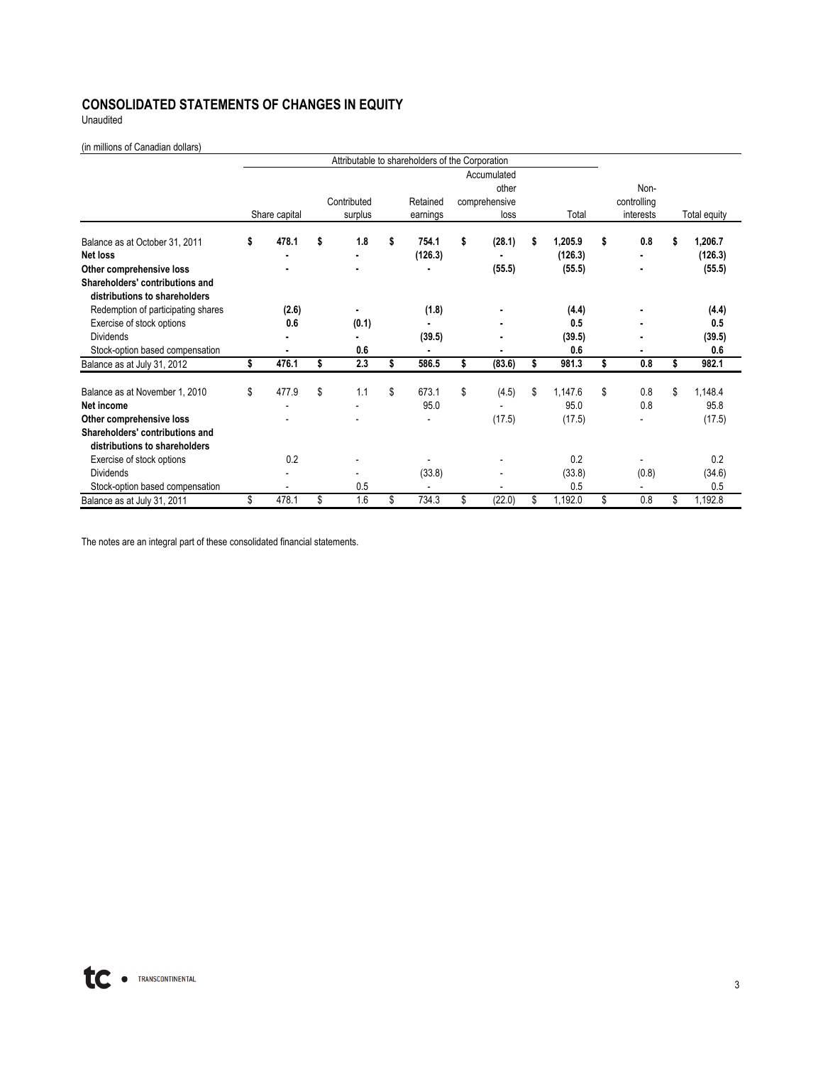# CONSOLIDATED STATEMENTS OF CHANGES IN EQUITY

Unaudited

(in millions of Canadian dollars)

| | Attributable to shareholders of the Corporation | | | | | | |
|---|---|---|---|---|---|---|---|
| | Share capital | Contributed surplus | Retained earnings | Accumulated other comprehensive loss | Total | Non-controlling interests | Total equity |
| Balance as at October 31, 2011 | **$ 478.1** | **$ 1.8** | **$ 754.1** | **$ (28.1)** | **$ 1,205.9** | **$ 0.8** | **$ 1,206.7** |
| **Net loss** | **-** | **-** | **(126.3)** | **-** | **(126.3)** | **-** | **(126.3)** |
| **Other comprehensive loss** | **-** | **-** | **-** | **(55.5)** | **(55.5)** | **-** | **(55.5)** |
| **Shareholders' contributions and distributions to shareholders** | | | | | | | |
| Redemption of participating shares | **(2.6)** | **-** | **(1.8)** | **-** | **(4.4)** | **-** | **(4.4)** |
| Exercise of stock options | **0.6** | **(0.1)** | **-** | **-** | **0.5** | **-** | **0.5** |
| Dividends | **-** | **-** | **(39.5)** | **-** | **(39.5)** | **-** | **(39.5)** |
| Stock-option based compensation | **-** | **0.6** | **-** | **-** | **0.6** | **-** | **0.6** |
| Balance as at July 31, 2012 | **$ 476.1** | **$ 2.3** | **$ 586.5** | **$ (83.6)** | **$ 981.3** | **$ 0.8** | **$ 982.1** |
| | | | | | | | |
| Balance as at November 1, 2010 | $ 477.9 | $ 1.1 | $ 673.1 | $ (4.5) | $ 1,147.6 | $ 0.8 | $ 1,148.4 |
| **Net income** | - | - | 95.0 | - | 95.0 | 0.8 | 95.8 |
| **Other comprehensive loss** | - | - | - | (17.5) | (17.5) | - | (17.5) |
| **Shareholders' contributions and distributions to shareholders** | | | | | | | |
| Exercise of stock options | 0.2 | - | - | - | 0.2 | - | 0.2 |
| Dividends | - | - | (33.8) | - | (33.8) | (0.8) | (34.6) |
| Stock-option based compensation | - | 0.5 | - | - | 0.5 | - | 0.5 |
| Balance as at July 31, 2011 | $ 478.1 | $ 1.6 | $ 734.3 | $ (22.0) | $ 1,192.0 | $ 0.8 | $ 1,192.8 |

The notes are an integral part of these consolidated financial statements.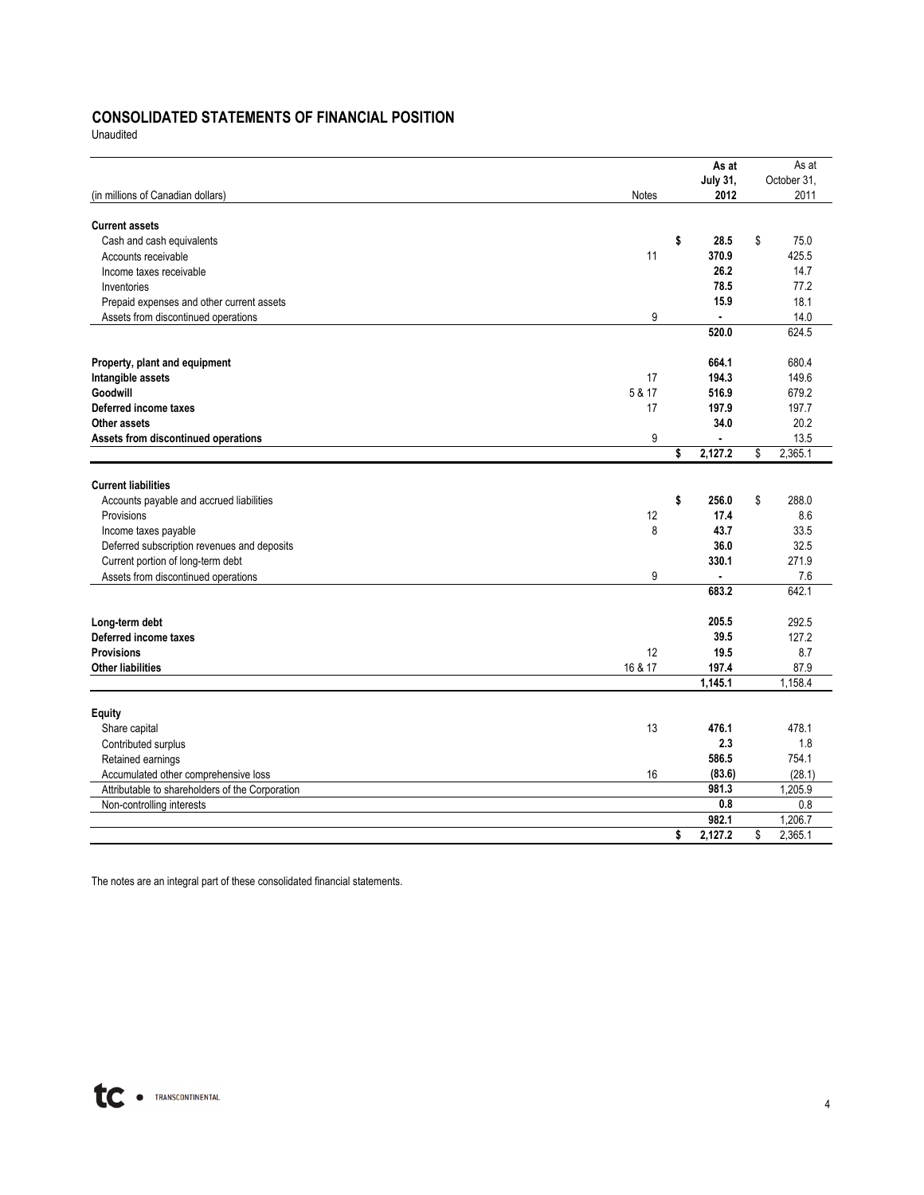# CONSOLIDATED STATEMENTS OF FINANCIAL POSITION

Unaudited

| (in millions of Canadian dollars) | Notes | As at July 31, 2012 | As at October 31, 2011 |
|---|---|---|---|
| **Current assets** | | | |
| Cash and cash equivalents | | **$ 28.5** | $ 75.0 |
| Accounts receivable | 11 | **370.9** | 425.5 |
| Income taxes receivable | | **26.2** | 14.7 |
| Inventories | | **78.5** | 77.2 |
| Prepaid expenses and other current assets | | **15.9** | 18.1 |
| Assets from discontinued operations | 9 | **-** | 14.0 |
| | | **520.0** | 624.5 |
| **Property, plant and equipment** | | **664.1** | 680.4 |
| **Intangible assets** | 17 | **194.3** | 149.6 |
| **Goodwill** | 5 & 17 | **516.9** | 679.2 |
| **Deferred income taxes** | 17 | **197.9** | 197.7 |
| **Other assets** | | **34.0** | 20.2 |
| **Assets from discontinued operations** | 9 | **-** | 13.5 |
| | | **$ 2,127.2** | $ 2,365.1 |
| **Current liabilities** | | | |
| Accounts payable and accrued liabilities | | **$ 256.0** | $ 288.0 |
| Provisions | 12 | **17.4** | 8.6 |
| Income taxes payable | 8 | **43.7** | 33.5 |
| Deferred subscription revenues and deposits | | **36.0** | 32.5 |
| Current portion of long-term debt | | **330.1** | 271.9 |
| Assets from discontinued operations | 9 | **-** | 7.6 |
| | | **683.2** | 642.1 |
| **Long-term debt** | | **205.5** | 292.5 |
| **Deferred income taxes** | | **39.5** | 127.2 |
| **Provisions** | 12 | **19.5** | 8.7 |
| **Other liabilities** | 16 & 17 | **197.4** | 87.9 |
| | | **1,145.1** | 1,158.4 |
| **Equity** | | | |
| Share capital | 13 | **476.1** | 478.1 |
| Contributed surplus | | **2.3** | 1.8 |
| Retained earnings | | **586.5** | 754.1 |
| Accumulated other comprehensive loss | 16 | **(83.6)** | (28.1) |
| Attributable to shareholders of the Corporation | | **981.3** | 1,205.9 |
| Non-controlling interests | | **0.8** | 0.8 |
| | | **982.1** | 1,206.7 |
| | | **$ 2,127.2** | $ 2,365.1 |

The notes are an integral part of these consolidated financial statements.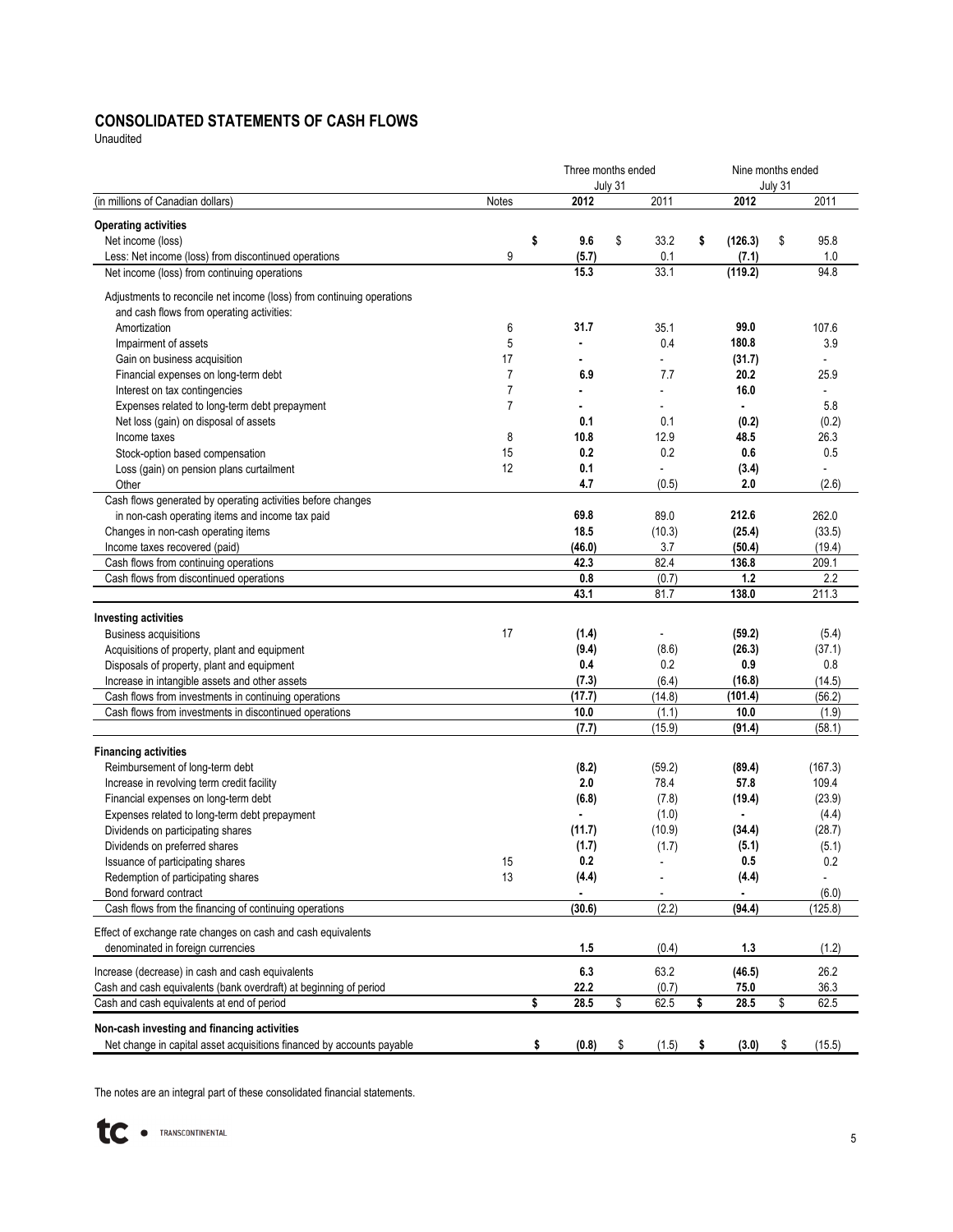## CONSOLIDATED STATEMENTS OF CASH FLOWS

Unaudited

| (in millions of Canadian dollars) | Notes | Three months ended July 31 2012 | Three months ended July 31 2011 | Nine months ended July 31 2012 | Nine months ended July 31 2011 |
|---|---|---|---|---|---|
| **Operating activities** | | | | | |
| Net income (loss) | | **$ 9.6** | $ 33.2 | **$ (126.3)** | $ 95.8 |
| Less: Net income (loss) from discontinued operations | 9 | **(5.7)** | 0.1 | **(7.1)** | 1.0 |
| Net income (loss) from continuing operations | | **15.3** | 33.1 | **(119.2)** | 94.8 |
| Adjustments to reconcile net income (loss) from continuing operations and cash flows from operating activities: | | | | | |
| Amortization | 6 | **31.7** | 35.1 | **99.0** | 107.6 |
| Impairment of assets | 5 | **-** | 0.4 | **180.8** | 3.9 |
| Gain on business acquisition | 17 | **-** | - | **(31.7)** | - |
| Financial expenses on long-term debt | 7 | **6.9** | 7.7 | **20.2** | 25.9 |
| Interest on tax contingencies | 7 | **-** | - | **16.0** | - |
| Expenses related to long-term debt prepayment | 7 | **-** | - | **-** | 5.8 |
| Net loss (gain) on disposal of assets | | **0.1** | 0.1 | **(0.2)** | (0.2) |
| Income taxes | 8 | **10.8** | 12.9 | **48.5** | 26.3 |
| Stock-option based compensation | 15 | **0.2** | 0.2 | **0.6** | 0.5 |
| Loss (gain) on pension plans curtailment | 12 | **0.1** | - | **(3.4)** | - |
| Other | | **4.7** | (0.5) | **2.0** | (2.6) |
| Cash flows generated by operating activities before changes in non-cash operating items and income tax paid | | **69.8** | 89.0 | **212.6** | 262.0 |
| Changes in non-cash operating items | | **18.5** | (10.3) | **(25.4)** | (33.5) |
| Income taxes recovered (paid) | | **(46.0)** | 3.7 | **(50.4)** | (19.4) |
| Cash flows from continuing operations | | **42.3** | 82.4 | **136.8** | 209.1 |
| Cash flows from discontinued operations | | **0.8** | (0.7) | **1.2** | 2.2 |
| | | **43.1** | 81.7 | **138.0** | 211.3 |
| **Investing activities** | | | | | |
| Business acquisitions | 17 | **(1.4)** | - | **(59.2)** | (5.4) |
| Acquisitions of property, plant and equipment | | **(9.4)** | (8.6) | **(26.3)** | (37.1) |
| Disposals of property, plant and equipment | | **0.4** | 0.2 | **0.9** | 0.8 |
| Increase in intangible assets and other assets | | **(7.3)** | (6.4) | **(16.8)** | (14.5) |
| Cash flows from investments in continuing operations | | **(17.7)** | (14.8) | **(101.4)** | (56.2) |
| Cash flows from investments in discontinued operations | | **10.0** | (1.1) | **10.0** | (1.9) |
| | | **(7.7)** | (15.9) | **(91.4)** | (58.1) |
| **Financing activities** | | | | | |
| Reimbursement of long-term debt | | **(8.2)** | (59.2) | **(89.4)** | (167.3) |
| Increase in revolving term credit facility | | **2.0** | 78.4 | **57.8** | 109.4 |
| Financial expenses on long-term debt | | **(6.8)** | (7.8) | **(19.4)** | (23.9) |
| Expenses related to long-term debt prepayment | | **-** | (1.0) | **-** | (4.4) |
| Dividends on participating shares | | **(11.7)** | (10.9) | **(34.4)** | (28.7) |
| Dividends on preferred shares | | **(1.7)** | (1.7) | **(5.1)** | (5.1) |
| Issuance of participating shares | 15 | **0.2** | - | **0.5** | 0.2 |
| Redemption of participating shares | 13 | **(4.4)** | - | **(4.4)** | - |
| Bond forward contract | | **-** | - | **-** | (6.0) |
| Cash flows from the financing of continuing operations | | **(30.6)** | (2.2) | **(94.4)** | (125.8) |
| Effect of exchange rate changes on cash and cash equivalents denominated in foreign currencies | | **1.5** | (0.4) | **1.3** | (1.2) |
| Increase (decrease) in cash and cash equivalents | | **6.3** | 63.2 | **(46.5)** | 26.2 |
| Cash and cash equivalents (bank overdraft) at beginning of period | | **22.2** | (0.7) | **75.0** | 36.3 |
| Cash and cash equivalents at end of period | | **$ 28.5** | $ 62.5 | **$ 28.5** | $ 62.5 |
| **Non-cash investing and financing activities** | | | | | |
| Net change in capital asset acquisitions financed by accounts payable | | **$ (0.8)** | $ (1.5) | **$ (3.0)** | $ (15.5) |

The notes are an integral part of these consolidated financial statements.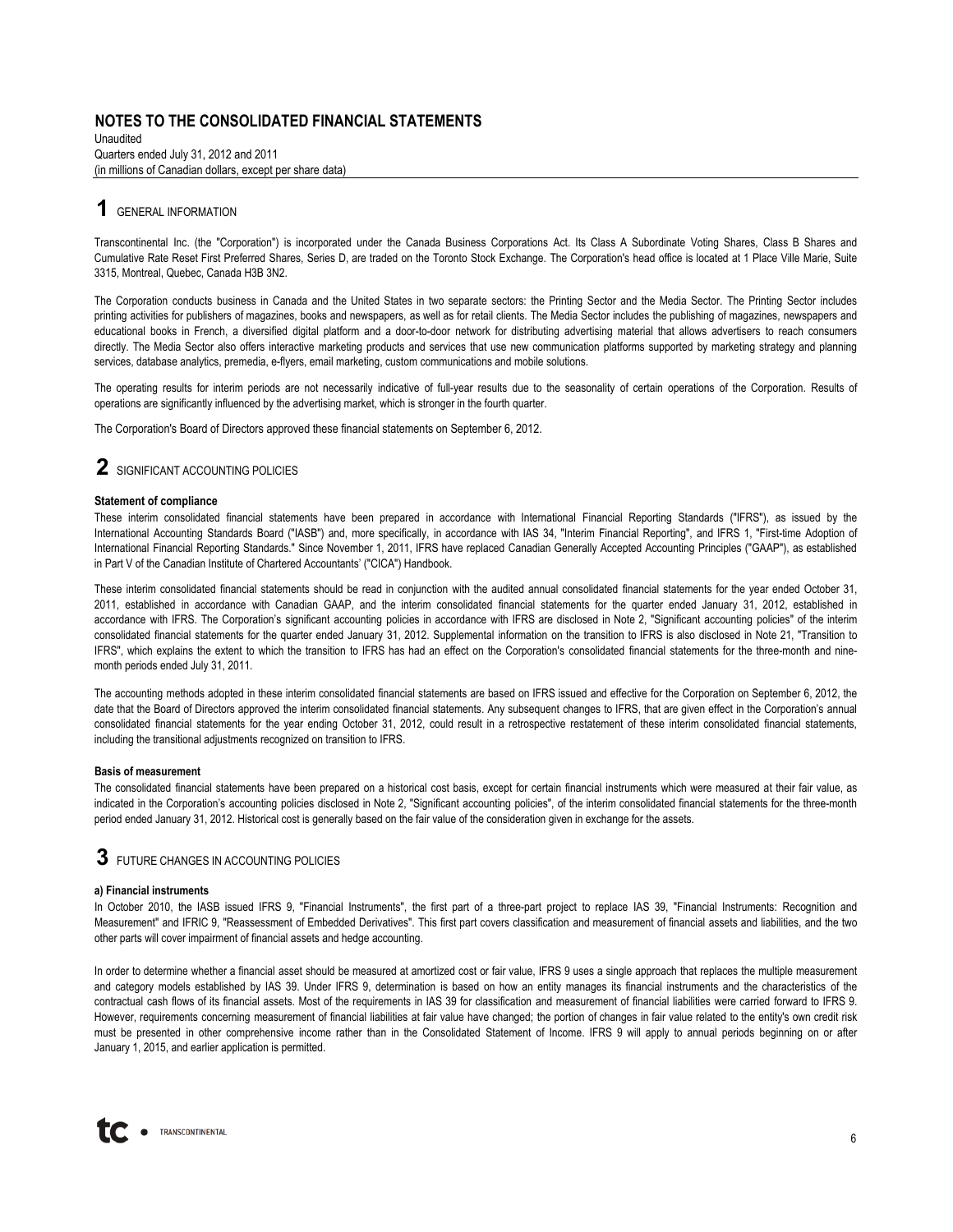## NOTES TO THE CONSOLIDATED FINANCIAL STATEMENTS

Unaudited
Quarters ended July 31, 2012 and 2011
(in millions of Canadian dollars, except per share data)

# 1 GENERAL INFORMATION

Transcontinental Inc. (the "Corporation") is incorporated under the Canada Business Corporations Act. Its Class A Subordinate Voting Shares, Class B Shares and Cumulative Rate Reset First Preferred Shares, Series D, are traded on the Toronto Stock Exchange. The Corporation's head office is located at 1 Place Ville Marie, Suite 3315, Montreal, Quebec, Canada H3B 3N2.

The Corporation conducts business in Canada and the United States in two separate sectors: the Printing Sector and the Media Sector. The Printing Sector includes printing activities for publishers of magazines, books and newspapers, as well as for retail clients. The Media Sector includes the publishing of magazines, newspapers and educational books in French, a diversified digital platform and a door-to-door network for distributing advertising material that allows advertisers to reach consumers directly. The Media Sector also offers interactive marketing products and services that use new communication platforms supported by marketing strategy and planning services, database analytics, premedia, e-flyers, email marketing, custom communications and mobile solutions.

The operating results for interim periods are not necessarily indicative of full-year results due to the seasonality of certain operations of the Corporation. Results of operations are significantly influenced by the advertising market, which is stronger in the fourth quarter.

The Corporation's Board of Directors approved these financial statements on September 6, 2012.

# 2 SIGNIFICANT ACCOUNTING POLICIES

**Statement of compliance**

These interim consolidated financial statements have been prepared in accordance with International Financial Reporting Standards ("IFRS"), as issued by the International Accounting Standards Board ("IASB") and, more specifically, in accordance with IAS 34, "Interim Financial Reporting", and IFRS 1, "First-time Adoption of International Financial Reporting Standards." Since November 1, 2011, IFRS have replaced Canadian Generally Accepted Accounting Principles ("GAAP"), as established in Part V of the Canadian Institute of Chartered Accountants' ("CICA") Handbook.

These interim consolidated financial statements should be read in conjunction with the audited annual consolidated financial statements for the year ended October 31, 2011, established in accordance with Canadian GAAP, and the interim consolidated financial statements for the quarter ended January 31, 2012, established in accordance with IFRS. The Corporation's significant accounting policies in accordance with IFRS are disclosed in Note 2, "Significant accounting policies" of the interim consolidated financial statements for the quarter ended January 31, 2012. Supplemental information on the transition to IFRS is also disclosed in Note 21, "Transition to IFRS", which explains the extent to which the transition to IFRS has had an effect on the Corporation's consolidated financial statements for the three-month and nine-month periods ended July 31, 2011.

The accounting methods adopted in these interim consolidated financial statements are based on IFRS issued and effective for the Corporation on September 6, 2012, the date that the Board of Directors approved the interim consolidated financial statements. Any subsequent changes to IFRS, that are given effect in the Corporation's annual consolidated financial statements for the year ending October 31, 2012, could result in a retrospective restatement of these interim consolidated financial statements, including the transitional adjustments recognized on transition to IFRS.

**Basis of measurement**

The consolidated financial statements have been prepared on a historical cost basis, except for certain financial instruments which were measured at their fair value, as indicated in the Corporation's accounting policies disclosed in Note 2, "Significant accounting policies", of the interim consolidated financial statements for the three-month period ended January 31, 2012. Historical cost is generally based on the fair value of the consideration given in exchange for the assets.

# 3 FUTURE CHANGES IN ACCOUNTING POLICIES

**a) Financial instruments**

In October 2010, the IASB issued IFRS 9, "Financial Instruments", the first part of a three-part project to replace IAS 39, "Financial Instruments: Recognition and Measurement" and IFRIC 9, "Reassessment of Embedded Derivatives". This first part covers classification and measurement of financial assets and liabilities, and the two other parts will cover impairment of financial assets and hedge accounting.

In order to determine whether a financial asset should be measured at amortized cost or fair value, IFRS 9 uses a single approach that replaces the multiple measurement and category models established by IAS 39. Under IFRS 9, determination is based on how an entity manages its financial instruments and the characteristics of the contractual cash flows of its financial assets. Most of the requirements in IAS 39 for classification and measurement of financial liabilities were carried forward to IFRS 9. However, requirements concerning measurement of financial liabilities at fair value have changed; the portion of changes in fair value related to the entity's own credit risk must be presented in other comprehensive income rather than in the Consolidated Statement of Income. IFRS 9 will apply to annual periods beginning on or after January 1, 2015, and earlier application is permitted.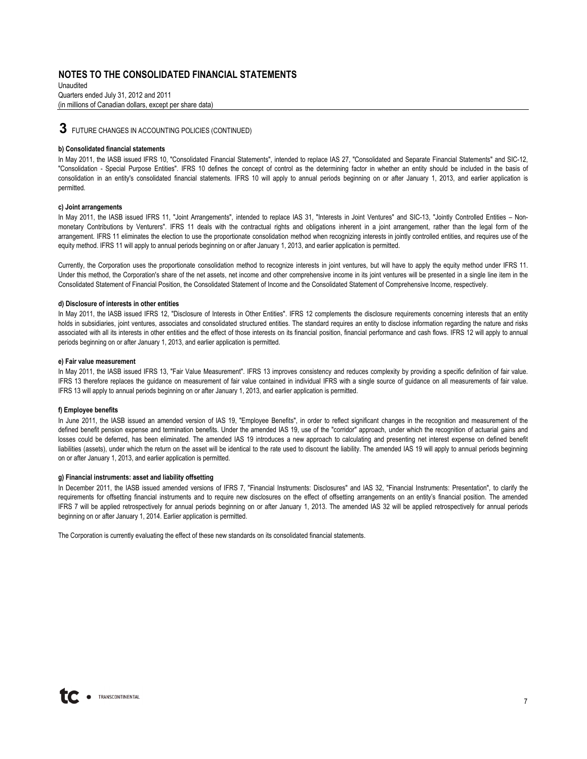## NOTES TO THE CONSOLIDATED FINANCIAL STATEMENTS

Unaudited
Quarters ended July 31, 2012 and 2011
(in millions of Canadian dollars, except per share data)

### 3 FUTURE CHANGES IN ACCOUNTING POLICIES (CONTINUED)

**b) Consolidated financial statements**

In May 2011, the IASB issued IFRS 10, "Consolidated Financial Statements", intended to replace IAS 27, "Consolidated and Separate Financial Statements" and SIC-12, "Consolidation - Special Purpose Entities". IFRS 10 defines the concept of control as the determining factor in whether an entity should be included in the basis of consolidation in an entity's consolidated financial statements. IFRS 10 will apply to annual periods beginning on or after January 1, 2013, and earlier application is permitted.

**c) Joint arrangements**

In May 2011, the IASB issued IFRS 11, "Joint Arrangements", intended to replace IAS 31, "Interests in Joint Ventures" and SIC-13, "Jointly Controlled Entities – Non-monetary Contributions by Venturers". IFRS 11 deals with the contractual rights and obligations inherent in a joint arrangement, rather than the legal form of the arrangement. IFRS 11 eliminates the election to use the proportionate consolidation method when recognizing interests in jointly controlled entities, and requires use of the equity method. IFRS 11 will apply to annual periods beginning on or after January 1, 2013, and earlier application is permitted.

Currently, the Corporation uses the proportionate consolidation method to recognize interests in joint ventures, but will have to apply the equity method under IFRS 11. Under this method, the Corporation's share of the net assets, net income and other comprehensive income in its joint ventures will be presented in a single line item in the Consolidated Statement of Financial Position, the Consolidated Statement of Income and the Consolidated Statement of Comprehensive Income, respectively.

**d) Disclosure of interests in other entities**

In May 2011, the IASB issued IFRS 12, "Disclosure of Interests in Other Entities". IFRS 12 complements the disclosure requirements concerning interests that an entity holds in subsidiaries, joint ventures, associates and consolidated structured entities. The standard requires an entity to disclose information regarding the nature and risks associated with all its interests in other entities and the effect of those interests on its financial position, financial performance and cash flows. IFRS 12 will apply to annual periods beginning on or after January 1, 2013, and earlier application is permitted.

**e) Fair value measurement**

In May 2011, the IASB issued IFRS 13, "Fair Value Measurement". IFRS 13 improves consistency and reduces complexity by providing a specific definition of fair value. IFRS 13 therefore replaces the guidance on measurement of fair value contained in individual IFRS with a single source of guidance on all measurements of fair value. IFRS 13 will apply to annual periods beginning on or after January 1, 2013, and earlier application is permitted.

**f) Employee benefits**

In June 2011, the IASB issued an amended version of IAS 19, "Employee Benefits", in order to reflect significant changes in the recognition and measurement of the defined benefit pension expense and termination benefits. Under the amended IAS 19, use of the "corridor" approach, under which the recognition of actuarial gains and losses could be deferred, has been eliminated. The amended IAS 19 introduces a new approach to calculating and presenting net interest expense on defined benefit liabilities (assets), under which the return on the asset will be identical to the rate used to discount the liability. The amended IAS 19 will apply to annual periods beginning on or after January 1, 2013, and earlier application is permitted.

**g) Financial instruments: asset and liability offsetting**

In December 2011, the IASB issued amended versions of IFRS 7, "Financial Instruments: Disclosures" and IAS 32, "Financial Instruments: Presentation", to clarify the requirements for offsetting financial instruments and to require new disclosures on the effect of offsetting arrangements on an entity's financial position. The amended IFRS 7 will be applied retrospectively for annual periods beginning on or after January 1, 2013. The amended IAS 32 will be applied retrospectively for annual periods beginning on or after January 1, 2014. Earlier application is permitted.

The Corporation is currently evaluating the effect of these new standards on its consolidated financial statements.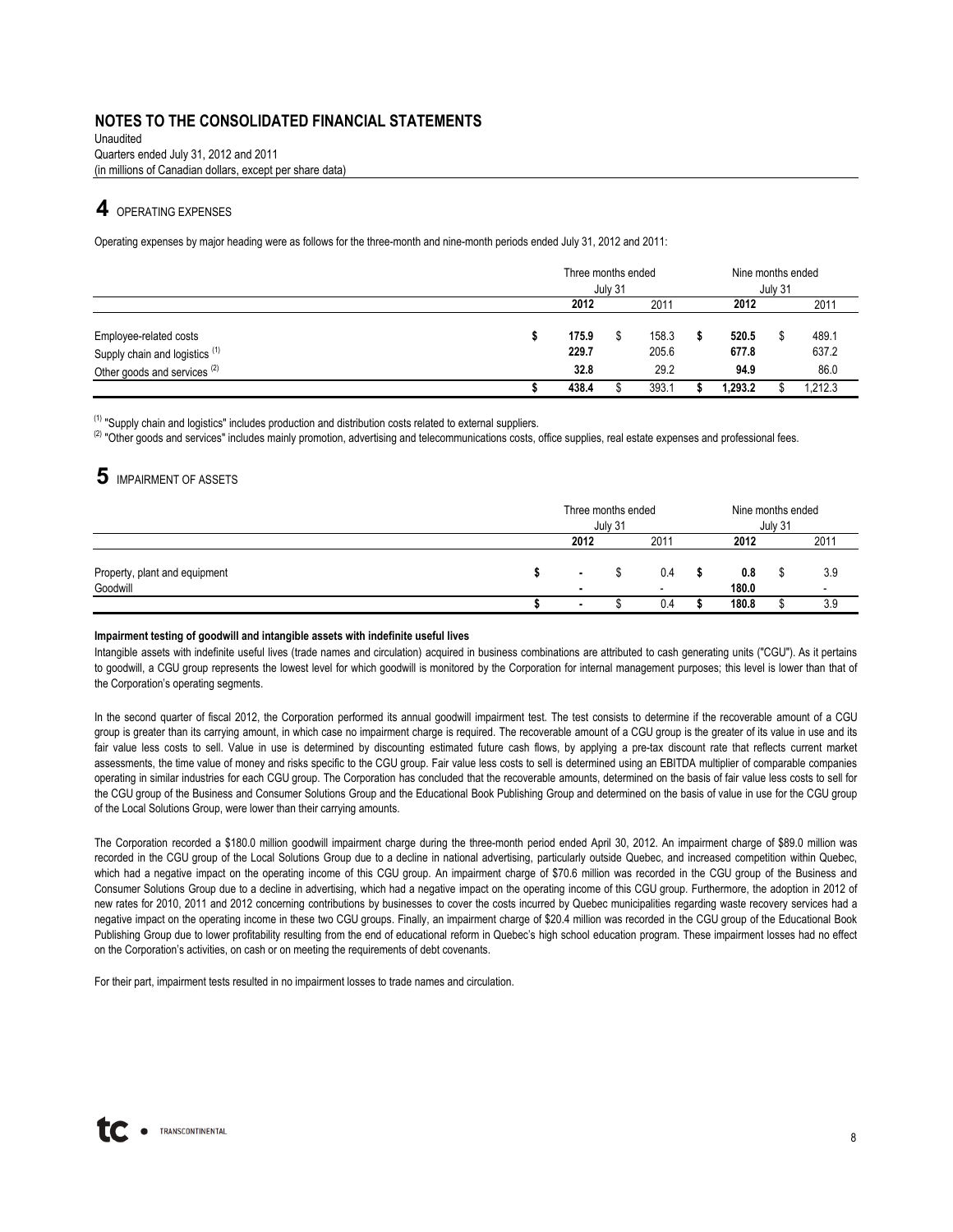## NOTES TO THE CONSOLIDATED FINANCIAL STATEMENTS

Unaudited
Quarters ended July 31, 2012 and 2011
(in millions of Canadian dollars, except per share data)

## 4 OPERATING EXPENSES

Operating expenses by major heading were as follows for the three-month and nine-month periods ended July 31, 2012 and 2011:

| | Three months ended July 31 | | Nine months ended July 31 | |
|---|---|---|---|---|
| | **2012** | 2011 | **2012** | 2011 |
| Employee-related costs | **$ 175.9** | $ 158.3 | **$ 520.5** | $ 489.1 |
| Supply chain and logistics [(1)] | **229.7** | 205.6 | **677.8** | 637.2 |
| Other goods and services [(2)] | **32.8** | 29.2 | **94.9** | 86.0 |
| | **$ 438.4** | $ 393.1 | **$ 1,293.2** | $ 1,212.3 |

[(1)] "Supply chain and logistics" includes production and distribution costs related to external suppliers.
[(2)] "Other goods and services" includes mainly promotion, advertising and telecommunications costs, office supplies, real estate expenses and professional fees.

## 5 IMPAIRMENT OF ASSETS

| | Three months ended July 31 | | Nine months ended July 31 | |
|---|---|---|---|---|
| | **2012** | 2011 | **2012** | 2011 |
| Property, plant and equipment | **$ -** | $ 0.4 | **$ 0.8** | $ 3.9 |
| Goodwill | **-** | - | **180.0** | - |
| | **$ -** | $ 0.4 | **$ 180.8** | $ 3.9 |

**Impairment testing of goodwill and intangible assets with indefinite useful lives**

Intangible assets with indefinite useful lives (trade names and circulation) acquired in business combinations are attributed to cash generating units ("CGU"). As it pertains to goodwill, a CGU group represents the lowest level for which goodwill is monitored by the Corporation for internal management purposes; this level is lower than that of the Corporation's operating segments.

In the second quarter of fiscal 2012, the Corporation performed its annual goodwill impairment test. The test consists to determine if the recoverable amount of a CGU group is greater than its carrying amount, in which case no impairment charge is required. The recoverable amount of a CGU group is the greater of its value in use and its fair value less costs to sell. Value in use is determined by discounting estimated future cash flows, by applying a pre-tax discount rate that reflects current market assessments, the time value of money and risks specific to the CGU group. Fair value less costs to sell is determined using an EBITDA multiplier of comparable companies operating in similar industries for each CGU group. The Corporation has concluded that the recoverable amounts, determined on the basis of fair value less costs to sell for the CGU group of the Business and Consumer Solutions Group and the Educational Book Publishing Group and determined on the basis of value in use for the CGU group of the Local Solutions Group, were lower than their carrying amounts.

The Corporation recorded a $180.0 million goodwill impairment charge during the three-month period ended April 30, 2012. An impairment charge of $89.0 million was recorded in the CGU group of the Local Solutions Group due to a decline in national advertising, particularly outside Quebec, and increased competition within Quebec, which had a negative impact on the operating income of this CGU group. An impairment charge of $70.6 million was recorded in the CGU group of the Business and Consumer Solutions Group due to a decline in advertising, which had a negative impact on the operating income of this CGU group. Furthermore, the adoption in 2012 of new rates for 2010, 2011 and 2012 concerning contributions by businesses to cover the costs incurred by Quebec municipalities regarding waste recovery services had a negative impact on the operating income in these two CGU groups. Finally, an impairment charge of $20.4 million was recorded in the CGU group of the Educational Book Publishing Group due to lower profitability resulting from the end of educational reform in Quebec's high school education program. These impairment losses had no effect on the Corporation's activities, on cash or on meeting the requirements of debt covenants.

For their part, impairment tests resulted in no impairment losses to trade names and circulation.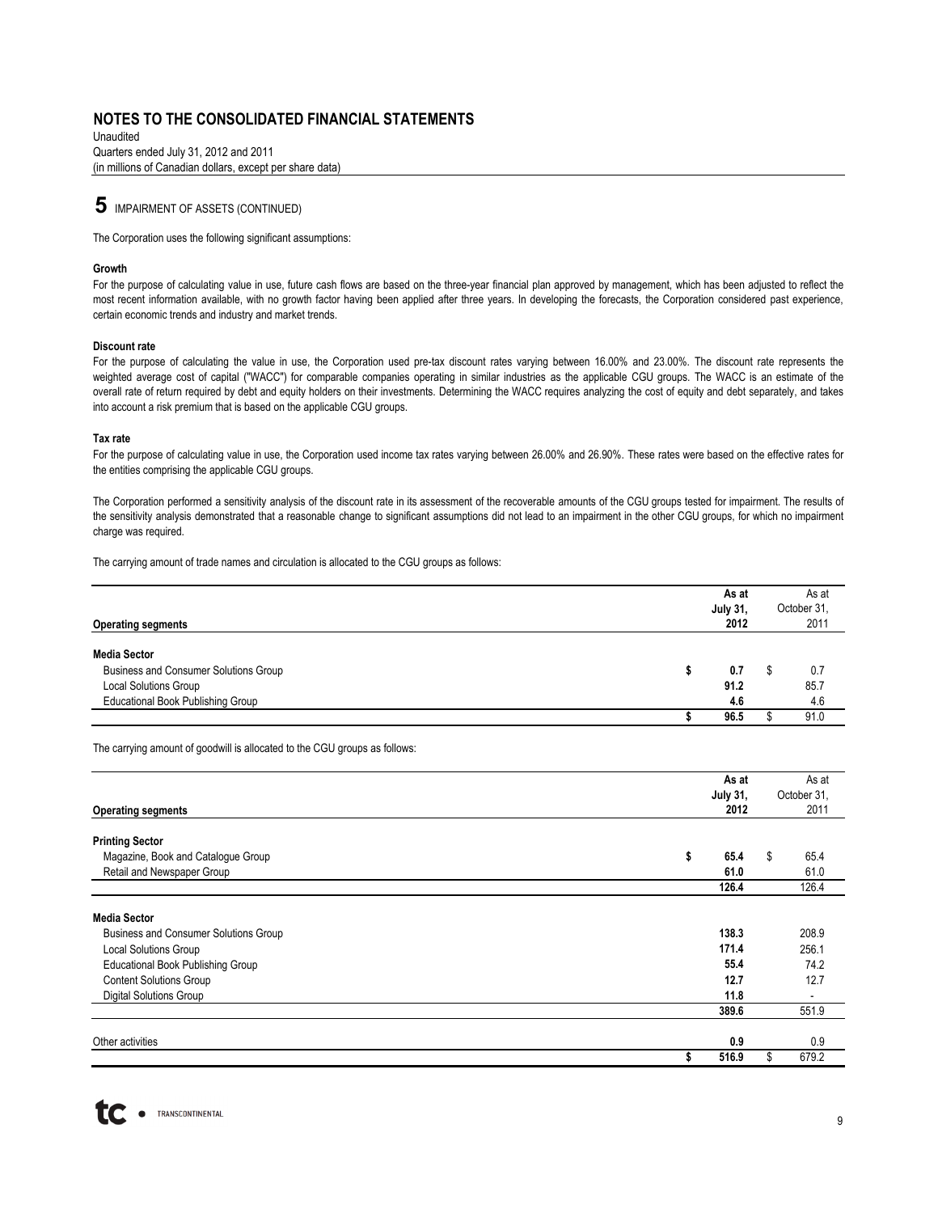# NOTES TO THE CONSOLIDATED FINANCIAL STATEMENTS

Unaudited
Quarters ended July 31, 2012 and 2011
(in millions of Canadian dollars, except per share data)

## 5 IMPAIRMENT OF ASSETS (CONTINUED)

The Corporation uses the following significant assumptions:

**Growth**

For the purpose of calculating value in use, future cash flows are based on the three-year financial plan approved by management, which has been adjusted to reflect the most recent information available, with no growth factor having been applied after three years. In developing the forecasts, the Corporation considered past experience, certain economic trends and industry and market trends.

**Discount rate**

For the purpose of calculating the value in use, the Corporation used pre-tax discount rates varying between 16.00% and 23.00%. The discount rate represents the weighted average cost of capital ("WACC") for comparable companies operating in similar industries as the applicable CGU groups. The WACC is an estimate of the overall rate of return required by debt and equity holders on their investments. Determining the WACC requires analyzing the cost of equity and debt separately, and takes into account a risk premium that is based on the applicable CGU groups.

**Tax rate**

For the purpose of calculating value in use, the Corporation used income tax rates varying between 26.00% and 26.90%. These rates were based on the effective rates for the entities comprising the applicable CGU groups.

The Corporation performed a sensitivity analysis of the discount rate in its assessment of the recoverable amounts of the CGU groups tested for impairment. The results of the sensitivity analysis demonstrated that a reasonable change to significant assumptions did not lead to an impairment in the other CGU groups, for which no impairment charge was required.

The carrying amount of trade names and circulation is allocated to the CGU groups as follows:

| Operating segments | As at July 31, 2012 | As at October 31, 2011 |
|---|---|---|
| **Media Sector** | | |
| Business and Consumer Solutions Group | $ 0.7 | $ 0.7 |
| Local Solutions Group | 91.2 | 85.7 |
| Educational Book Publishing Group | 4.6 | 4.6 |
| | $ 96.5 | $ 91.0 |

The carrying amount of goodwill is allocated to the CGU groups as follows:

| Operating segments | As at July 31, 2012 | As at October 31, 2011 |
|---|---|---|
| **Printing Sector** | | |
| Magazine, Book and Catalogue Group | $ 65.4 | $ 65.4 |
| Retail and Newspaper Group | 61.0 | 61.0 |
| | 126.4 | 126.4 |
| **Media Sector** | | |
| Business and Consumer Solutions Group | 138.3 | 208.9 |
| Local Solutions Group | 171.4 | 256.1 |
| Educational Book Publishing Group | 55.4 | 74.2 |
| Content Solutions Group | 12.7 | 12.7 |
| Digital Solutions Group | 11.8 | - |
| | 389.6 | 551.9 |
| Other activities | 0.9 | 0.9 |
| | $ 516.9 | $ 679.2 |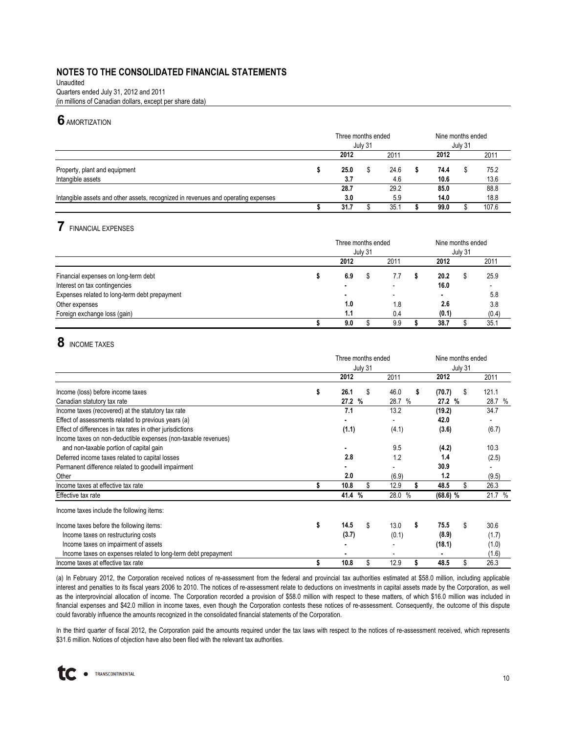# NOTES TO THE CONSOLIDATED FINANCIAL STATEMENTS

Unaudited
Quarters ended July 31, 2012 and 2011
(in millions of Canadian dollars, except per share data)

## 6 AMORTIZATION

| | Three months ended July 31 | | Nine months ended July 31 | |
|---|---|---|---|---|
| | **2012** | 2011 | **2012** | 2011 |
| Property, plant and equipment | **$ 25.0** | $ 24.6 | **$ 74.4** | $ 75.2 |
| Intangible assets | **3.7** | 4.6 | **10.6** | 13.6 |
| | **28.7** | 29.2 | **85.0** | 88.8 |
| Intangible assets and other assets, recognized in revenues and operating expenses | **3.0** | 5.9 | **14.0** | 18.8 |
| | **$ 31.7** | $ 35.1 | **$ 99.0** | $ 107.6 |

## 7 FINANCIAL EXPENSES

| | Three months ended July 31 | | Nine months ended July 31 | |
|---|---|---|---|---|
| | **2012** | 2011 | **2012** | 2011 |
| Financial expenses on long-term debt | **$ 6.9** | $ 7.7 | **$ 20.2** | $ 25.9 |
| Interest on tax contingencies | **-** | - | **16.0** | - |
| Expenses related to long-term debt prepayment | **-** | - | **-** | 5.8 |
| Other expenses | **1.0** | 1.8 | **2.6** | 3.8 |
| Foreign exchange loss (gain) | **1.1** | 0.4 | **(0.1)** | (0.4) |
| | **$ 9.0** | $ 9.9 | **$ 38.7** | $ 35.1 |

## 8 INCOME TAXES

| | Three months ended July 31 | | Nine months ended July 31 | |
|---|---|---|---|---|
| | **2012** | 2011 | **2012** | 2011 |
| Income (loss) before income taxes | **$ 26.1** | $ 46.0 | **$ (70.7)** | $ 121.1 |
| Canadian statutory tax rate | **27.2 %** | 28.7 % | **27.2 %** | 28.7 % |
| Income taxes (recovered) at the statutory tax rate | **7.1** | 13.2 | **(19.2)** | 34.7 |
| Effect of assessments related to previous years (a) | **-** | - | **42.0** | - |
| Effect of differences in tax rates in other jurisdictions | **(1.1)** | (4.1) | **(3.6)** | (6.7) |
| Income taxes on non-deductible expenses (non-taxable revenues) and non-taxable portion of capital gain | **-** | 9.5 | **(4.2)** | 10.3 |
| Deferred income taxes related to capital losses | **2.8** | 1.2 | **1.4** | (2.5) |
| Permanent difference related to goodwill impairment | **-** | - | **30.9** | - |
| Other | **2.0** | (6.9) | **1.2** | (9.5) |
| Income taxes at effective tax rate | **$ 10.8** | $ 12.9 | **$ 48.5** | $ 26.3 |
| Effective tax rate | **41.4 %** | 28.0 % | **(68.6) %** | 21.7 % |
| Income taxes include the following items: | | | | |
| Income taxes before the following items: | **$ 14.5** | $ 13.0 | **$ 75.5** | $ 30.6 |
| Income taxes on restructuring costs | **(3.7)** | (0.1) | **(8.9)** | (1.7) |
| Income taxes on impairment of assets | **-** | - | **(18.1)** | (1.0) |
| Income taxes on expenses related to long-term debt prepayment | **-** | - | **-** | (1.6) |
| Income taxes at effective tax rate | **$ 10.8** | $ 12.9 | **$ 48.5** | $ 26.3 |

(a) In February 2012, the Corporation received notices of re-assessment from the federal and provincial tax authorities estimated at $58.0 million, including applicable interest and penalties to its fiscal years 2006 to 2010. The notices of re-assessment relate to deductions on investments in capital assets made by the Corporation, as well as the interprovincial allocation of income. The Corporation recorded a provision of $58.0 million with respect to these matters, of which $16.0 million was included in financial expenses and $42.0 million in income taxes, even though the Corporation contests these notices of re-assessment. Consequently, the outcome of this dispute could favorably influence the amounts recognized in the consolidated financial statements of the Corporation.

In the third quarter of fiscal 2012, the Corporation paid the amounts required under the tax laws with respect to the notices of re-assessment received, which represents $31.6 million. Notices of objection have also been filed with the relevant tax authorities.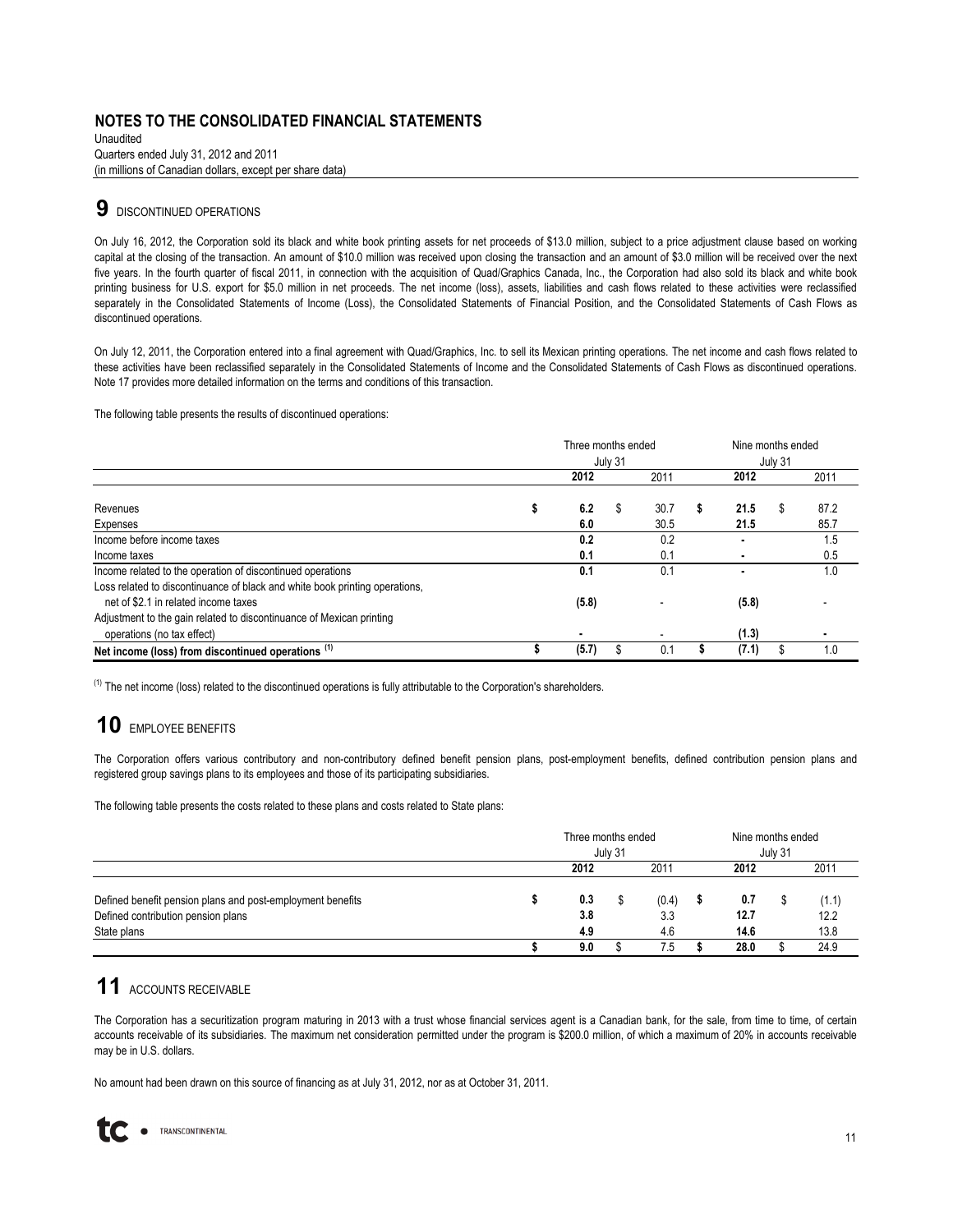## NOTES TO THE CONSOLIDATED FINANCIAL STATEMENTS

Unaudited
Quarters ended July 31, 2012 and 2011
(in millions of Canadian dollars, except per share data)

## 9 DISCONTINUED OPERATIONS

On July 16, 2012, the Corporation sold its black and white book printing assets for net proceeds of $13.0 million, subject to a price adjustment clause based on working capital at the closing of the transaction. An amount of $10.0 million was received upon closing the transaction and an amount of $3.0 million will be received over the next five years. In the fourth quarter of fiscal 2011, in connection with the acquisition of Quad/Graphics Canada, Inc., the Corporation had also sold its black and white book printing business for U.S. export for $5.0 million in net proceeds. The net income (loss), assets, liabilities and cash flows related to these activities were reclassified separately in the Consolidated Statements of Income (Loss), the Consolidated Statements of Financial Position, and the Consolidated Statements of Cash Flows as discontinued operations.

On July 12, 2011, the Corporation entered into a final agreement with Quad/Graphics, Inc. to sell its Mexican printing operations. The net income and cash flows related to these activities have been reclassified separately in the Consolidated Statements of Income and the Consolidated Statements of Cash Flows as discontinued operations. Note 17 provides more detailed information on the terms and conditions of this transaction.

The following table presents the results of discontinued operations:

| | Three months ended July 31 | | Nine months ended July 31 | |
|---|---|---|---|---|
| | **2012** | 2011 | **2012** | 2011 |
| Revenues | **$ 6.2** | $ 30.7 | **$ 21.5** | $ 87.2 |
| Expenses | **6.0** | 30.5 | **21.5** | 85.7 |
| Income before income taxes | **0.2** | 0.2 | **-** | 1.5 |
| Income taxes | **0.1** | 0.1 | **-** | 0.5 |
| Income related to the operation of discontinued operations | **0.1** | 0.1 | **-** | 1.0 |
| Loss related to discontinuance of black and white book printing operations, net of $2.1 in related income taxes | **(5.8)** | - | **(5.8)** | - |
| Adjustment to the gain related to discontinuance of Mexican printing operations (no tax effect) | **-** | - | **(1.3)** | - |
| **Net income (loss) from discontinued operations [(1)]** | **$ (5.7)** | $ 0.1 | **$ (7.1)** | $ 1.0 |

[(1)] The net income (loss) related to the discontinued operations is fully attributable to the Corporation's shareholders.

## 10 EMPLOYEE BENEFITS

The Corporation offers various contributory and non-contributory defined benefit pension plans, post-employment benefits, defined contribution pension plans and registered group savings plans to its employees and those of its participating subsidiaries.

The following table presents the costs related to these plans and costs related to State plans:

| | Three months ended July 31 | | Nine months ended July 31 | |
|---|---|---|---|---|
| | **2012** | 2011 | **2012** | 2011 |
| Defined benefit pension plans and post-employment benefits | **$ 0.3** | $ (0.4) | **$ 0.7** | $ (1.1) |
| Defined contribution pension plans | **3.8** | 3.3 | **12.7** | 12.2 |
| State plans | **4.9** | 4.6 | **14.6** | 13.8 |
| | **$ 9.0** | $ 7.5 | **$ 28.0** | $ 24.9 |

## 11 ACCOUNTS RECEIVABLE

The Corporation has a securitization program maturing in 2013 with a trust whose financial services agent is a Canadian bank, for the sale, from time to time, of certain accounts receivable of its subsidiaries. The maximum net consideration permitted under the program is $200.0 million, of which a maximum of 20% in accounts receivable may be in U.S. dollars.

No amount had been drawn on this source of financing as at July 31, 2012, nor as at October 31, 2011.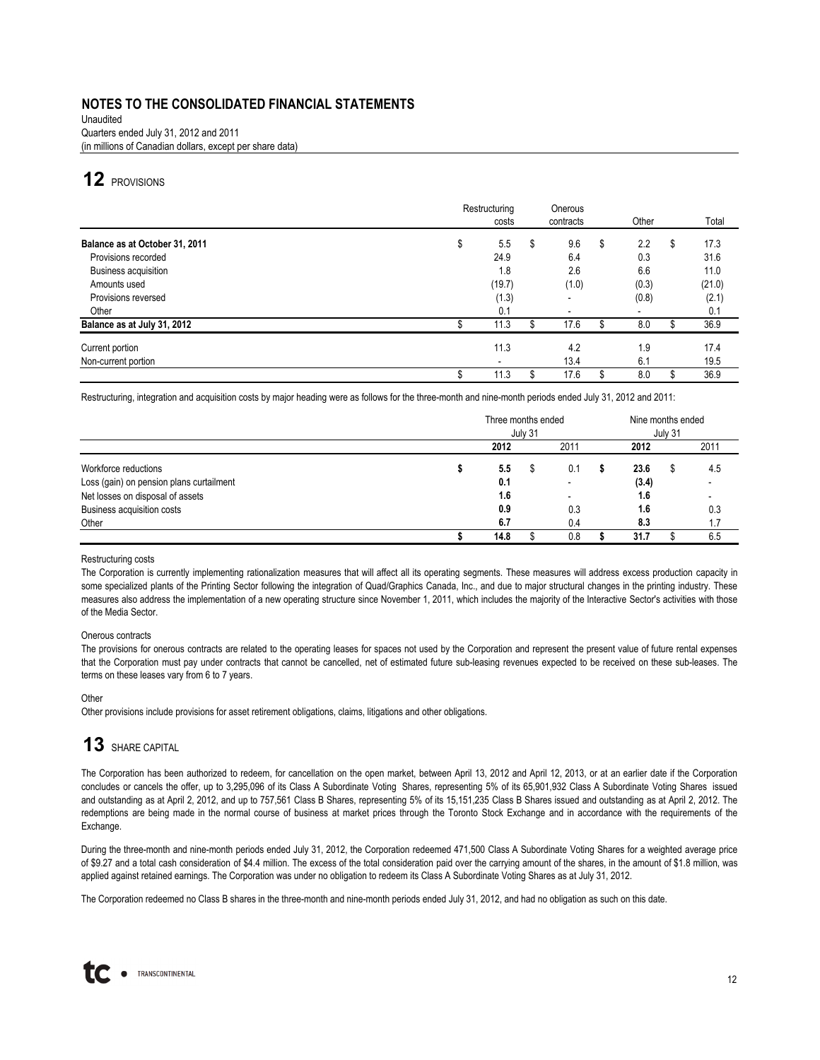# NOTES TO THE CONSOLIDATED FINANCIAL STATEMENTS

Unaudited
Quarters ended July 31, 2012 and 2011
(in millions of Canadian dollars, except per share data)

## 12 PROVISIONS

| | Restructuring costs | Onerous contracts | Other | Total |
|---|---|---|---|---|
| **Balance as at October 31, 2011** | $ 5.5 | $ 9.6 | $ 2.2 | $ 17.3 |
| Provisions recorded | 24.9 | 6.4 | 0.3 | 31.6 |
| Business acquisition | 1.8 | 2.6 | 6.6 | 11.0 |
| Amounts used | (19.7) | (1.0) | (0.3) | (21.0) |
| Provisions reversed | (1.3) | - | (0.8) | (2.1) |
| Other | 0.1 | - | - | 0.1 |
| **Balance as at July 31, 2012** | $ 11.3 | $ 17.6 | $ 8.0 | $ 36.9 |
| Current portion | 11.3 | 4.2 | 1.9 | 17.4 |
| Non-current portion | - | 13.4 | 6.1 | 19.5 |
| | $ 11.3 | $ 17.6 | $ 8.0 | $ 36.9 |

Restructuring, integration and acquisition costs by major heading were as follows for the three-month and nine-month periods ended July 31, 2012 and 2011:

| | Three months ended July 31 | | Nine months ended July 31 | |
|---|---|---|---|---|
| | **2012** | 2011 | **2012** | 2011 |
| Workforce reductions | **$ 5.5** | $ 0.1 | **$ 23.6** | $ 4.5 |
| Loss (gain) on pension plans curtailment | **0.1** | - | **(3.4)** | - |
| Net losses on disposal of assets | **1.6** | - | **1.6** | - |
| Business acquisition costs | **0.9** | 0.3 | **1.6** | 0.3 |
| Other | **6.7** | 0.4 | **8.3** | 1.7 |
| | **$ 14.8** | $ 0.8 | **$ 31.7** | $ 6.5 |

Restructuring costs

The Corporation is currently implementing rationalization measures that will affect all its operating segments. These measures will address excess production capacity in some specialized plants of the Printing Sector following the integration of Quad/Graphics Canada, Inc., and due to major structural changes in the printing industry. These measures also address the implementation of a new operating structure since November 1, 2011, which includes the majority of the Interactive Sector's activities with those of the Media Sector.

Onerous contracts

The provisions for onerous contracts are related to the operating leases for spaces not used by the Corporation and represent the present value of future rental expenses that the Corporation must pay under contracts that cannot be cancelled, net of estimated future sub-leasing revenues expected to be received on these sub-leases. The terms on these leases vary from 6 to 7 years.

Other

Other provisions include provisions for asset retirement obligations, claims, litigations and other obligations.

## 13 SHARE CAPITAL

The Corporation has been authorized to redeem, for cancellation on the open market, between April 13, 2012 and April 12, 2013, or at an earlier date if the Corporation concludes or cancels the offer, up to 3,295,096 of its Class A Subordinate Voting Shares, representing 5% of its 65,901,932 Class A Subordinate Voting Shares issued and outstanding as at April 2, 2012, and up to 757,561 Class B Shares, representing 5% of its 15,151,235 Class B Shares issued and outstanding as at April 2, 2012. The redemptions are being made in the normal course of business at market prices through the Toronto Stock Exchange and in accordance with the requirements of the Exchange.

During the three-month and nine-month periods ended July 31, 2012, the Corporation redeemed 471,500 Class A Subordinate Voting Shares for a weighted average price of $9.27 and a total cash consideration of $4.4 million. The excess of the total consideration paid over the carrying amount of the shares, in the amount of $1.8 million, was applied against retained earnings. The Corporation was under no obligation to redeem its Class A Subordinate Voting Shares as at July 31, 2012.

The Corporation redeemed no Class B shares in the three-month and nine-month periods ended July 31, 2012, and had no obligation as such on this date.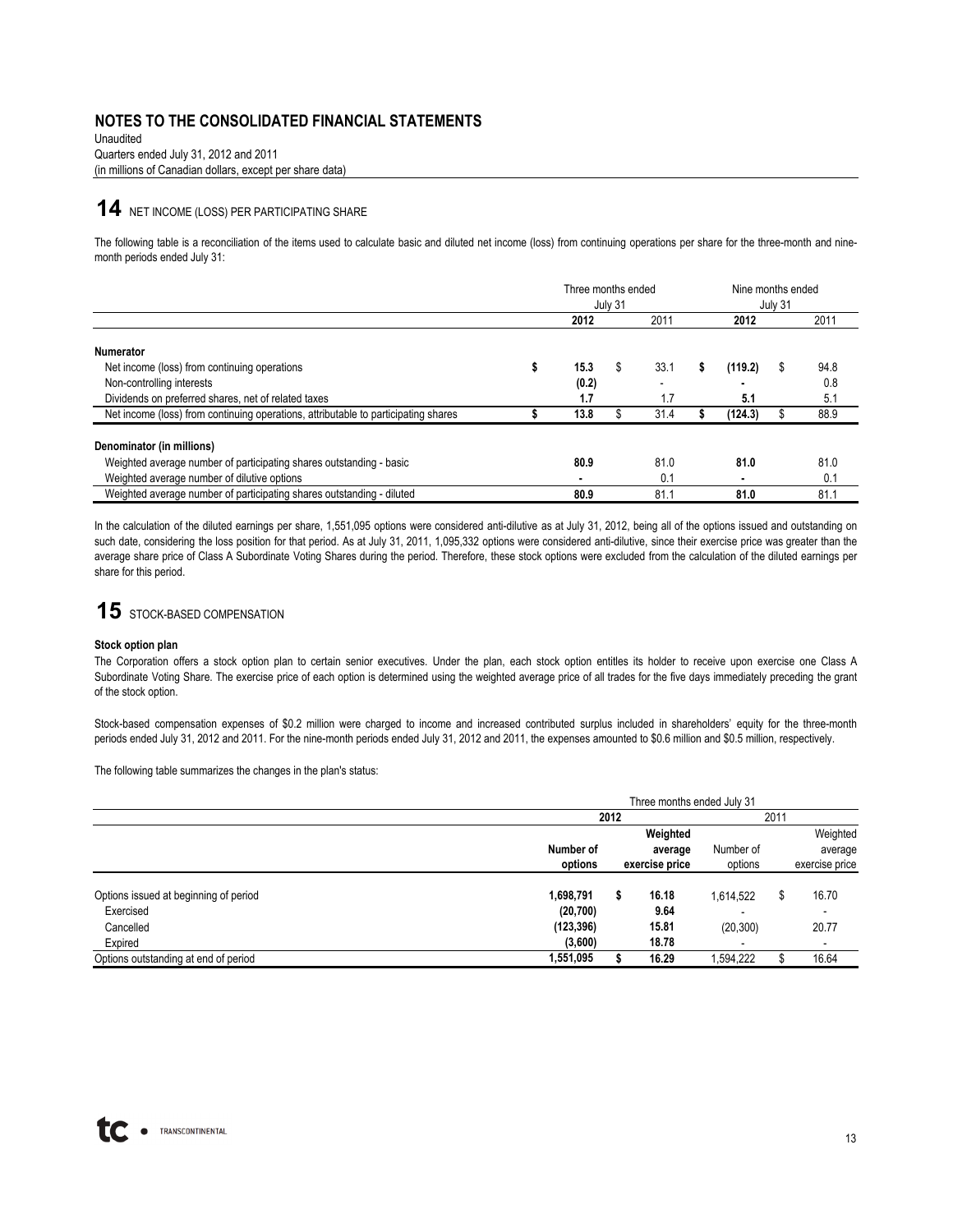## NOTES TO THE CONSOLIDATED FINANCIAL STATEMENTS

Unaudited
Quarters ended July 31, 2012 and 2011
(in millions of Canadian dollars, except per share data)

# 14 NET INCOME (LOSS) PER PARTICIPATING SHARE

The following table is a reconciliation of the items used to calculate basic and diluted net income (loss) from continuing operations per share for the three-month and nine-month periods ended July 31:

| | Three months ended July 31 | | Nine months ended July 31 | |
|---|---|---|---|---|
| | **2012** | 2011 | **2012** | 2011 |
| **Numerator** | | | | |
| Net income (loss) from continuing operations | **$ 15.3** | $ 33.1 | **$ (119.2)** | $ 94.8 |
| Non-controlling interests | **(0.2)** | - | **-** | 0.8 |
| Dividends on preferred shares, net of related taxes | **1.7** | 1.7 | **5.1** | 5.1 |
| Net income (loss) from continuing operations, attributable to participating shares | **$ 13.8** | $ 31.4 | **$ (124.3)** | $ 88.9 |
| **Denominator (in millions)** | | | | |
| Weighted average number of participating shares outstanding - basic | **80.9** | 81.0 | **81.0** | 81.0 |
| Weighted average number of dilutive options | **-** | 0.1 | **-** | 0.1 |
| Weighted average number of participating shares outstanding - diluted | **80.9** | 81.1 | **81.0** | 81.1 |

In the calculation of the diluted earnings per share, 1,551,095 options were considered anti-dilutive as at July 31, 2012, being all of the options issued and outstanding on such date, considering the loss position for that period. As at July 31, 2011, 1,095,332 options were considered anti-dilutive, since their exercise price was greater than the average share price of Class A Subordinate Voting Shares during the period. Therefore, these stock options were excluded from the calculation of the diluted earnings per share for this period.

# 15 STOCK-BASED COMPENSATION

**Stock option plan**

The Corporation offers a stock option plan to certain senior executives. Under the plan, each stock option entitles its holder to receive upon exercise one Class A Subordinate Voting Share. The exercise price of each option is determined using the weighted average price of all trades for the five days immediately preceding the grant of the stock option.

Stock-based compensation expenses of $0.2 million were charged to income and increased contributed surplus included in shareholders' equity for the three-month periods ended July 31, 2012 and 2011. For the nine-month periods ended July 31, 2012 and 2011, the expenses amounted to $0.6 million and $0.5 million, respectively.

The following table summarizes the changes in the plan's status:

| | Three months ended July 31 | | | |
|---|---|---|---|---|
| | **2012** | | 2011 | |
| | **Number of options** | **Weighted average exercise price** | Number of options | Weighted average exercise price |
| Options issued at beginning of period | **1,698,791** | **$ 16.18** | 1,614,522 | $ 16.70 |
| Exercised | **(20,700)** | **9.64** | - | - |
| Cancelled | **(123,396)** | **15.81** | (20,300) | 20.77 |
| Expired | **(3,600)** | **18.78** | - | - |
| Options outstanding at end of period | **1,551,095** | **$ 16.29** | 1,594,222 | $ 16.64 |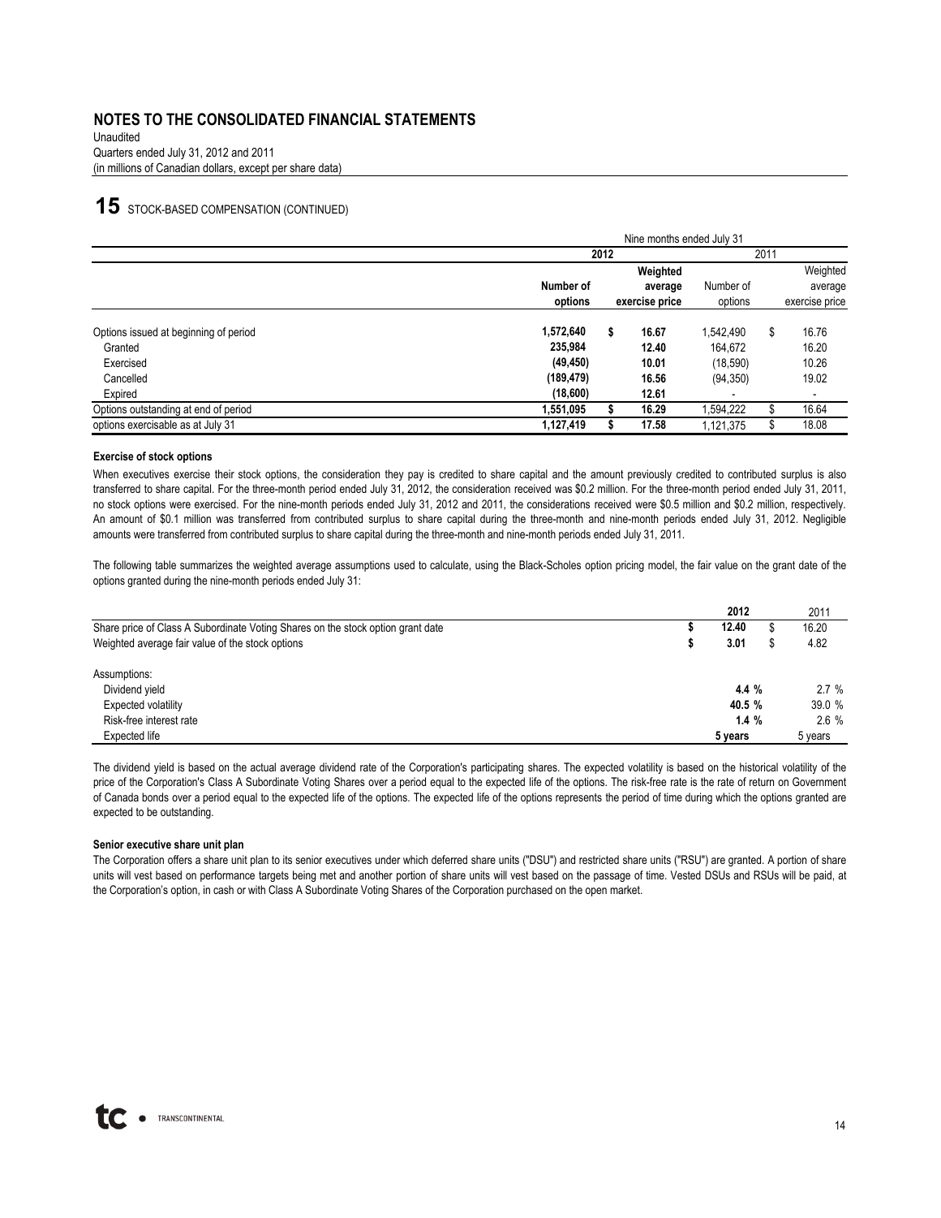## NOTES TO THE CONSOLIDATED FINANCIAL STATEMENTS

Unaudited
Quarters ended July 31, 2012 and 2011
(in millions of Canadian dollars, except per share data)

## 15 STOCK-BASED COMPENSATION (CONTINUED)

| | Nine months ended July 31 | | | |
|---|---|---|---|---|
| | 2012 | | 2011 | |
| | Number of options | Weighted average exercise price | Number of options | Weighted average exercise price |
| Options issued at beginning of period | **1,572,640** | **$ 16.67** | 1,542,490 | $ 16.76 |
| Granted | **235,984** | **12.40** | 164,672 | 16.20 |
| Exercised | **(49,450)** | **10.01** | (18,590) | 10.26 |
| Cancelled | **(189,479)** | **16.56** | (94,350) | 19.02 |
| Expired | **(18,600)** | **12.61** | - | - |
| Options outstanding at end of period | **1,551,095** | **$ 16.29** | 1,594,222 | $ 16.64 |
| options exercisable as at July 31 | **1,127,419** | **$ 17.58** | 1,121,375 | $ 18.08 |

**Exercise of stock options**

When executives exercise their stock options, the consideration they pay is credited to share capital and the amount previously credited to contributed surplus is also transferred to share capital. For the three-month period ended July 31, 2012, the consideration received was $0.2 million. For the three-month period ended July 31, 2011, no stock options were exercised. For the nine-month periods ended July 31, 2012 and 2011, the considerations received were $0.5 million and $0.2 million, respectively. An amount of $0.1 million was transferred from contributed surplus to share capital during the three-month and nine-month periods ended July 31, 2012. Negligible amounts were transferred from contributed surplus to share capital during the three-month and nine-month periods ended July 31, 2011.

The following table summarizes the weighted average assumptions used to calculate, using the Black-Scholes option pricing model, the fair value on the grant date of the options granted during the nine-month periods ended July 31:

| | 2012 | 2011 |
|---|---|---|
| Share price of Class A Subordinate Voting Shares on the stock option grant date | **$ 12.40** | $ 16.20 |
| Weighted average fair value of the stock options | **$ 3.01** | $ 4.82 |
| Assumptions: | | |
| Dividend yield | **4.4 %** | 2.7 % |
| Expected volatility | **40.5 %** | 39.0 % |
| Risk-free interest rate | **1.4 %** | 2.6 % |
| Expected life | **5 years** | 5 years |

The dividend yield is based on the actual average dividend rate of the Corporation's participating shares. The expected volatility is based on the historical volatility of the price of the Corporation's Class A Subordinate Voting Shares over a period equal to the expected life of the options. The risk-free rate is the rate of return on Government of Canada bonds over a period equal to the expected life of the options. The expected life of the options represents the period of time during which the options granted are expected to be outstanding.

**Senior executive share unit plan**

The Corporation offers a share unit plan to its senior executives under which deferred share units ("DSU") and restricted share units ("RSU") are granted. A portion of share units will vest based on performance targets being met and another portion of share units will vest based on the passage of time. Vested DSUs and RSUs will be paid, at the Corporation's option, in cash or with Class A Subordinate Voting Shares of the Corporation purchased on the open market.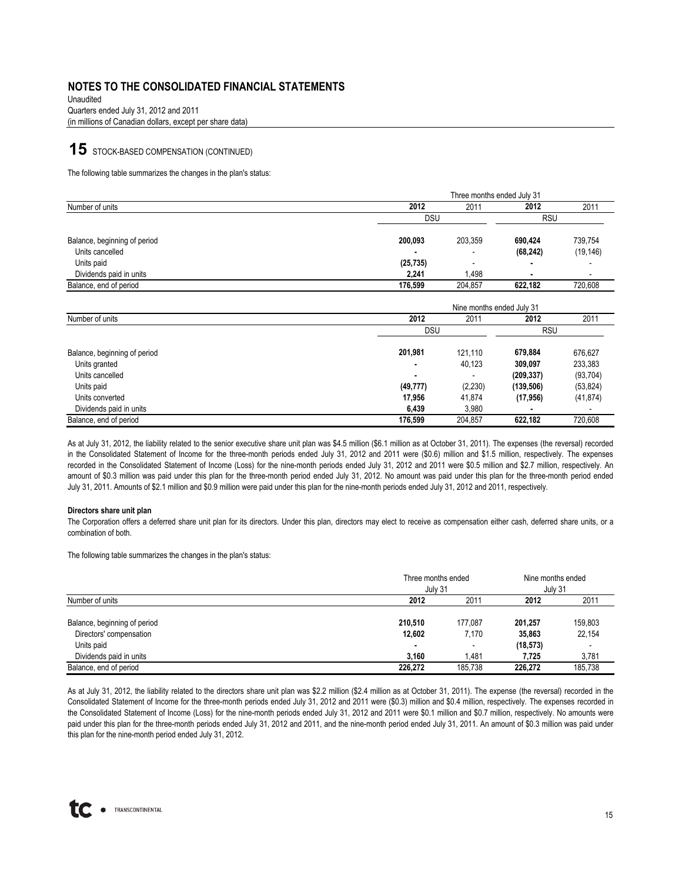# NOTES TO THE CONSOLIDATED FINANCIAL STATEMENTS

Unaudited
Quarters ended July 31, 2012 and 2011
(in millions of Canadian dollars, except per share data)

## 15 STOCK-BASED COMPENSATION (CONTINUED)

The following table summarizes the changes in the plan's status:

| | Three months ended July 31 | | | |
|---|---|---|---|---|
| Number of units | **2012** | 2011 | **2012** | 2011 |
| | DSU | | RSU | |
| Balance, beginning of period | **200,093** | 203,359 | **690,424** | 739,754 |
| Units cancelled | **-** | - | **(68,242)** | (19,146) |
| Units paid | **(25,735)** | - | **-** | - |
| Dividends paid in units | **2,241** | 1,498 | **-** | - |
| Balance, end of period | **176,599** | 204,857 | **622,182** | 720,608 |

| | Nine months ended July 31 | | | |
|---|---|---|---|---|
| Number of units | **2012** | 2011 | **2012** | 2011 |
| | DSU | | RSU | |
| Balance, beginning of period | **201,981** | 121,110 | **679,884** | 676,627 |
| Units granted | **-** | 40,123 | **309,097** | 233,383 |
| Units cancelled | **-** | - | **(209,337)** | (93,704) |
| Units paid | **(49,777)** | (2,230) | **(139,506)** | (53,824) |
| Units converted | **17,956** | 41,874 | **(17,956)** | (41,874) |
| Dividends paid in units | **6,439** | 3,980 | **-** | - |
| Balance, end of period | **176,599** | 204,857 | **622,182** | 720,608 |

As at July 31, 2012, the liability related to the senior executive share unit plan was $4.5 million ($6.1 million as at October 31, 2011). The expenses (the reversal) recorded in the Consolidated Statement of Income for the three-month periods ended July 31, 2012 and 2011 were ($0.6) million and $1.5 million, respectively. The expenses recorded in the Consolidated Statement of Income (Loss) for the nine-month periods ended July 31, 2012 and 2011 were $0.5 million and $2.7 million, respectively. An amount of $0.3 million was paid under this plan for the three-month period ended July 31, 2012. No amount was paid under this plan for the three-month period ended July 31, 2011. Amounts of $2.1 million and $0.9 million were paid under this plan for the nine-month periods ended July 31, 2012 and 2011, respectively.

**Directors share unit plan**

The Corporation offers a deferred share unit plan for its directors. Under this plan, directors may elect to receive as compensation either cash, deferred share units, or a combination of both.

The following table summarizes the changes in the plan's status:

| | Three months ended July 31 | | Nine months ended July 31 | |
|---|---|---|---|---|
| Number of units | **2012** | 2011 | **2012** | 2011 |
| Balance, beginning of period | **210,510** | 177,087 | **201,257** | 159,803 |
| Directors' compensation | **12,602** | 7,170 | **35,863** | 22,154 |
| Units paid | **-** | - | **(18,573)** | - |
| Dividends paid in units | **3,160** | 1,481 | **7,725** | 3,781 |
| Balance, end of period | **226,272** | 185,738 | **226,272** | 185,738 |

As at July 31, 2012, the liability related to the directors share unit plan was $2.2 million ($2.4 million as at October 31, 2011). The expense (the reversal) recorded in the Consolidated Statement of Income for the three-month periods ended July 31, 2012 and 2011 were ($0.3) million and $0.4 million, respectively. The expenses recorded in the Consolidated Statement of Income (Loss) for the nine-month periods ended July 31, 2012 and 2011 were $0.1 million and $0.7 million, respectively. No amounts were paid under this plan for the three-month periods ended July 31, 2012 and 2011, and the nine-month period ended July 31, 2011. An amount of $0.3 million was paid under this plan for the nine-month period ended July 31, 2012.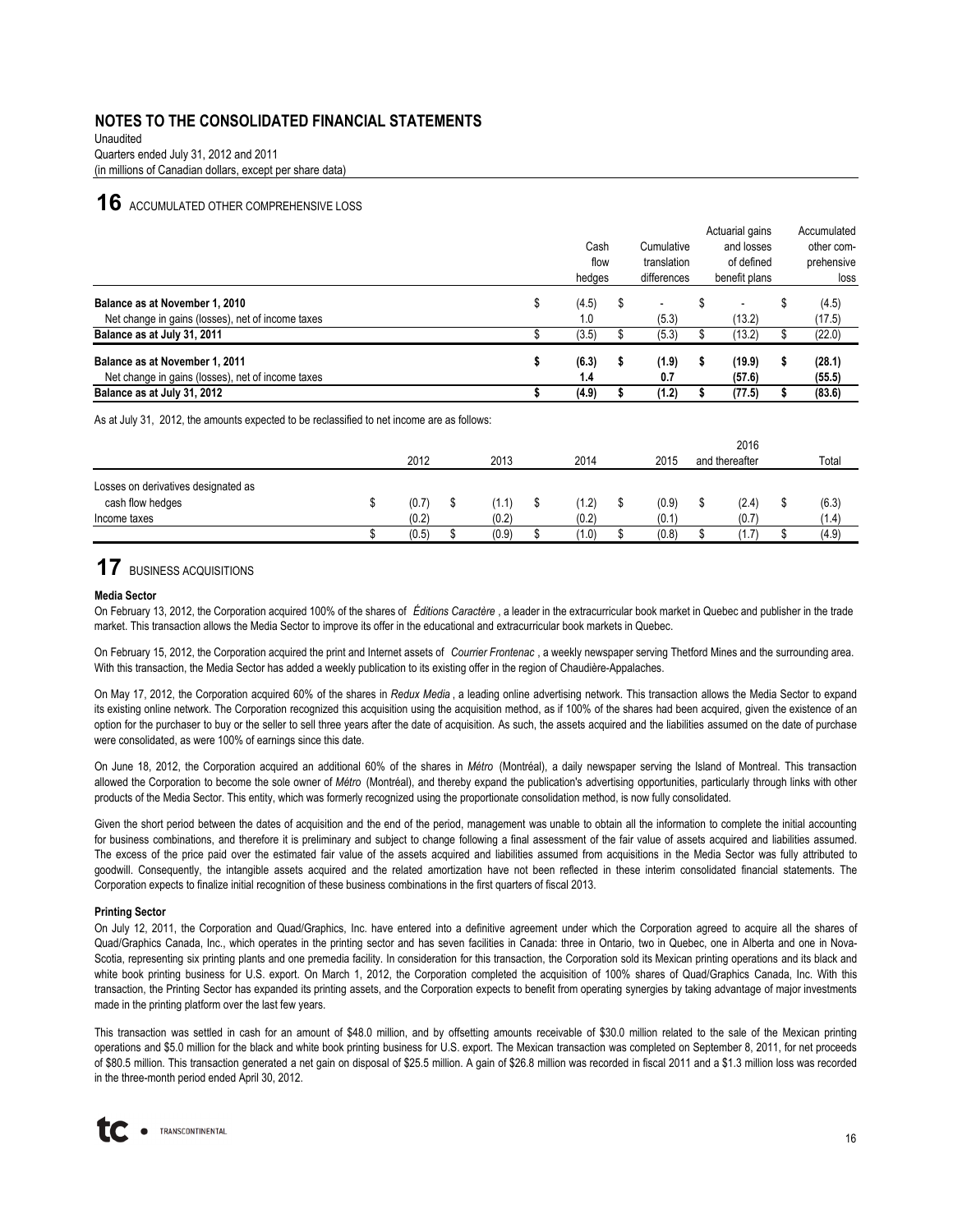# NOTES TO THE CONSOLIDATED FINANCIAL STATEMENTS

Unaudited
Quarters ended July 31, 2012 and 2011
(in millions of Canadian dollars, except per share data)

## 16 ACCUMULATED OTHER COMPREHENSIVE LOSS

| | Cash flow hedges | Cumulative translation differences | Actuarial gains and losses of defined benefit plans | Accumulated other comprehensive loss |
|---|---|---|---|---|
| **Balance as at November 1, 2010** | $ (4.5) | $ - | $ - | $ (4.5) |
| Net change in gains (losses), net of income taxes | 1.0 | (5.3) | (13.2) | (17.5) |
| **Balance as at July 31, 2011** | $ (3.5) | $ (5.3) | $ (13.2) | $ (22.0) |
| **Balance as at November 1, 2011** | **$ (6.3)** | **$ (1.9)** | **$ (19.9)** | **$ (28.1)** |
| Net change in gains (losses), net of income taxes | **1.4** | **0.7** | **(57.6)** | **(55.5)** |
| **Balance as at July 31, 2012** | **$ (4.9)** | **$ (1.2)** | **$ (77.5)** | **$ (83.6)** |

As at July 31, 2012, the amounts expected to be reclassified to net income are as follows:

| | 2012 | 2013 | 2014 | 2015 | 2016 and thereafter | Total |
|---|---|---|---|---|---|---|
| Losses on derivatives designated as cash flow hedges | $ (0.7) | $ (1.1) | $ (1.2) | $ (0.9) | $ (2.4) | $ (6.3) |
| Income taxes | (0.2) | (0.2) | (0.2) | (0.1) | (0.7) | (1.4) |
| | $ (0.5) | $ (0.9) | $ (1.0) | $ (0.8) | $ (1.7) | $ (4.9) |

## 17 BUSINESS ACQUISITIONS

**Media Sector**

On February 13, 2012, the Corporation acquired 100% of the shares of *Éditions Caractère*, a leader in the extracurricular book market in Quebec and publisher in the trade market. This transaction allows the Media Sector to improve its offer in the educational and extracurricular book markets in Quebec.

On February 15, 2012, the Corporation acquired the print and Internet assets of *Courrier Frontenac*, a weekly newspaper serving Thetford Mines and the surrounding area. With this transaction, the Media Sector has added a weekly publication to its existing offer in the region of Chaudière-Appalaches.

On May 17, 2012, the Corporation acquired 60% of the shares in *Redux Media*, a leading online advertising network. This transaction allows the Media Sector to expand its existing online network. The Corporation recognized this acquisition using the acquisition method, as if 100% of the shares had been acquired, given the existence of an option for the purchaser to buy or the seller to sell three years after the date of acquisition. As such, the assets acquired and the liabilities assumed on the date of purchase were consolidated, as were 100% of earnings since this date.

On June 18, 2012, the Corporation acquired an additional 60% of the shares in *Métro* (Montréal), a daily newspaper serving the Island of Montreal. This transaction allowed the Corporation to become the sole owner of *Métro* (Montréal), and thereby expand the publication's advertising opportunities, particularly through links with other products of the Media Sector. This entity, which was formerly recognized using the proportionate consolidation method, is now fully consolidated.

Given the short period between the dates of acquisition and the end of the period, management was unable to obtain all the information to complete the initial accounting for business combinations, and therefore it is preliminary and subject to change following a final assessment of the fair value of assets acquired and liabilities assumed. The excess of the price paid over the estimated fair value of the assets acquired and liabilities assumed from acquisitions in the Media Sector was fully attributed to goodwill. Consequently, the intangible assets acquired and the related amortization have not been reflected in these interim consolidated financial statements. The Corporation expects to finalize initial recognition of these business combinations in the first quarters of fiscal 2013.

**Printing Sector**

On July 12, 2011, the Corporation and Quad/Graphics, Inc. have entered into a definitive agreement under which the Corporation agreed to acquire all the shares of Quad/Graphics Canada, Inc., which operates in the printing sector and has seven facilities in Canada: three in Ontario, two in Quebec, one in Alberta and one in Nova-Scotia, representing six printing plants and one premedia facility. In consideration for this transaction, the Corporation sold its Mexican printing operations and its black and white book printing business for U.S. export. On March 1, 2012, the Corporation completed the acquisition of 100% shares of Quad/Graphics Canada, Inc. With this transaction, the Printing Sector has expanded its printing assets, and the Corporation expects to benefit from operating synergies by taking advantage of major investments made in the printing platform over the last few years.

This transaction was settled in cash for an amount of $48.0 million, and by offsetting amounts receivable of $30.0 million related to the sale of the Mexican printing operations and $5.0 million for the black and white book printing business for U.S. export. The Mexican transaction was completed on September 8, 2011, for net proceeds of $80.5 million. This transaction generated a net gain on disposal of $25.5 million. A gain of $26.8 million was recorded in fiscal 2011 and a $1.3 million loss was recorded in the three-month period ended April 30, 2012.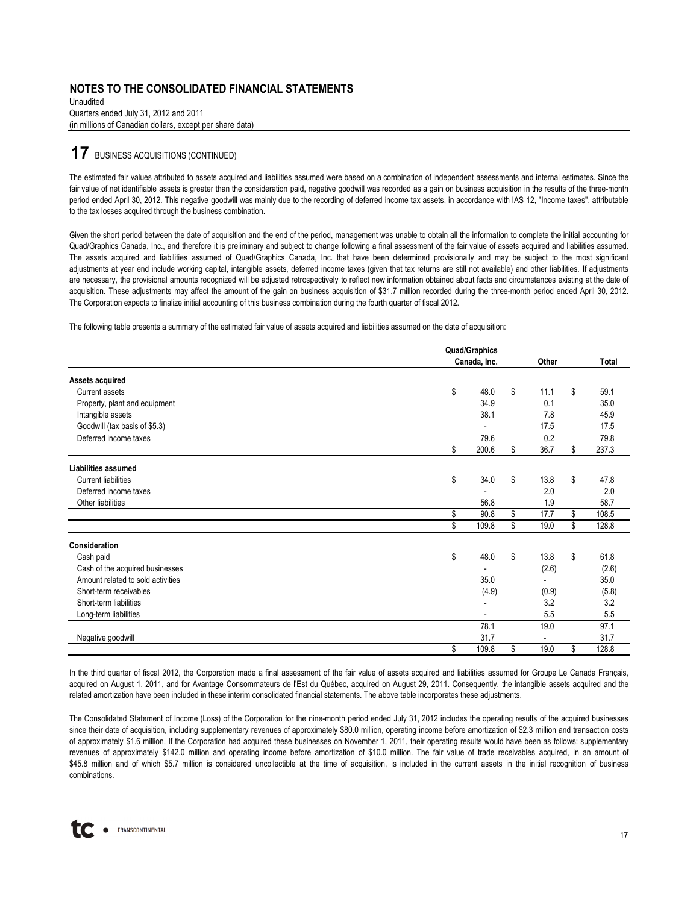## NOTES TO THE CONSOLIDATED FINANCIAL STATEMENTS

Unaudited
Quarters ended July 31, 2012 and 2011
(in millions of Canadian dollars, except per share data)

# 17 BUSINESS ACQUISITIONS (CONTINUED)

The estimated fair values attributed to assets acquired and liabilities assumed were based on a combination of independent assessments and internal estimates. Since the fair value of net identifiable assets is greater than the consideration paid, negative goodwill was recorded as a gain on business acquisition in the results of the three-month period ended April 30, 2012. This negative goodwill was mainly due to the recording of deferred income tax assets, in accordance with IAS 12, "Income taxes", attributable to the tax losses acquired through the business combination.

Given the short period between the date of acquisition and the end of the period, management was unable to obtain all the information to complete the initial accounting for Quad/Graphics Canada, Inc., and therefore it is preliminary and subject to change following a final assessment of the fair value of assets acquired and liabilities assumed. The assets acquired and liabilities assumed of Quad/Graphics Canada, Inc. that have been determined provisionally and may be subject to the most significant adjustments at year end include working capital, intangible assets, deferred income taxes (given that tax returns are still not available) and other liabilities. If adjustments are necessary, the provisional amounts recognized will be adjusted retrospectively to reflect new information obtained about facts and circumstances existing at the date of acquisition. These adjustments may affect the amount of the gain on business acquisition of $31.7 million recorded during the three-month period ended April 30, 2012. The Corporation expects to finalize initial accounting of this business combination during the fourth quarter of fiscal 2012.

The following table presents a summary of the estimated fair value of assets acquired and liabilities assumed on the date of acquisition:

| | Quad/Graphics Canada, Inc. | Other | Total |
|---|---|---|---|
| **Assets acquired** | | | |
| Current assets | $ 48.0 | $ 11.1 | $ 59.1 |
| Property, plant and equipment | 34.9 | 0.1 | 35.0 |
| Intangible assets | 38.1 | 7.8 | 45.9 |
| Goodwill (tax basis of $5.3) | - | 17.5 | 17.5 |
| Deferred income taxes | 79.6 | 0.2 | 79.8 |
| | $ 200.6 | $ 36.7 | $ 237.3 |
| **Liabilities assumed** | | | |
| Current liabilities | $ 34.0 | $ 13.8 | $ 47.8 |
| Deferred income taxes | - | 2.0 | 2.0 |
| Other liabilities | 56.8 | 1.9 | 58.7 |
| | $ 90.8 | $ 17.7 | $ 108.5 |
| | $ 109.8 | $ 19.0 | $ 128.8 |
| **Consideration** | | | |
| Cash paid | $ 48.0 | $ 13.8 | $ 61.8 |
| Cash of the acquired businesses | - | (2.6) | (2.6) |
| Amount related to sold activities | 35.0 | - | 35.0 |
| Short-term receivables | (4.9) | (0.9) | (5.8) |
| Short-term liabilities | - | 3.2 | 3.2 |
| Long-term liabilities | - | 5.5 | 5.5 |
| | 78.1 | 19.0 | 97.1 |
| Negative goodwill | 31.7 | - | 31.7 |
| | $ 109.8 | $ 19.0 | $ 128.8 |

In the third quarter of fiscal 2012, the Corporation made a final assessment of the fair value of assets acquired and liabilities assumed for Groupe Le Canada Français, acquired on August 1, 2011, and for Avantage Consommateurs de l'Est du Québec, acquired on August 29, 2011. Consequently, the intangible assets acquired and the related amortization have been included in these interim consolidated financial statements. The above table incorporates these adjustments.

The Consolidated Statement of Income (Loss) of the Corporation for the nine-month period ended July 31, 2012 includes the operating results of the acquired businesses since their date of acquisition, including supplementary revenues of approximately $80.0 million, operating income before amortization of $2.3 million and transaction costs of approximately $1.6 million. If the Corporation had acquired these businesses on November 1, 2011, their operating results would have been as follows: supplementary revenues of approximately $142.0 million and operating income before amortization of $10.0 million. The fair value of trade receivables acquired, in an amount of $45.8 million and of which $5.7 million is considered uncollectible at the time of acquisition, is included in the current assets in the initial recognition of business combinations.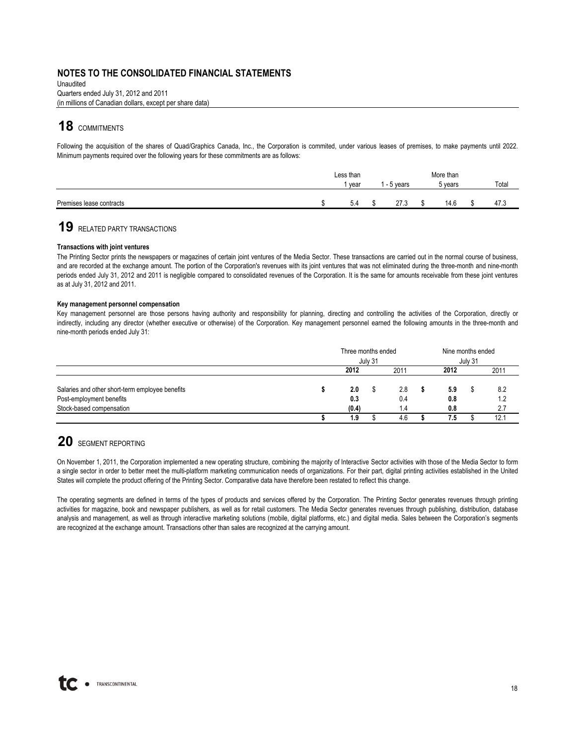# NOTES TO THE CONSOLIDATED FINANCIAL STATEMENTS

Unaudited
Quarters ended July 31, 2012 and 2011
(in millions of Canadian dollars, except per share data)

## 18 COMMITMENTS

Following the acquisition of the shares of Quad/Graphics Canada, Inc., the Corporation is commited, under various leases of premises, to make payments until 2022. Minimum payments required over the following years for these commitments are as follows:

| | Less than 1 year | 1 - 5 years | More than 5 years | Total |
|---|---|---|---|---|
| Premises lease contracts | $ 5.4 | $ 27.3 | $ 14.6 | $ 47.3 |

## 19 RELATED PARTY TRANSACTIONS

**Transactions with joint ventures**

The Printing Sector prints the newspapers or magazines of certain joint ventures of the Media Sector. These transactions are carried out in the normal course of business, and are recorded at the exchange amount. The portion of the Corporation's revenues with its joint ventures that was not eliminated during the three-month and nine-month periods ended July 31, 2012 and 2011 is negligible compared to consolidated revenues of the Corporation. It is the same for amounts receivable from these joint ventures as at July 31, 2012 and 2011.

**Key management personnel compensation**

Key management personnel are those persons having authority and responsibility for planning, directing and controlling the activities of the Corporation, directly or indirectly, including any director (whether executive or otherwise) of the Corporation. Key management personnel earned the following amounts in the three-month and nine-month periods ended July 31:

| | Three months ended July 31 | | Nine months ended July 31 | |
|---|---|---|---|---|
| | **2012** | 2011 | **2012** | 2011 |
| Salaries and other short-term employee benefits | **$ 2.0** | $ 2.8 | **$ 5.9** | $ 8.2 |
| Post-employment benefits | **0.3** | 0.4 | **0.8** | 1.2 |
| Stock-based compensation | **(0.4)** | 1.4 | **0.8** | 2.7 |
| | **$ 1.9** | $ 4.6 | **$ 7.5** | $ 12.1 |

## 20 SEGMENT REPORTING

On November 1, 2011, the Corporation implemented a new operating structure, combining the majority of Interactive Sector activities with those of the Media Sector to form a single sector in order to better meet the multi-platform marketing communication needs of organizations. For their part, digital printing activities established in the United States will complete the product offering of the Printing Sector. Comparative data have therefore been restated to reflect this change.

The operating segments are defined in terms of the types of products and services offered by the Corporation. The Printing Sector generates revenues through printing activities for magazine, book and newspaper publishers, as well as for retail customers. The Media Sector generates revenues through publishing, distribution, database analysis and management, as well as through interactive marketing solutions (mobile, digital platforms, etc.) and digital media. Sales between the Corporation's segments are recognized at the exchange amount. Transactions other than sales are recognized at the carrying amount.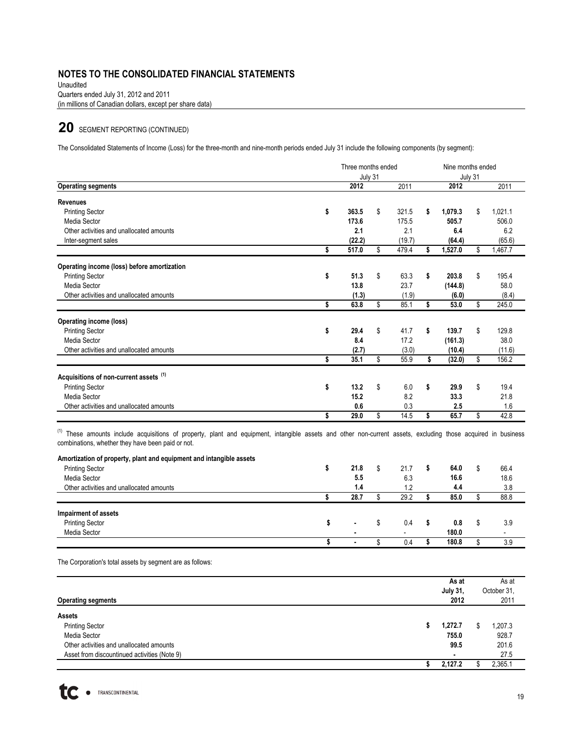## NOTES TO THE CONSOLIDATED FINANCIAL STATEMENTS

Unaudited
Quarters ended July 31, 2012 and 2011
(in millions of Canadian dollars, except per share data)

# 20 SEGMENT REPORTING (CONTINUED)

The Consolidated Statements of Income (Loss) for the three-month and nine-month periods ended July 31 include the following components (by segment):

| | Three months ended July 31 | | Nine months ended July 31 | |
|---|---|---|---|---|
| **Operating segments** | **2012** | 2011 | **2012** | 2011 |
| **Revenues** | | | | |
| Printing Sector | **$ 363.5** | $ 321.5 | **$ 1,079.3** | $ 1,021.1 |
| Media Sector | **173.6** | 175.5 | **505.7** | 506.0 |
| Other activities and unallocated amounts | **2.1** | 2.1 | **6.4** | 6.2 |
| Inter-segment sales | **(22.2)** | (19.7) | **(64.4)** | (65.6) |
| | **$ 517.0** | $ 479.4 | **$ 1,527.0** | $ 1,467.7 |
| **Operating income (loss) before amortization** | | | | |
| Printing Sector | **$ 51.3** | $ 63.3 | **$ 203.8** | $ 195.4 |
| Media Sector | **13.8** | 23.7 | **(144.8)** | 58.0 |
| Other activities and unallocated amounts | **(1.3)** | (1.9) | **(6.0)** | (8.4) |
| | **$ 63.8** | $ 85.1 | **$ 53.0** | $ 245.0 |
| **Operating income (loss)** | | | | |
| Printing Sector | **$ 29.4** | $ 41.7 | **$ 139.7** | $ 129.8 |
| Media Sector | **8.4** | 17.2 | **(161.3)** | 38.0 |
| Other activities and unallocated amounts | **(2.7)** | (3.0) | **(10.4)** | (11.6) |
| | **$ 35.1** | $ 55.9 | **$ (32.0)** | $ 156.2 |
| **Acquisitions of non-current assets [(1)]** | | | | |
| Printing Sector | **$ 13.2** | $ 6.0 | **$ 29.9** | $ 19.4 |
| Media Sector | **15.2** | 8.2 | **33.3** | 21.8 |
| Other activities and unallocated amounts | **0.6** | 0.3 | **2.5** | 1.6 |
| | **$ 29.0** | $ 14.5 | **$ 65.7** | $ 42.8 |

[(1)] These amounts include acquisitions of property, plant and equipment, intangible assets and other non-current assets, excluding those acquired in business combinations, whether they have been paid or not.

| | | | | |
|---|---|---|---|---|
| **Amortization of property, plant and equipment and intangible assets** | | | | |
| Printing Sector | **$ 21.8** | $ 21.7 | **$ 64.0** | $ 66.4 |
| Media Sector | **5.5** | 6.3 | **16.6** | 18.6 |
| Other activities and unallocated amounts | **1.4** | 1.2 | **4.4** | 3.8 |
| | **$ 28.7** | $ 29.2 | **$ 85.0** | $ 88.8 |
| **Impairment of assets** | | | | |
| Printing Sector | **$ -** | $ 0.4 | **$ 0.8** | $ 3.9 |
| Media Sector | **-** | - | **180.0** | - |
| | **$ -** | $ 0.4 | **$ 180.8** | $ 3.9 |

The Corporation's total assets by segment are as follows:

| **Operating segments** | **As at July 31, 2012** | As at October 31, 2011 |
|---|---|---|
| **Assets** | | |
| Printing Sector | **$ 1,272.7** | $ 1,207.3 |
| Media Sector | **755.0** | 928.7 |
| Other activities and unallocated amounts | **99.5** | 201.6 |
| Asset from discontinued activities (Note 9) | **-** | 27.5 |
| | **$ 2,127.2** | $ 2,365.1 |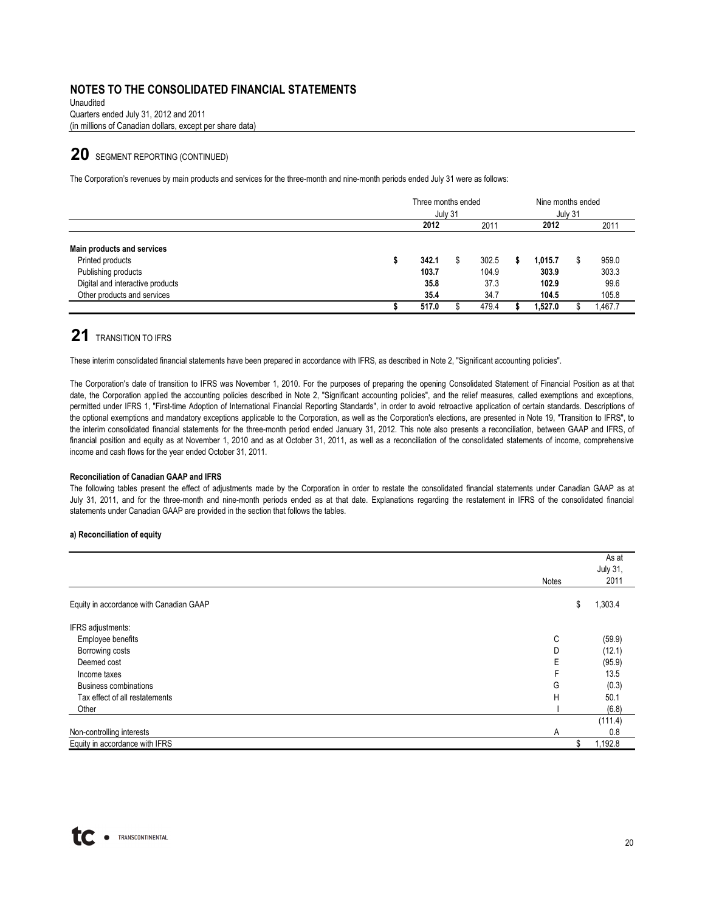# NOTES TO THE CONSOLIDATED FINANCIAL STATEMENTS

Unaudited
Quarters ended July 31, 2012 and 2011
(in millions of Canadian dollars, except per share data)

## 20 SEGMENT REPORTING (CONTINUED)

The Corporation's revenues by main products and services for the three-month and nine-month periods ended July 31 were as follows:

| | Three months ended July 31 | | Nine months ended July 31 | |
|---|---|---|---|---|
| | **2012** | 2011 | **2012** | 2011 |
| **Main products and services** | | | | |
| Printed products | **$ 342.1** | $ 302.5 | **$ 1,015.7** | $ 959.0 |
| Publishing products | **103.7** | 104.9 | **303.9** | 303.3 |
| Digital and interactive products | **35.8** | 37.3 | **102.9** | 99.6 |
| Other products and services | **35.4** | 34.7 | **104.5** | 105.8 |
| | **$ 517.0** | $ 479.4 | **$ 1,527.0** | $ 1,467.7 |

## 21 TRANSITION TO IFRS

These interim consolidated financial statements have been prepared in accordance with IFRS, as described in Note 2, "Significant accounting policies".

The Corporation's date of transition to IFRS was November 1, 2010. For the purposes of preparing the opening Consolidated Statement of Financial Position as at that date, the Corporation applied the accounting policies described in Note 2, "Significant accounting policies", and the relief measures, called exemptions and exceptions, permitted under IFRS 1, "First-time Adoption of International Financial Reporting Standards", in order to avoid retroactive application of certain standards. Descriptions of the optional exemptions and mandatory exceptions applicable to the Corporation, as well as the Corporation's elections, are presented in Note 19, "Transition to IFRS", to the interim consolidated financial statements for the three-month period ended January 31, 2012. This note also presents a reconciliation, between GAAP and IFRS, of financial position and equity as at November 1, 2010 and as at October 31, 2011, as well as a reconciliation of the consolidated statements of income, comprehensive income and cash flows for the year ended October 31, 2011.

**Reconciliation of Canadian GAAP and IFRS**

The following tables present the effect of adjustments made by the Corporation in order to restate the consolidated financial statements under Canadian GAAP as at July 31, 2011, and for the three-month and nine-month periods ended as at that date. Explanations regarding the restatement in IFRS of the consolidated financial statements under Canadian GAAP are provided in the section that follows the tables.

**a) Reconciliation of equity**

| | Notes | As at July 31, 2011 |
|---|---|---|
| Equity in accordance with Canadian GAAP | | $ 1,303.4 |
| IFRS adjustments: | | |
| Employee benefits | C | (59.9) |
| Borrowing costs | D | (12.1) |
| Deemed cost | E | (95.9) |
| Income taxes | F | 13.5 |
| Business combinations | G | (0.3) |
| Tax effect of all restatements | H | 50.1 |
| Other | I | (6.8) |
| | | (111.4) |
| Non-controlling interests | A | 0.8 |
| Equity in accordance with IFRS | | $ 1,192.8 |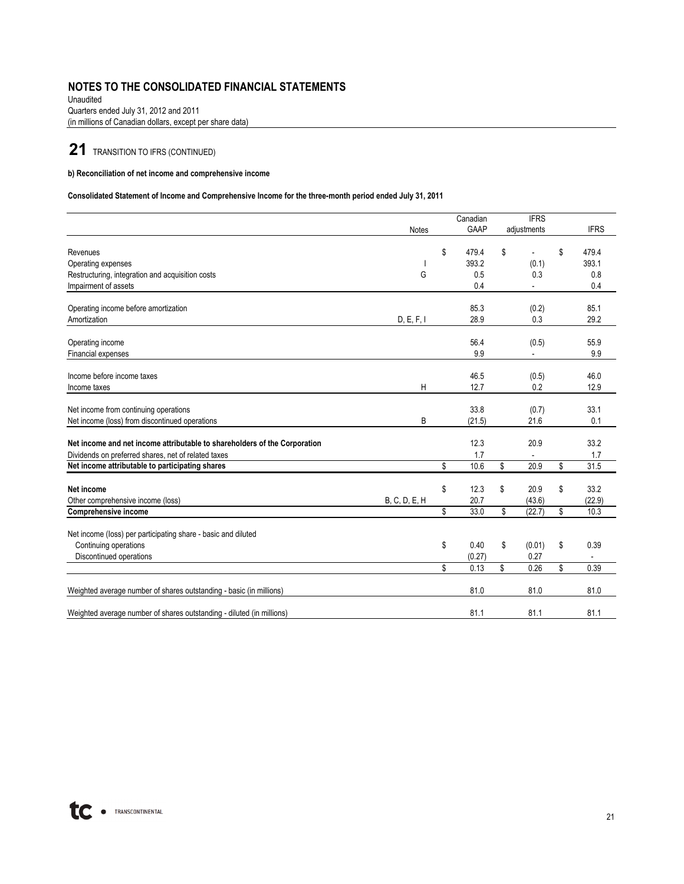## NOTES TO THE CONSOLIDATED FINANCIAL STATEMENTS

Unaudited
Quarters ended July 31, 2012 and 2011
(in millions of Canadian dollars, except per share data)

## 21 TRANSITION TO IFRS (CONTINUED)

**b) Reconciliation of net income and comprehensive income**

**Consolidated Statement of Income and Comprehensive Income for the three-month period ended July 31, 2011**

| | Notes | Canadian GAAP | IFRS adjustments | IFRS |
|---|---|---|---|---|
| Revenues | | $ 479.4 | $ - | $ 479.4 |
| Operating expenses | I | 393.2 | (0.1) | 393.1 |
| Restructuring, integration and acquisition costs | G | 0.5 | 0.3 | 0.8 |
| Impairment of assets | | 0.4 | - | 0.4 |
| Operating income before amortization | | 85.3 | (0.2) | 85.1 |
| Amortization | D, E, F, I | 28.9 | 0.3 | 29.2 |
| Operating income | | 56.4 | (0.5) | 55.9 |
| Financial expenses | | 9.9 | - | 9.9 |
| Income before income taxes | | 46.5 | (0.5) | 46.0 |
| Income taxes | H | 12.7 | 0.2 | 12.9 |
| Net income from continuing operations | | 33.8 | (0.7) | 33.1 |
| Net income (loss) from discontinued operations | B | (21.5) | 21.6 | 0.1 |
| **Net income and net income attributable to shareholders of the Corporation** | | 12.3 | 20.9 | 33.2 |
| Dividends on preferred shares, net of related taxes | | 1.7 | - | 1.7 |
| **Net income attributable to participating shares** | | $ 10.6 | $ 20.9 | $ 31.5 |
| **Net income** | | $ 12.3 | $ 20.9 | $ 33.2 |
| Other comprehensive income (loss) | B, C, D, E, H | 20.7 | (43.6) | (22.9) |
| **Comprehensive income** | | $ 33.0 | $ (22.7) | $ 10.3 |
| Net income (loss) per participating share - basic and diluted | | | | |
| Continuing operations | | $ 0.40 | $ (0.01) | $ 0.39 |
| Discontinued operations | | (0.27) | 0.27 | - |
| | | $ 0.13 | $ 0.26 | $ 0.39 |
| Weighted average number of shares outstanding - basic (in millions) | | 81.0 | 81.0 | 81.0 |
| Weighted average number of shares outstanding - diluted (in millions) | | 81.1 | 81.1 | 81.1 |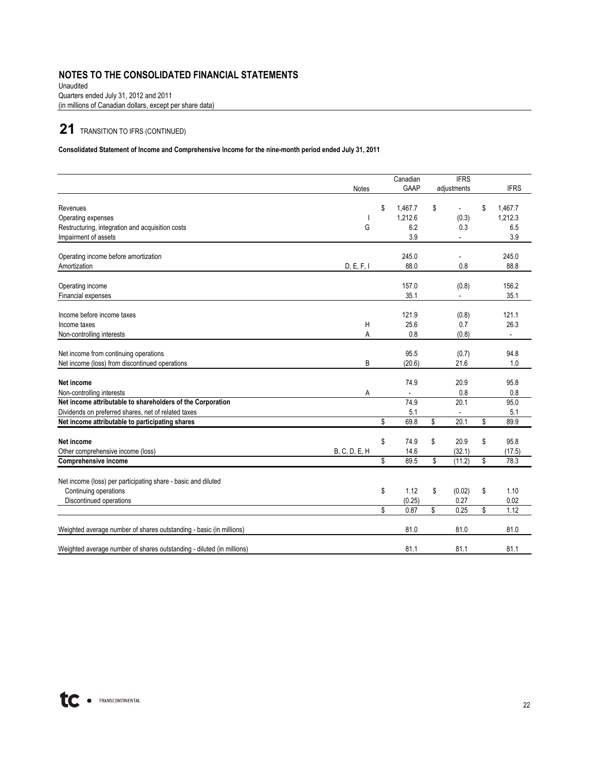## NOTES TO THE CONSOLIDATED FINANCIAL STATEMENTS

Unaudited
Quarters ended July 31, 2012 and 2011
(in millions of Canadian dollars, except per share data)

# 21 TRANSITION TO IFRS (CONTINUED)

**Consolidated Statement of Income and Comprehensive Income for the nine-month period ended July 31, 2011**

| | Notes | Canadian GAAP | IFRS adjustments | IFRS |
|---|---|---|---|---|
| Revenues | | $ 1,467.7 | $ - | $ 1,467.7 |
| Operating expenses | I | 1,212.6 | (0.3) | 1,212.3 |
| Restructuring, integration and acquisition costs | G | 6.2 | 0.3 | 6.5 |
| Impairment of assets | | 3.9 | - | 3.9 |
| Operating income before amortization | | 245.0 | - | 245.0 |
| Amortization | D, E, F, I | 88.0 | 0.8 | 88.8 |
| Operating income | | 157.0 | (0.8) | 156.2 |
| Financial expenses | | 35.1 | - | 35.1 |
| Income before income taxes | | 121.9 | (0.8) | 121.1 |
| Income taxes | H | 25.6 | 0.7 | 26.3 |
| Non-controlling interests | A | 0.8 | (0.8) | - |
| Net income from continuing operations | | 95.5 | (0.7) | 94.8 |
| Net income (loss) from discontinued operations | B | (20.6) | 21.6 | 1.0 |
| **Net income** | | 74.9 | 20.9 | 95.8 |
| Non-controlling interests | A | - | 0.8 | 0.8 |
| **Net income attributable to shareholders of the Corporation** | | 74.9 | 20.1 | 95.0 |
| Dividends on preferred shares, net of related taxes | | 5.1 | - | 5.1 |
| **Net income attributable to participating shares** | | $ 69.8 | $ 20.1 | $ 89.9 |
| **Net income** | | $ 74.9 | $ 20.9 | $ 95.8 |
| Other comprehensive income (loss) | B, C, D, E, H | 14.6 | (32.1) | (17.5) |
| **Comprehensive income** | | $ 89.5 | $ (11.2) | $ 78.3 |
| Net income (loss) per participating share - basic and diluted | | | | |
| Continuing operations | | $ 1.12 | $ (0.02) | $ 1.10 |
| Discontinued operations | | (0.25) | 0.27 | 0.02 |
| | | $ 0.87 | $ 0.25 | $ 1.12 |
| Weighted average number of shares outstanding - basic (in millions) | | 81.0 | 81.0 | 81.0 |
| Weighted average number of shares outstanding - diluted (in millions) | | 81.1 | 81.1 | 81.1 |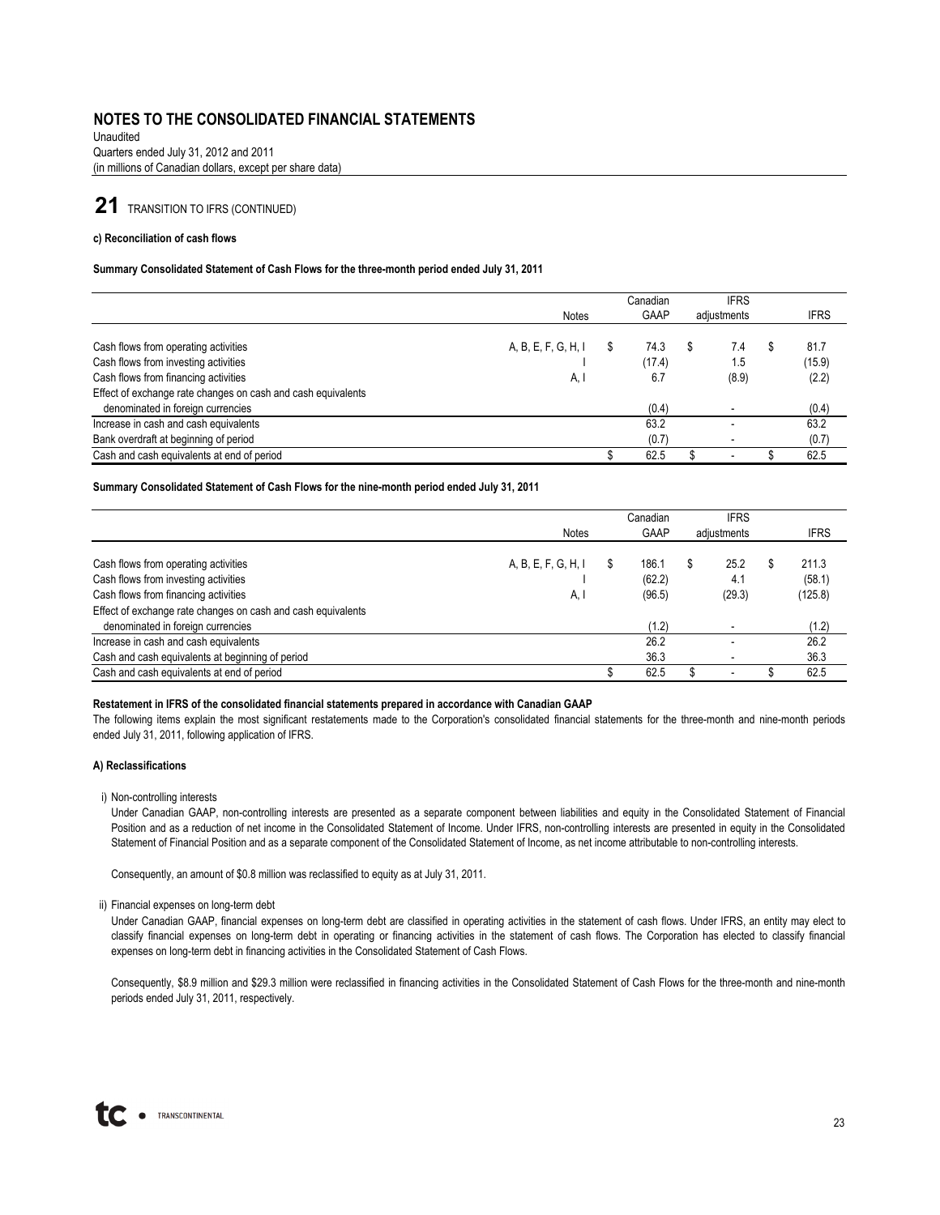# NOTES TO THE CONSOLIDATED FINANCIAL STATEMENTS

Unaudited
Quarters ended July 31, 2012 and 2011
(in millions of Canadian dollars, except per share data)

## 21 TRANSITION TO IFRS (CONTINUED)

**c) Reconciliation of cash flows**

**Summary Consolidated Statement of Cash Flows for the three-month period ended July 31, 2011**

| | Notes | Canadian GAAP | IFRS adjustments | IFRS |
|---|---|---|---|---|
| Cash flows from operating activities | A, B, E, F, G, H, I | $ 74.3 | $ 7.4 | $ 81.7 |
| Cash flows from investing activities | I | (17.4) | 1.5 | (15.9) |
| Cash flows from financing activities | A, I | 6.7 | (8.9) | (2.2) |
| Effect of exchange rate changes on cash and cash equivalents denominated in foreign currencies | | (0.4) | - | (0.4) |
| Increase in cash and cash equivalents | | 63.2 | - | 63.2 |
| Bank overdraft at beginning of period | | (0.7) | - | (0.7) |
| Cash and cash equivalents at end of period | | $ 62.5 | $ - | $ 62.5 |

**Summary Consolidated Statement of Cash Flows for the nine-month period ended July 31, 2011**

| | Notes | Canadian GAAP | IFRS adjustments | IFRS |
|---|---|---|---|---|
| Cash flows from operating activities | A, B, E, F, G, H, I | $ 186.1 | $ 25.2 | $ 211.3 |
| Cash flows from investing activities | I | (62.2) | 4.1 | (58.1) |
| Cash flows from financing activities | A, I | (96.5) | (29.3) | (125.8) |
| Effect of exchange rate changes on cash and cash equivalents denominated in foreign currencies | | (1.2) | - | (1.2) |
| Increase in cash and cash equivalents | | 26.2 | - | 26.2 |
| Cash and cash equivalents at beginning of period | | 36.3 | - | 36.3 |
| Cash and cash equivalents at end of period | | $ 62.5 | $ - | $ 62.5 |

**Restatement in IFRS of the consolidated financial statements prepared in accordance with Canadian GAAP**

The following items explain the most significant restatements made to the Corporation's consolidated financial statements for the three-month and nine-month periods ended July 31, 2011, following application of IFRS.

**A) Reclassifications**

i) Non-controlling interests

Under Canadian GAAP, non-controlling interests are presented as a separate component between liabilities and equity in the Consolidated Statement of Financial Position and as a reduction of net income in the Consolidated Statement of Income. Under IFRS, non-controlling interests are presented in equity in the Consolidated Statement of Financial Position and as a separate component of the Consolidated Statement of Income, as net income attributable to non-controlling interests.

Consequently, an amount of $0.8 million was reclassified to equity as at July 31, 2011.

ii) Financial expenses on long-term debt

Under Canadian GAAP, financial expenses on long-term debt are classified in operating activities in the statement of cash flows. Under IFRS, an entity may elect to classify financial expenses on long-term debt in operating or financing activities in the statement of cash flows. The Corporation has elected to classify financial expenses on long-term debt in financing activities in the Consolidated Statement of Cash Flows.

Consequently, $8.9 million and $29.3 million were reclassified in financing activities in the Consolidated Statement of Cash Flows for the three-month and nine-month periods ended July 31, 2011, respectively.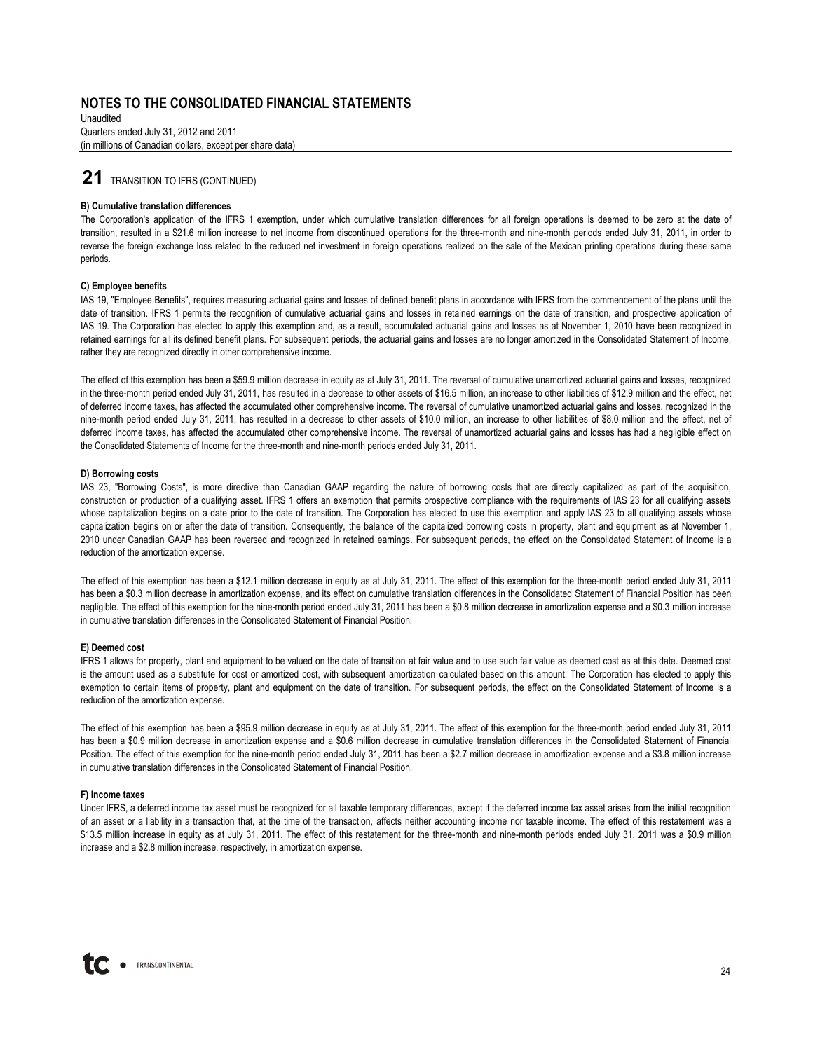## 21 TRANSITION TO IFRS (CONTINUED)

**B) Cumulative translation differences**

The Corporation's application of the IFRS 1 exemption, under which cumulative translation differences for all foreign operations is deemed to be zero at the date of transition, resulted in a $21.6 million increase to net income from discontinued operations for the three-month and nine-month periods ended July 31, 2011, in order to reverse the foreign exchange loss related to the reduced net investment in foreign operations realized on the sale of the Mexican printing operations during these same periods.

**C) Employee benefits**

IAS 19, "Employee Benefits", requires measuring actuarial gains and losses of defined benefit plans in accordance with IFRS from the commencement of the plans until the date of transition. IFRS 1 permits the recognition of cumulative actuarial gains and losses in retained earnings on the date of transition, and prospective application of IAS 19. The Corporation has elected to apply this exemption and, as a result, accumulated actuarial gains and losses as at November 1, 2010 have been recognized in retained earnings for all its defined benefit plans. For subsequent periods, the actuarial gains and losses are no longer amortized in the Consolidated Statement of Income, rather they are recognized directly in other comprehensive income.

The effect of this exemption has been a $59.9 million decrease in equity as at July 31, 2011. The reversal of cumulative unamortized actuarial gains and losses, recognized in the three-month period ended July 31, 2011, has resulted in a decrease to other assets of $16.5 million, an increase to other liabilities of $12.9 million and the effect, net of deferred income taxes, has affected the accumulated other comprehensive income. The reversal of cumulative unamortized actuarial gains and losses, recognized in the nine-month period ended July 31, 2011, has resulted in a decrease to other assets of $10.0 million, an increase to other liabilities of $8.0 million and the effect, net of deferred income taxes, has affected the accumulated other comprehensive income. The reversal of unamortized actuarial gains and losses has had a negligible effect on the Consolidated Statements of Income for the three-month and nine-month periods ended July 31, 2011.

**D) Borrowing costs**

IAS 23, "Borrowing Costs", is more directive than Canadian GAAP regarding the nature of borrowing costs that are directly capitalized as part of the acquisition, construction or production of a qualifying asset. IFRS 1 offers an exemption that permits prospective compliance with the requirements of IAS 23 for all qualifying assets whose capitalization begins on a date prior to the date of transition. The Corporation has elected to use this exemption and apply IAS 23 to all qualifying assets whose capitalization begins on or after the date of transition. Consequently, the balance of the capitalized borrowing costs in property, plant and equipment as at November 1, 2010 under Canadian GAAP has been reversed and recognized in retained earnings. For subsequent periods, the effect on the Consolidated Statement of Income is a reduction of the amortization expense.

The effect of this exemption has been a $12.1 million decrease in equity as at July 31, 2011. The effect of this exemption for the three-month period ended July 31, 2011 has been a $0.3 million decrease in amortization expense, and its effect on cumulative translation differences in the Consolidated Statement of Financial Position has been negligible. The effect of this exemption for the nine-month period ended July 31, 2011 has been a $0.8 million decrease in amortization expense and a $0.3 million increase in cumulative translation differences in the Consolidated Statement of Financial Position.

**E) Deemed cost**

IFRS 1 allows for property, plant and equipment to be valued on the date of transition at fair value and to use such fair value as deemed cost as at this date. Deemed cost is the amount used as a substitute for cost or amortized cost, with subsequent amortization calculated based on this amount. The Corporation has elected to apply this exemption to certain items of property, plant and equipment on the date of transition. For subsequent periods, the effect on the Consolidated Statement of Income is a reduction of the amortization expense.

The effect of this exemption has been a $95.9 million decrease in equity as at July 31, 2011. The effect of this exemption for the three-month period ended July 31, 2011 has been a $0.9 million decrease in amortization expense and a $0.6 million decrease in cumulative translation differences in the Consolidated Statement of Financial Position. The effect of this exemption for the nine-month period ended July 31, 2011 has been a $2.7 million decrease in amortization expense and a $3.8 million increase in cumulative translation differences in the Consolidated Statement of Financial Position.

**F) Income taxes**

Under IFRS, a deferred income tax asset must be recognized for all taxable temporary differences, except if the deferred income tax asset arises from the initial recognition of an asset or a liability in a transaction that, at the time of the transaction, affects neither accounting income nor taxable income. The effect of this restatement was a $13.5 million increase in equity as at July 31, 2011. The effect of this restatement for the three-month and nine-month periods ended July 31, 2011 was a $0.9 million increase and a $2.8 million increase, respectively, in amortization expense.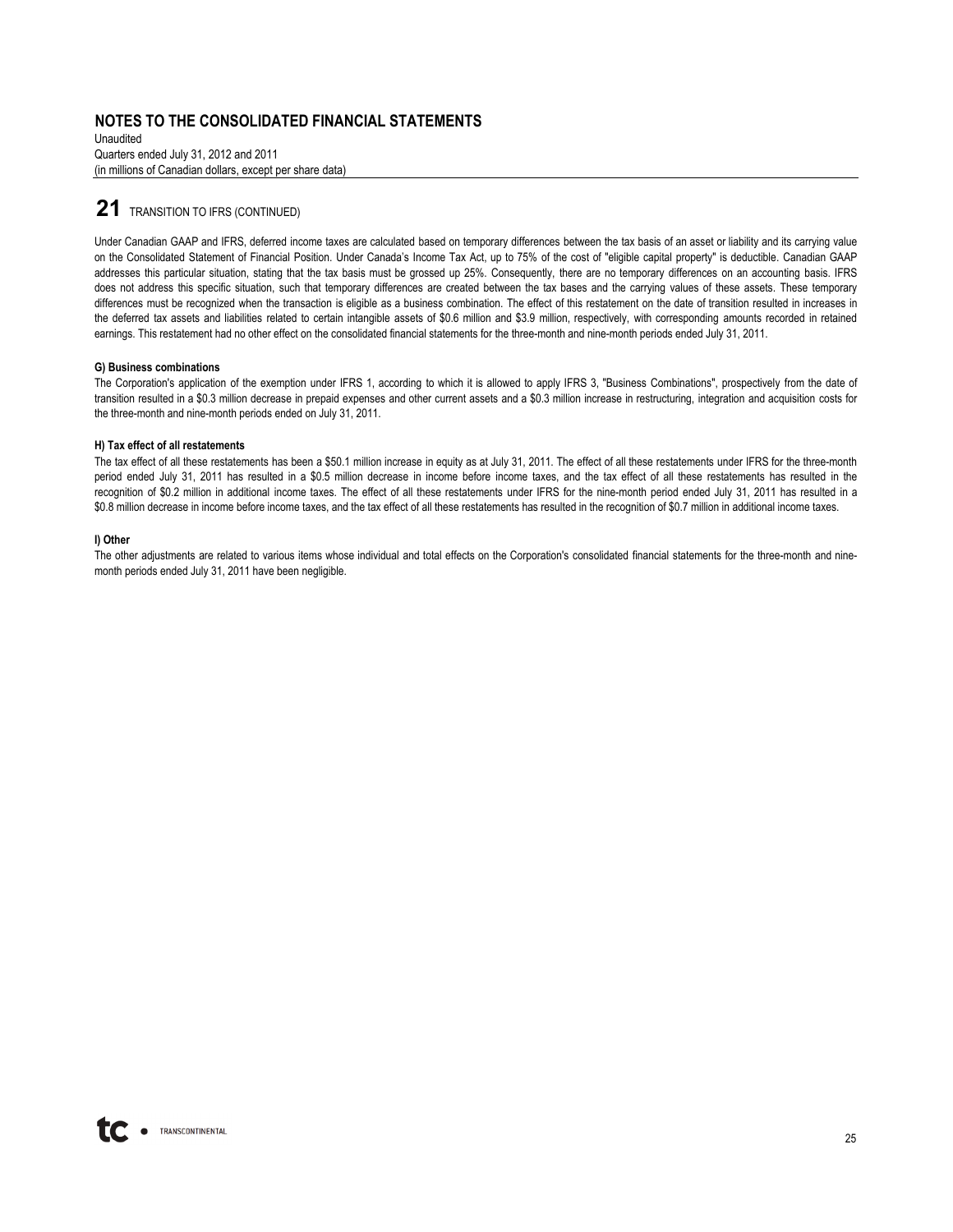# NOTES TO THE CONSOLIDATED FINANCIAL STATEMENTS

Unaudited
Quarters ended July 31, 2012 and 2011
(in millions of Canadian dollars, except per share data)

## 21 TRANSITION TO IFRS (CONTINUED)

Under Canadian GAAP and IFRS, deferred income taxes are calculated based on temporary differences between the tax basis of an asset or liability and its carrying value on the Consolidated Statement of Financial Position. Under Canada's Income Tax Act, up to 75% of the cost of "eligible capital property" is deductible. Canadian GAAP addresses this particular situation, stating that the tax basis must be grossed up 25%. Consequently, there are no temporary differences on an accounting basis. IFRS does not address this specific situation, such that temporary differences are created between the tax bases and the carrying values of these assets. These temporary differences must be recognized when the transaction is eligible as a business combination. The effect of this restatement on the date of transition resulted in increases in the deferred tax assets and liabilities related to certain intangible assets of $0.6 million and $3.9 million, respectively, with corresponding amounts recorded in retained earnings. This restatement had no other effect on the consolidated financial statements for the three-month and nine-month periods ended July 31, 2011.

**G) Business combinations**

The Corporation's application of the exemption under IFRS 1, according to which it is allowed to apply IFRS 3, "Business Combinations", prospectively from the date of transition resulted in a $0.3 million decrease in prepaid expenses and other current assets and a $0.3 million increase in restructuring, integration and acquisition costs for the three-month and nine-month periods ended on July 31, 2011.

**H) Tax effect of all restatements**

The tax effect of all these restatements has been a $50.1 million increase in equity as at July 31, 2011. The effect of all these restatements under IFRS for the three-month period ended July 31, 2011 has resulted in a $0.5 million decrease in income before income taxes, and the tax effect of all these restatements has resulted in the recognition of $0.2 million in additional income taxes. The effect of all these restatements under IFRS for the nine-month period ended July 31, 2011 has resulted in a $0.8 million decrease in income before income taxes, and the tax effect of all these restatements has resulted in the recognition of $0.7 million in additional income taxes.

**I) Other**

The other adjustments are related to various items whose individual and total effects on the Corporation's consolidated financial statements for the three-month and nine-month periods ended July 31, 2011 have been negligible.